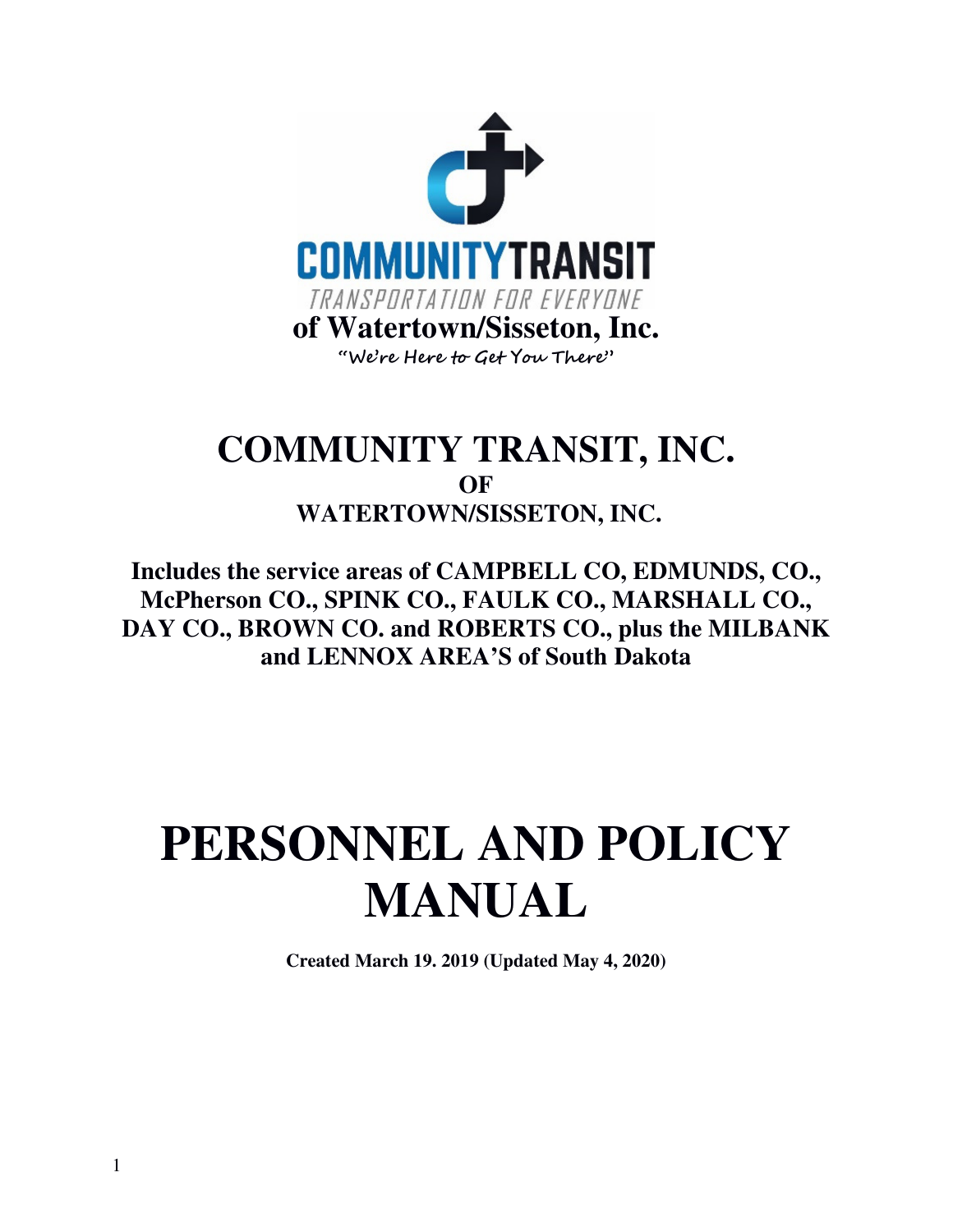COMMUNITYTRANSIT

TRANSPORTATION FOR EVERYONE

**of Watertown/Sisseton, Inc.**

"We're Here to Get You There"

# COMMUNITY TRANSIT, INC.

## OF

## WATERTOWN/SISSETON, INC.

**Includes the service areas of CAMPBELL CO, EDMUNDS, CO., McPherson CO., SPINK CO., FAULK CO., MARSHALL CO., DAY CO., BROWN CO. and ROBERTS CO., plus the MILBANK and LENNOX AREA'S of South Dakota**

# PERSONNEL AND POLICY MANUAL

**Created March 19. 2019 (Updated May 4, 2020)**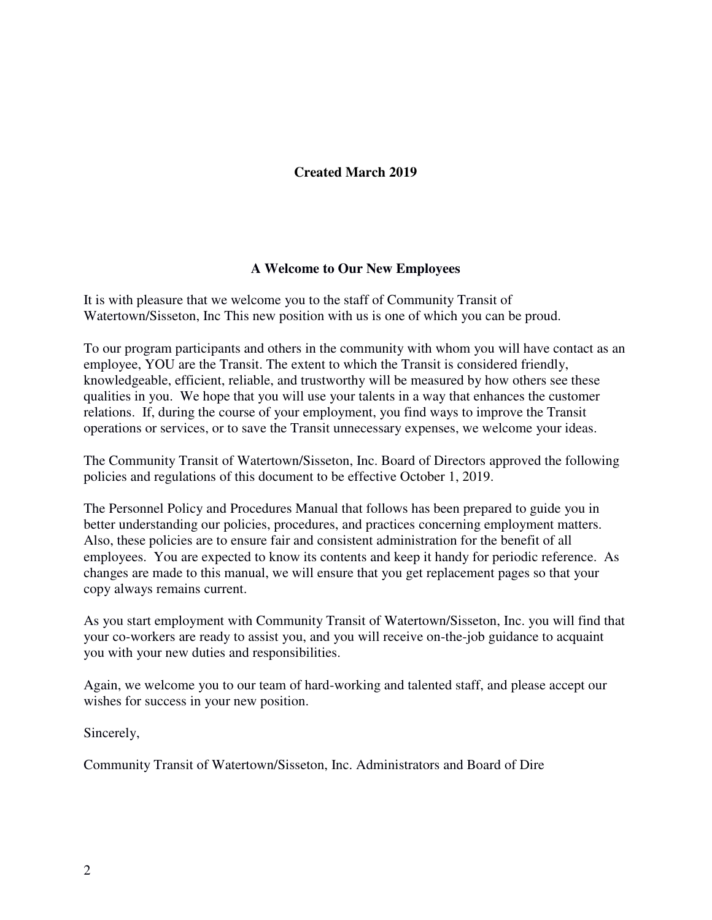**Created March 2019**

## A Welcome to Our New Employees

It is with pleasure that we welcome you to the staff of Community Transit of Watertown/Sisseton, Inc This new position with us is one of which you can be proud.

To our program participants and others in the community with whom you will have contact as an employee, YOU are the Transit. The extent to which the Transit is considered friendly, knowledgeable, efficient, reliable, and trustworthy will be measured by how others see these qualities in you. We hope that you will use your talents in a way that enhances the customer relations. If, during the course of your employment, you find ways to improve the Transit operations or services, or to save the Transit unnecessary expenses, we welcome your ideas.

The Community Transit of Watertown/Sisseton, Inc. Board of Directors approved the following policies and regulations of this document to be effective October 1, 2019.

The Personnel Policy and Procedures Manual that follows has been prepared to guide you in better understanding our policies, procedures, and practices concerning employment matters. Also, these policies are to ensure fair and consistent administration for the benefit of all employees. You are expected to know its contents and keep it handy for periodic reference. As changes are made to this manual, we will ensure that you get replacement pages so that your copy always remains current.

As you start employment with Community Transit of Watertown/Sisseton, Inc. you will find that your co-workers are ready to assist you, and you will receive on-the-job guidance to acquaint you with your new duties and responsibilities.

Again, we welcome you to our team of hard-working and talented staff, and please accept our wishes for success in your new position.

Sincerely,

Community Transit of Watertown/Sisseton, Inc. Administrators and Board of Dire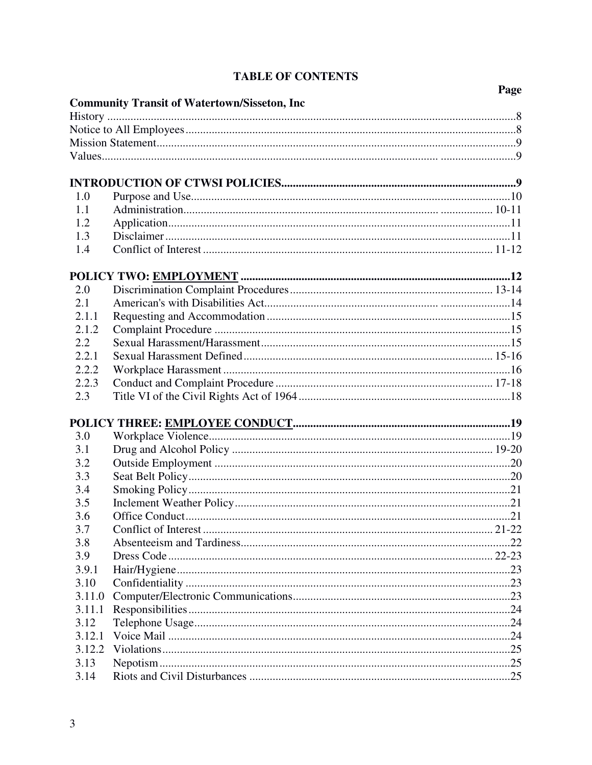# TABLE OF CONTENTS

| | | Page |
|---|---|---|
| **Community Transit of Watertown/Sisseton, Inc** | | |
| History | | 8 |
| Notice to All Employees | | 8 |
| Mission Statement | | 9 |
| Values | | 9 |
| **INTRODUCTION OF CTWSI POLICIES** | | **9** |
| 1.0 | Purpose and Use | 10 |
| 1.1 | Administration | 10-11 |
| 1.2 | Application | 11 |
| 1.3 | Disclaimer | 11 |
| 1.4 | Conflict of Interest | 11-12 |
| **POLICY TWO: <u>EMPLOYMENT</u>** | | **12** |
| 2.0 | Discrimination Complaint Procedures | 13-14 |
| 2.1 | American's with Disabilities Act | 14 |
| 2.1.1 | Requesting and Accommodation | 15 |
| 2.1.2 | Complaint Procedure | 15 |
| 2.2 | Sexual Harassment/Harassment | 15 |
| 2.2.1 | Sexual Harassment Defined | 15-16 |
| 2.2.2 | Workplace Harassment | 16 |
| 2.2.3 | Conduct and Complaint Procedure | 17-18 |
| 2.3 | Title VI of the Civil Rights Act of 1964 | 18 |
| **POLICY THREE: <u>EMPLOYEE CONDUCT</u>** | | **19** |
| 3.0 | Workplace Violence | 19 |
| 3.1 | Drug and Alcohol Policy | 19-20 |
| 3.2 | Outside Employment | 20 |
| 3.3 | Seat Belt Policy | 20 |
| 3.4 | Smoking Policy | 21 |
| 3.5 | Inclement Weather Policy | 21 |
| 3.6 | Office Conduct | 21 |
| 3.7 | Conflict of Interest | 21-22 |
| 3.8 | Absenteeism and Tardiness | 22 |
| 3.9 | Dress Code | 22-23 |
| 3.9.1 | Hair/Hygiene | 23 |
| 3.10 | Confidentiality | 23 |
| 3.11.0 | Computer/Electronic Communications | 23 |
| 3.11.1 | Responsibilities | 24 |
| 3.12 | Telephone Usage | 24 |
| 3.12.1 | Voice Mail | 24 |
| 3.12.2 | Violations | 25 |
| 3.13 | Nepotism | 25 |
| 3.14 | Riots and Civil Disturbances | 25 |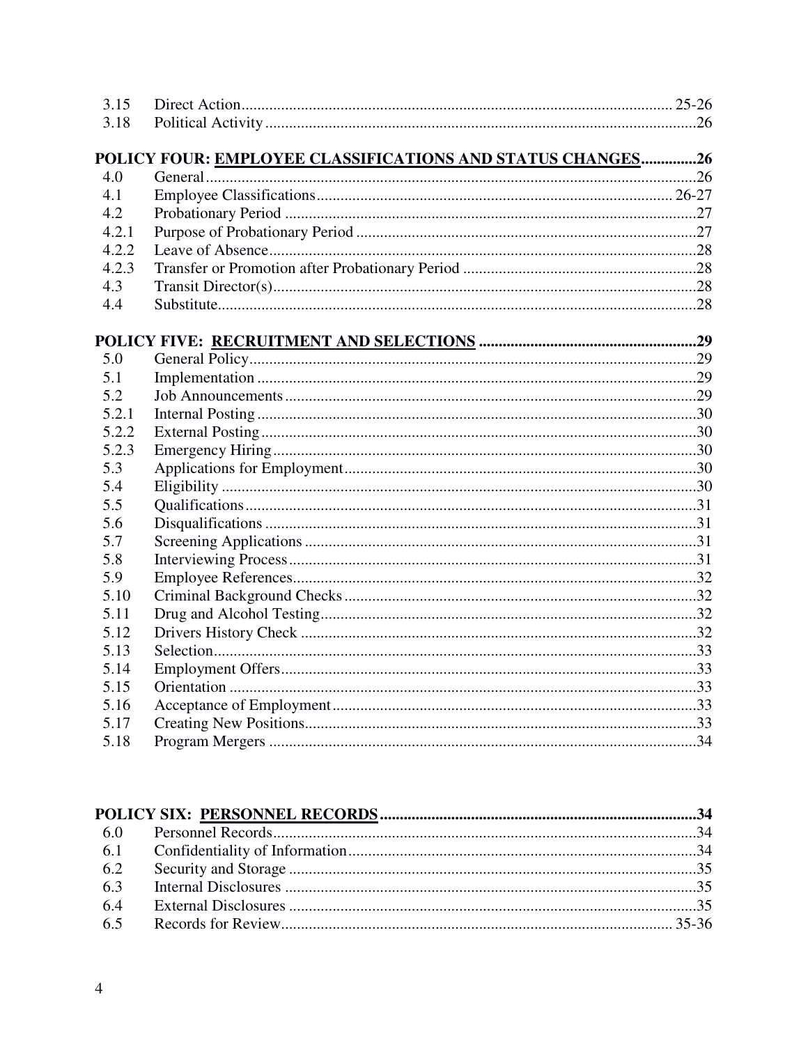| | | |
|---|---|---|
| 3.15 | Direct Action | 25-26 |
| 3.18 | Political Activity | 26 |

**POLICY FOUR: <u>EMPLOYEE CLASSIFICATIONS AND STATUS CHANGES</u>..............26**

| | | |
|---|---|---|
| 4.0 | General | 26 |
| 4.1 | Employee Classifications | 26-27 |
| 4.2 | Probationary Period | 27 |
| 4.2.1 | Purpose of Probationary Period | 27 |
| 4.2.2 | Leave of Absence | 28 |
| 4.2.3 | Transfer or Promotion after Probationary Period | 28 |
| 4.3 | Transit Director(s) | 28 |
| 4.4 | Substitute | 28 |

**POLICY FIVE: <u>RECRUITMENT AND SELECTIONS</u>.......................................................29**

| | | |
|---|---|---|
| 5.0 | General Policy | 29 |
| 5.1 | Implementation | 29 |
| 5.2 | Job Announcements | 29 |
| 5.2.1 | Internal Posting | 30 |
| 5.2.2 | External Posting | 30 |
| 5.2.3 | Emergency Hiring | 30 |
| 5.3 | Applications for Employment | 30 |
| 5.4 | Eligibility | 30 |
| 5.5 | Qualifications | 31 |
| 5.6 | Disqualifications | 31 |
| 5.7 | Screening Applications | 31 |
| 5.8 | Interviewing Process | 31 |
| 5.9 | Employee References | 32 |
| 5.10 | Criminal Background Checks | 32 |
| 5.11 | Drug and Alcohol Testing | 32 |
| 5.12 | Drivers History Check | 32 |
| 5.13 | Selection | 33 |
| 5.14 | Employment Offers | 33 |
| 5.15 | Orientation | 33 |
| 5.16 | Acceptance of Employment | 33 |
| 5.17 | Creating New Positions | 33 |
| 5.18 | Program Mergers | 34 |

**POLICY SIX: <u>PERSONNEL RECORDS</u>................................................................................34**

| | | |
|---|---|---|
| 6.0 | Personnel Records | 34 |
| 6.1 | Confidentiality of Information | 34 |
| 6.2 | Security and Storage | 35 |
| 6.3 | Internal Disclosures | 35 |
| 6.4 | External Disclosures | 35 |
| 6.5 | Records for Review | 35-36 |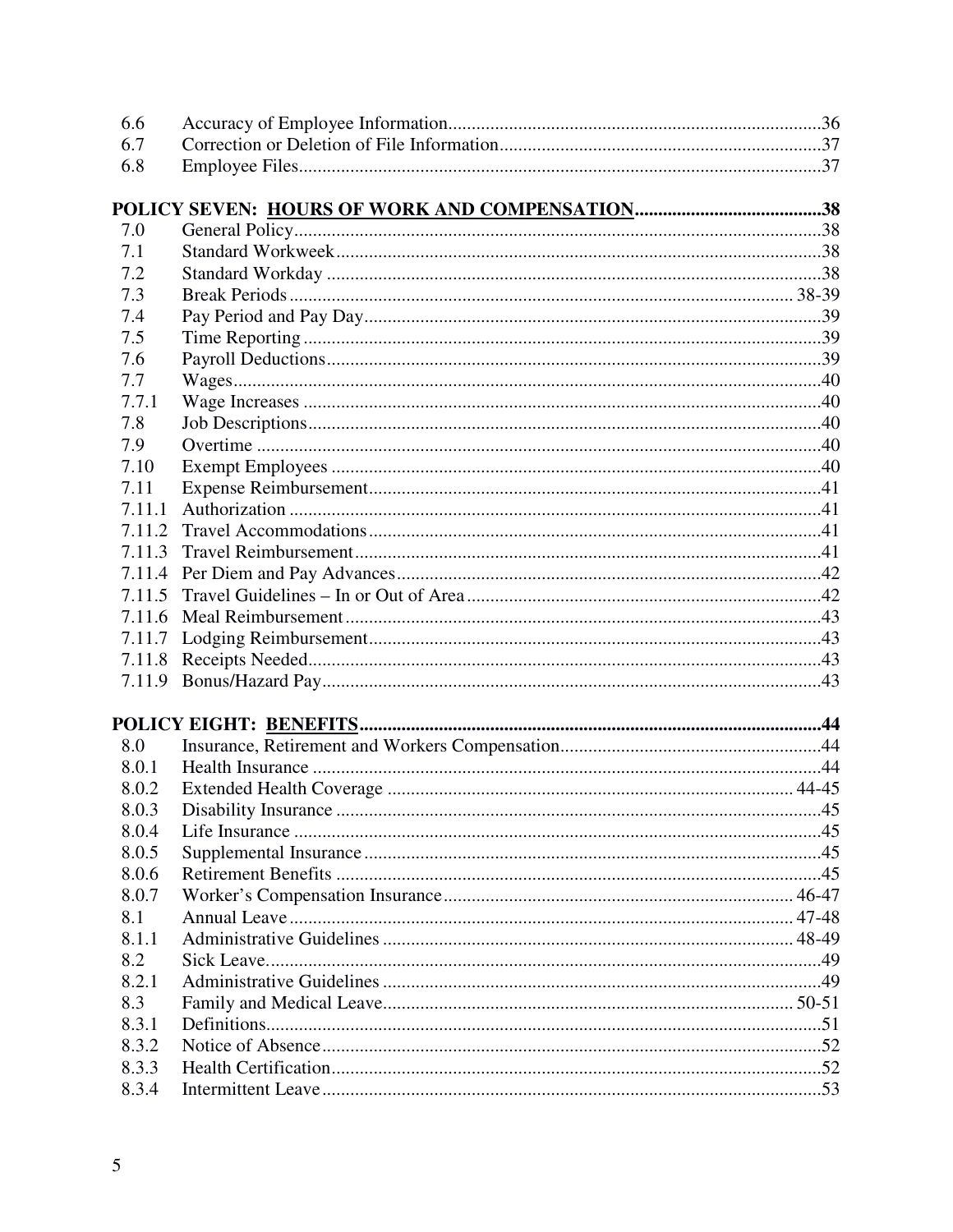| | | |
|---|---|---|
| 6.6 | Accuracy of Employee Information | 36 |
| 6.7 | Correction or Deletion of File Information | 37 |
| 6.8 | Employee Files | 37 |

**POLICY SEVEN: <u>HOURS OF WORK AND COMPENSATION</u>** ........ **38**

| | | |
|---|---|---|
| 7.0 | General Policy | 38 |
| 7.1 | Standard Workweek | 38 |
| 7.2 | Standard Workday | 38 |
| 7.3 | Break Periods | 38-39 |
| 7.4 | Pay Period and Pay Day | 39 |
| 7.5 | Time Reporting | 39 |
| 7.6 | Payroll Deductions | 39 |
| 7.7 | Wages | 40 |
| 7.7.1 | Wage Increases | 40 |
| 7.8 | Job Descriptions | 40 |
| 7.9 | Overtime | 40 |
| 7.10 | Exempt Employees | 40 |
| 7.11 | Expense Reimbursement | 41 |
| 7.11.1 | Authorization | 41 |
| 7.11.2 | Travel Accommodations | 41 |
| 7.11.3 | Travel Reimbursement | 41 |
| 7.11.4 | Per Diem and Pay Advances | 42 |
| 7.11.5 | Travel Guidelines – In or Out of Area | 42 |
| 7.11.6 | Meal Reimbursement | 43 |
| 7.11.7 | Lodging Reimbursement | 43 |
| 7.11.8 | Receipts Needed | 43 |
| 7.11.9 | Bonus/Hazard Pay | 43 |

**POLICY EIGHT: <u>BENEFITS</u>** ........ **44**

| | | |
|---|---|---|
| 8.0 | Insurance, Retirement and Workers Compensation | 44 |
| 8.0.1 | Health Insurance | 44 |
| 8.0.2 | Extended Health Coverage | 44-45 |
| 8.0.3 | Disability Insurance | 45 |
| 8.0.4 | Life Insurance | 45 |
| 8.0.5 | Supplemental Insurance | 45 |
| 8.0.6 | Retirement Benefits | 45 |
| 8.0.7 | Worker's Compensation Insurance | 46-47 |
| 8.1 | Annual Leave | 47-48 |
| 8.1.1 | Administrative Guidelines | 48-49 |
| 8.2 | Sick Leave. | 49 |
| 8.2.1 | Administrative Guidelines | 49 |
| 8.3 | Family and Medical Leave | 50-51 |
| 8.3.1 | Definitions | 51 |
| 8.3.2 | Notice of Absence | 52 |
| 8.3.3 | Health Certification | 52 |
| 8.3.4 | Intermittent Leave | 53 |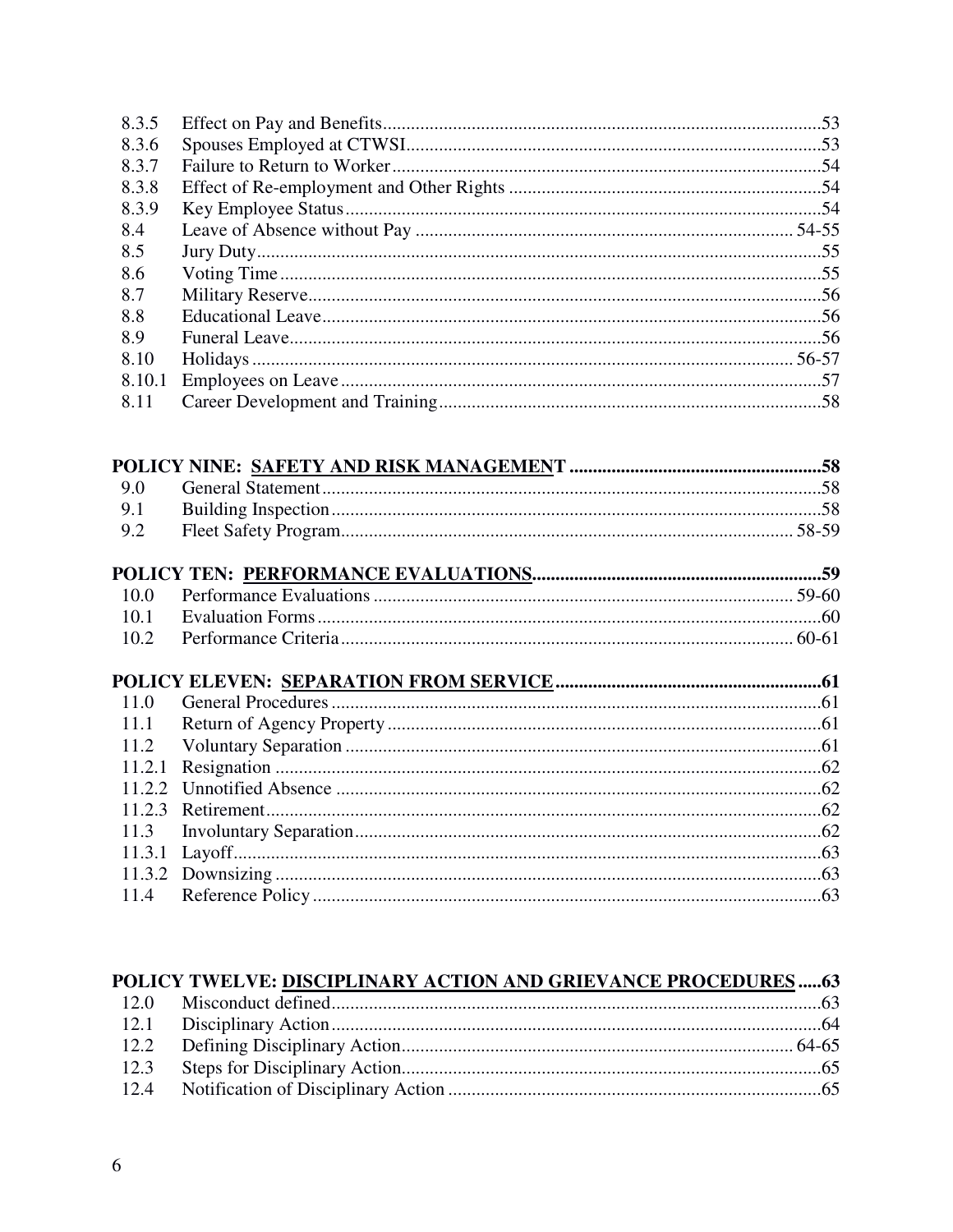| | | |
|---|---|---|
| 8.3.5 | Effect on Pay and Benefits | 53 |
| 8.3.6 | Spouses Employed at CTWSI | 53 |
| 8.3.7 | Failure to Return to Worker | 54 |
| 8.3.8 | Effect of Re-employment and Other Rights | 54 |
| 8.3.9 | Key Employee Status | 54 |
| 8.4 | Leave of Absence without Pay | 54-55 |
| 8.5 | Jury Duty | 55 |
| 8.6 | Voting Time | 55 |
| 8.7 | Military Reserve | 56 |
| 8.8 | Educational Leave | 56 |
| 8.9 | Funeral Leave | 56 |
| 8.10 | Holidays | 56-57 |
| 8.10.1 | Employees on Leave | 57 |
| 8.11 | Career Development and Training | 58 |

**POLICY NINE: SAFETY AND RISK MANAGEMENT** ....................58

| | | |
|---|---|---|
| 9.0 | General Statement | 58 |
| 9.1 | Building Inspection | 58 |
| 9.2 | Fleet Safety Program | 58-59 |

**POLICY TEN: PERFORMANCE EVALUATIONS** ....................59

| | | |
|---|---|---|
| 10.0 | Performance Evaluations | 59-60 |
| 10.1 | Evaluation Forms | 60 |
| 10.2 | Performance Criteria | 60-61 |

**POLICY ELEVEN: SEPARATION FROM SERVICE** ....................61

| | | |
|---|---|---|
| 11.0 | General Procedures | 61 |
| 11.1 | Return of Agency Property | 61 |
| 11.2 | Voluntary Separation | 61 |
| 11.2.1 | Resignation | 62 |
| 11.2.2 | Unnotified Absence | 62 |
| 11.2.3 | Retirement | 62 |
| 11.3 | Involuntary Separation | 62 |
| 11.3.1 | Layoff | 63 |
| 11.3.2 | Downsizing | 63 |
| 11.4 | Reference Policy | 63 |

**POLICY TWELVE: DISCIPLINARY ACTION AND GRIEVANCE PROCEDURES** .....63

| | | |
|---|---|---|
| 12.0 | Misconduct defined | 63 |
| 12.1 | Disciplinary Action | 64 |
| 12.2 | Defining Disciplinary Action | 64-65 |
| 12.3 | Steps for Disciplinary Action | 65 |
| 12.4 | Notification of Disciplinary Action | 65 |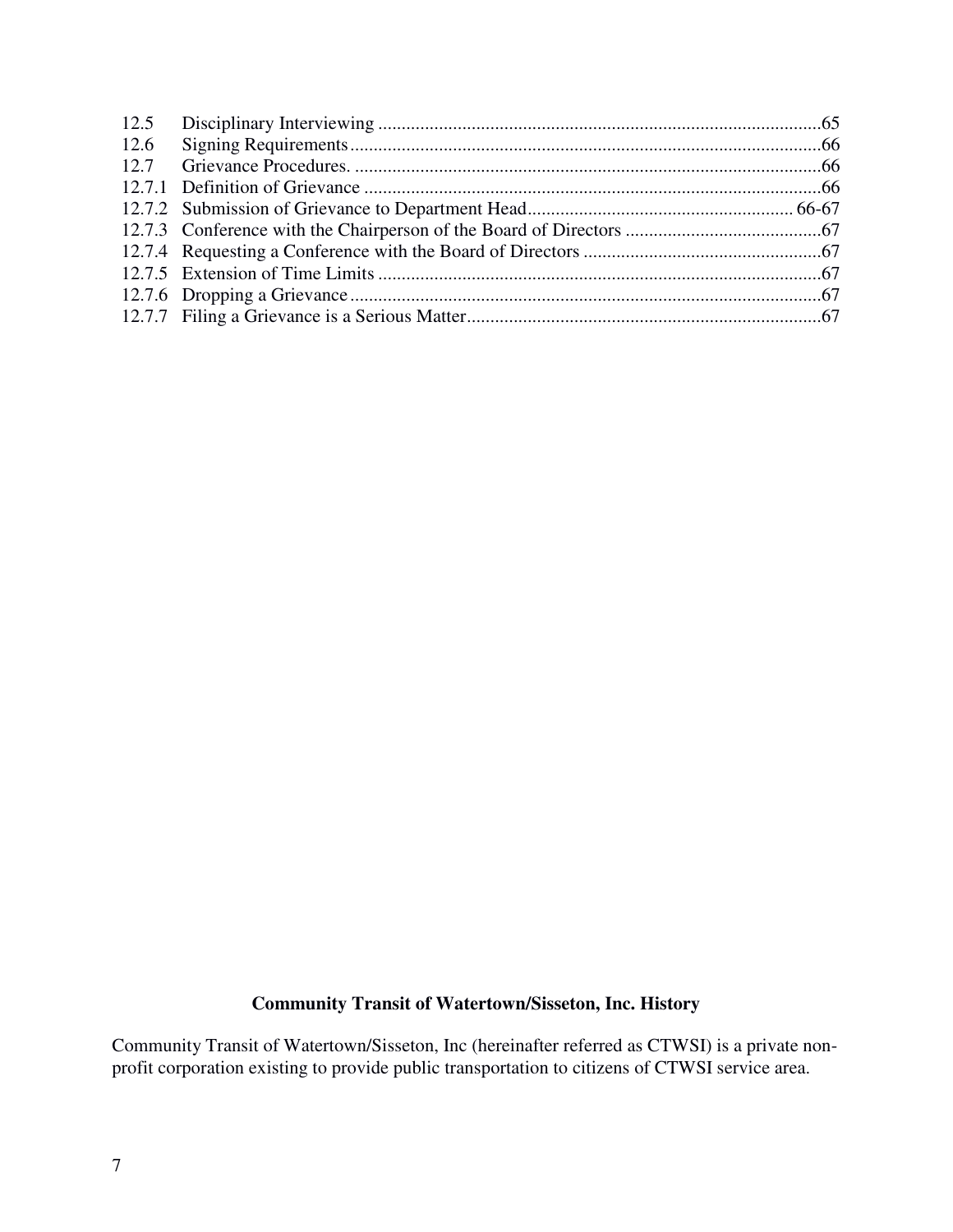| | | |
|---|---|---|
| 12.5 | Disciplinary Interviewing | 65 |
| 12.6 | Signing Requirements | 66 |
| 12.7 | Grievance Procedures. | 66 |
| 12.7.1 | Definition of Grievance | 66 |
| 12.7.2 | Submission of Grievance to Department Head | 66-67 |
| 12.7.3 | Conference with the Chairperson of the Board of Directors | 67 |
| 12.7.4 | Requesting a Conference with the Board of Directors | 67 |
| 12.7.5 | Extension of Time Limits | 67 |
| 12.7.6 | Dropping a Grievance | 67 |
| 12.7.7 | Filing a Grievance is a Serious Matter | 67 |

## Community Transit of Watertown/Sisseton, Inc. History

Community Transit of Watertown/Sisseton, Inc (hereinafter referred as CTWSI) is a private non-profit corporation existing to provide public transportation to citizens of CTWSI service area.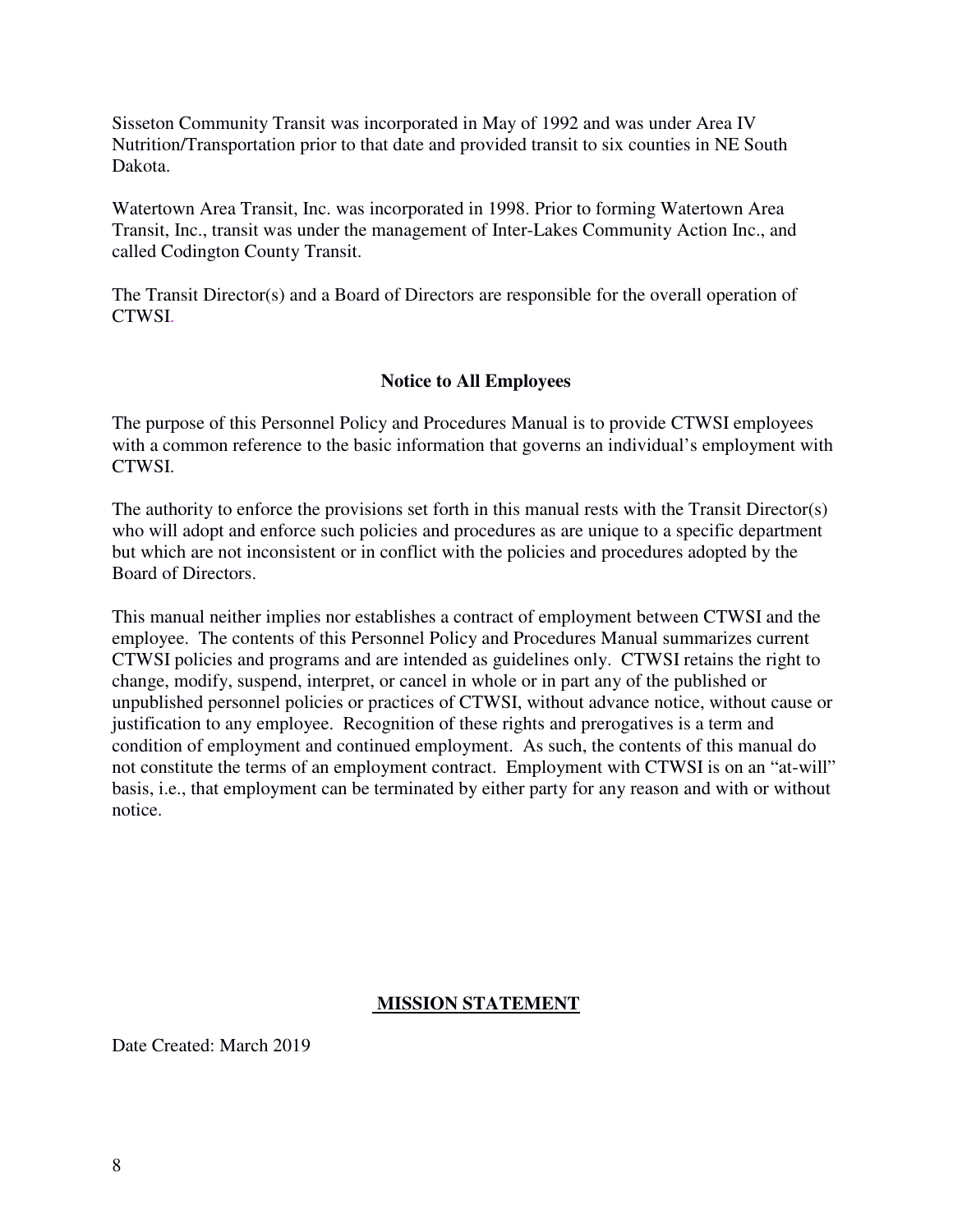Sisseton Community Transit was incorporated in May of 1992 and was under Area IV Nutrition/Transportation prior to that date and provided transit to six counties in NE South Dakota.

Watertown Area Transit, Inc. was incorporated in 1998. Prior to forming Watertown Area Transit, Inc., transit was under the management of Inter-Lakes Community Action Inc., and called Codington County Transit.

The Transit Director(s) and a Board of Directors are responsible for the overall operation of CTWSI.

## Notice to All Employees

The purpose of this Personnel Policy and Procedures Manual is to provide CTWSI employees with a common reference to the basic information that governs an individual's employment with CTWSI.

The authority to enforce the provisions set forth in this manual rests with the Transit Director(s) who will adopt and enforce such policies and procedures as are unique to a specific department but which are not inconsistent or in conflict with the policies and procedures adopted by the Board of Directors.

This manual neither implies nor establishes a contract of employment between CTWSI and the employee. The contents of this Personnel Policy and Procedures Manual summarizes current CTWSI policies and programs and are intended as guidelines only. CTWSI retains the right to change, modify, suspend, interpret, or cancel in whole or in part any of the published or unpublished personnel policies or practices of CTWSI, without advance notice, without cause or justification to any employee. Recognition of these rights and prerogatives is a term and condition of employment and continued employment. As such, the contents of this manual do not constitute the terms of an employment contract. Employment with CTWSI is on an "at-will" basis, i.e., that employment can be terminated by either party for any reason and with or without notice.

## MISSION STATEMENT

Date Created: March 2019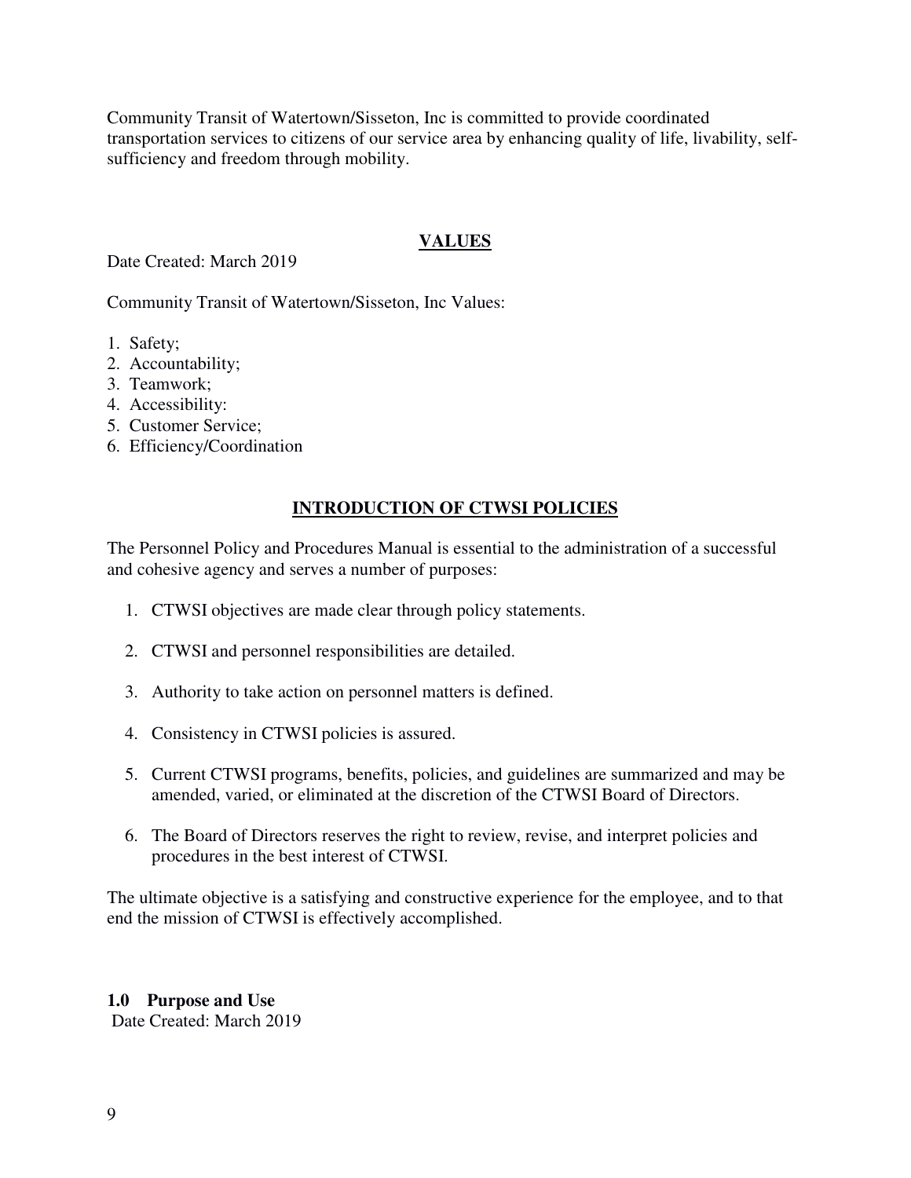Community Transit of Watertown/Sisseton, Inc is committed to provide coordinated transportation services to citizens of our service area by enhancing quality of life, livability, self-sufficiency and freedom through mobility.

## VALUES

Date Created: March 2019

Community Transit of Watertown/Sisseton, Inc Values:

1. Safety;
2. Accountability;
3. Teamwork;
4. Accessibility:
5. Customer Service;
6. Efficiency/Coordination

## INTRODUCTION OF CTWSI POLICIES

The Personnel Policy and Procedures Manual is essential to the administration of a successful and cohesive agency and serves a number of purposes:

1. CTWSI objectives are made clear through policy statements.
2. CTWSI and personnel responsibilities are detailed.
3. Authority to take action on personnel matters is defined.
4. Consistency in CTWSI policies is assured.
5. Current CTWSI programs, benefits, policies, and guidelines are summarized and may be amended, varied, or eliminated at the discretion of the CTWSI Board of Directors.
6. The Board of Directors reserves the right to review, revise, and interpret policies and procedures in the best interest of CTWSI.

The ultimate objective is a satisfying and constructive experience for the employee, and to that end the mission of CTWSI is effectively accomplished.

### 1.0 Purpose and Use

Date Created: March 2019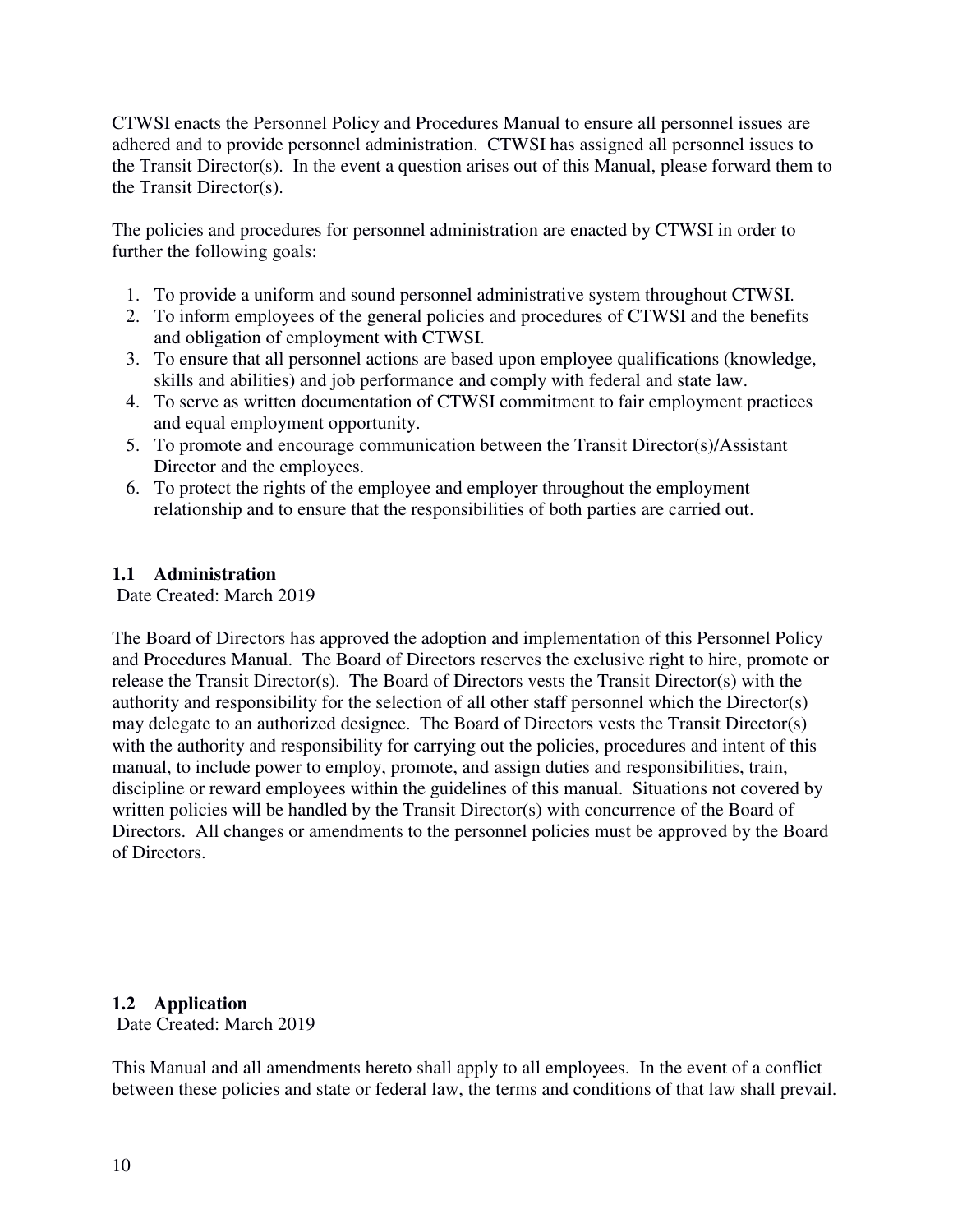CTWSI enacts the Personnel Policy and Procedures Manual to ensure all personnel issues are adhered and to provide personnel administration. CTWSI has assigned all personnel issues to the Transit Director(s). In the event a question arises out of this Manual, please forward them to the Transit Director(s).

The policies and procedures for personnel administration are enacted by CTWSI in order to further the following goals:

1. To provide a uniform and sound personnel administrative system throughout CTWSI.
2. To inform employees of the general policies and procedures of CTWSI and the benefits and obligation of employment with CTWSI.
3. To ensure that all personnel actions are based upon employee qualifications (knowledge, skills and abilities) and job performance and comply with federal and state law.
4. To serve as written documentation of CTWSI commitment to fair employment practices and equal employment opportunity.
5. To promote and encourage communication between the Transit Director(s)/Assistant Director and the employees.
6. To protect the rights of the employee and employer throughout the employment relationship and to ensure that the responsibilities of both parties are carried out.

### 1.1 Administration

Date Created: March 2019

The Board of Directors has approved the adoption and implementation of this Personnel Policy and Procedures Manual. The Board of Directors reserves the exclusive right to hire, promote or release the Transit Director(s). The Board of Directors vests the Transit Director(s) with the authority and responsibility for the selection of all other staff personnel which the Director(s) may delegate to an authorized designee. The Board of Directors vests the Transit Director(s) with the authority and responsibility for carrying out the policies, procedures and intent of this manual, to include power to employ, promote, and assign duties and responsibilities, train, discipline or reward employees within the guidelines of this manual. Situations not covered by written policies will be handled by the Transit Director(s) with concurrence of the Board of Directors. All changes or amendments to the personnel policies must be approved by the Board of Directors.

### 1.2 Application

Date Created: March 2019

This Manual and all amendments hereto shall apply to all employees. In the event of a conflict between these policies and state or federal law, the terms and conditions of that law shall prevail.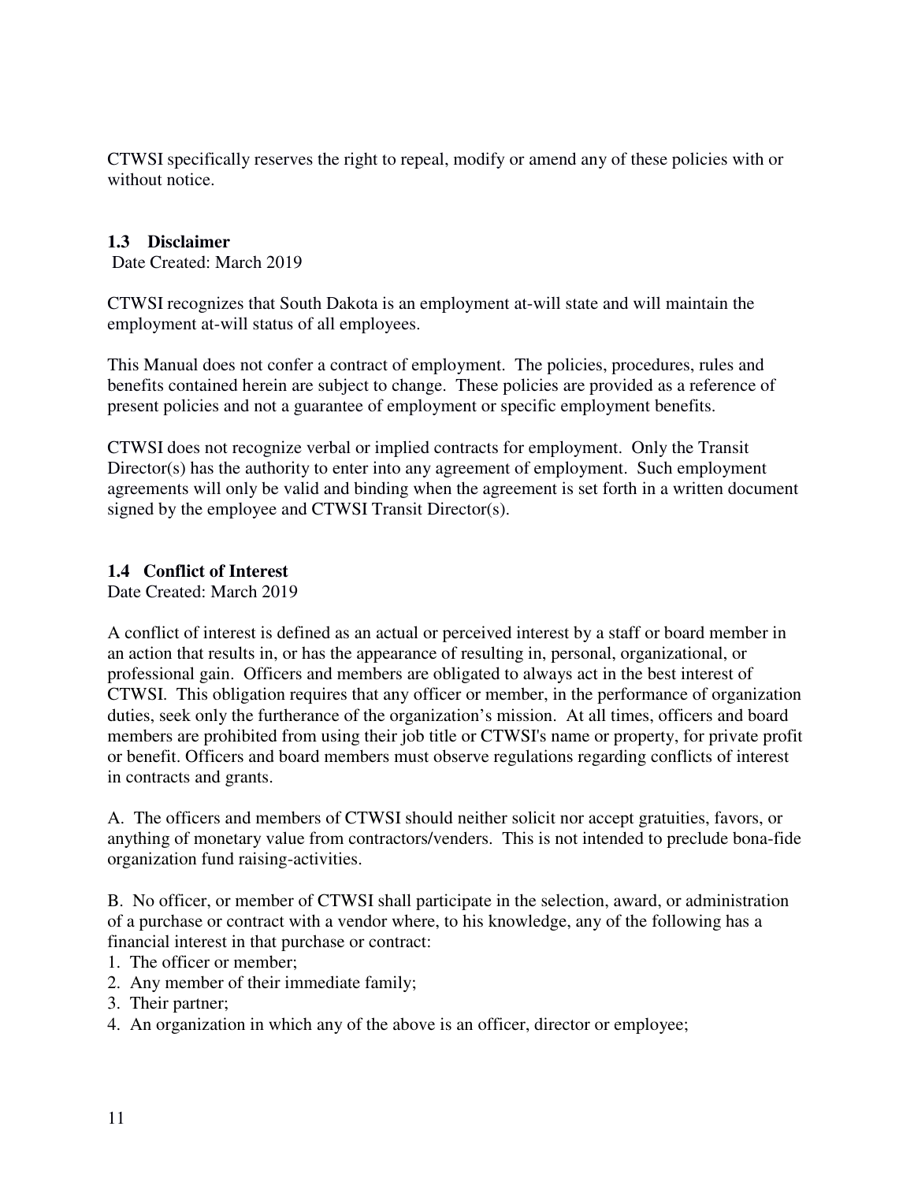CTWSI specifically reserves the right to repeal, modify or amend any of these policies with or without notice.

### 1.3 Disclaimer

Date Created: March 2019

CTWSI recognizes that South Dakota is an employment at-will state and will maintain the employment at-will status of all employees.

This Manual does not confer a contract of employment. The policies, procedures, rules and benefits contained herein are subject to change. These policies are provided as a reference of present policies and not a guarantee of employment or specific employment benefits.

CTWSI does not recognize verbal or implied contracts for employment. Only the Transit Director(s) has the authority to enter into any agreement of employment. Such employment agreements will only be valid and binding when the agreement is set forth in a written document signed by the employee and CTWSI Transit Director(s).

### 1.4 Conflict of Interest

Date Created: March 2019

A conflict of interest is defined as an actual or perceived interest by a staff or board member in an action that results in, or has the appearance of resulting in, personal, organizational, or professional gain. Officers and members are obligated to always act in the best interest of CTWSI. This obligation requires that any officer or member, in the performance of organization duties, seek only the furtherance of the organization's mission. At all times, officers and board members are prohibited from using their job title or CTWSI's name or property, for private profit or benefit. Officers and board members must observe regulations regarding conflicts of interest in contracts and grants.

A. The officers and members of CTWSI should neither solicit nor accept gratuities, favors, or anything of monetary value from contractors/venders. This is not intended to preclude bona-fide organization fund raising-activities.

B. No officer, or member of CTWSI shall participate in the selection, award, or administration of a purchase or contract with a vendor where, to his knowledge, any of the following has a financial interest in that purchase or contract:

1. The officer or member;
2. Any member of their immediate family;
3. Their partner;
4. An organization in which any of the above is an officer, director or employee;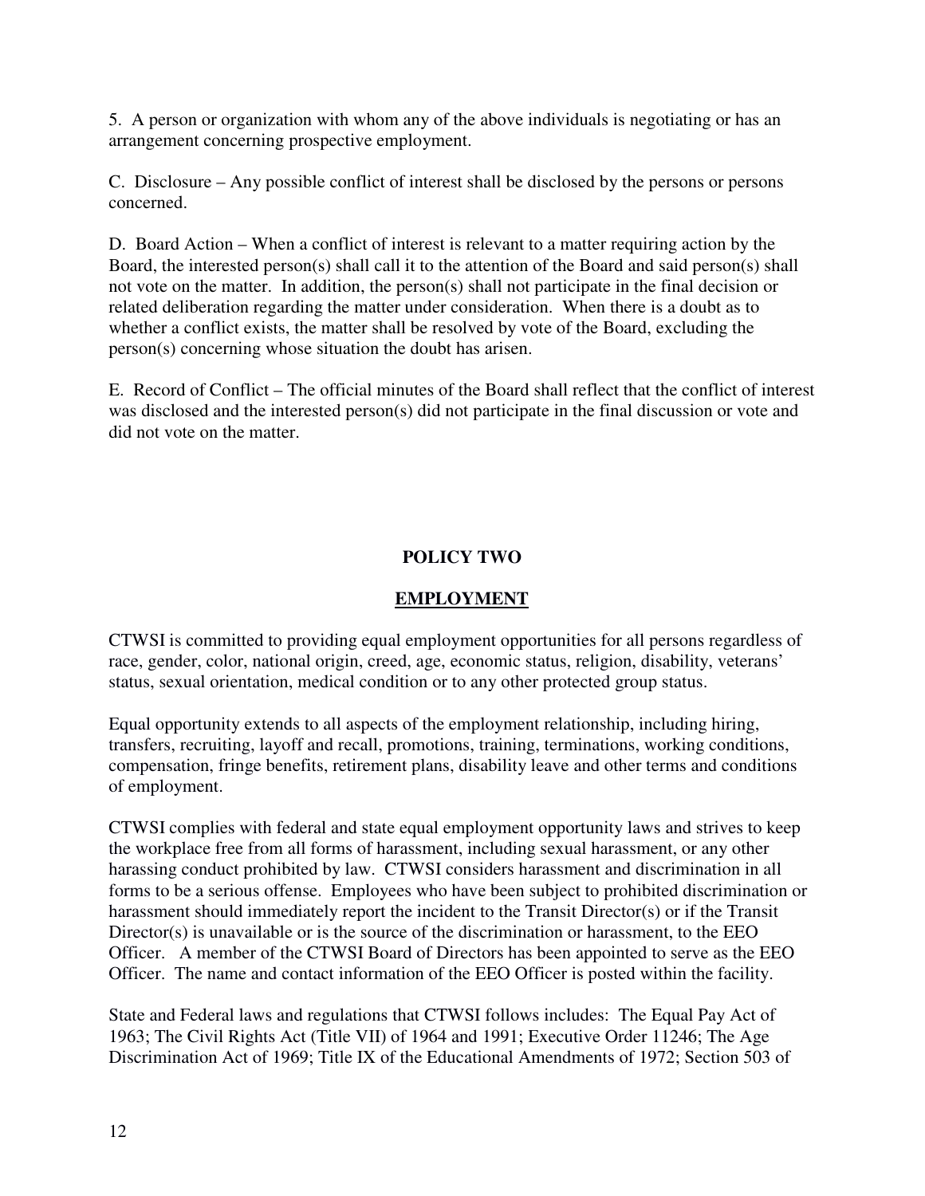5. A person or organization with whom any of the above individuals is negotiating or has an arrangement concerning prospective employment.

C. Disclosure – Any possible conflict of interest shall be disclosed by the persons or persons concerned.

D. Board Action – When a conflict of interest is relevant to a matter requiring action by the Board, the interested person(s) shall call it to the attention of the Board and said person(s) shall not vote on the matter. In addition, the person(s) shall not participate in the final decision or related deliberation regarding the matter under consideration. When there is a doubt as to whether a conflict exists, the matter shall be resolved by vote of the Board, excluding the person(s) concerning whose situation the doubt has arisen.

E. Record of Conflict – The official minutes of the Board shall reflect that the conflict of interest was disclosed and the interested person(s) did not participate in the final discussion or vote and did not vote on the matter.

## POLICY TWO

## EMPLOYMENT

CTWSI is committed to providing equal employment opportunities for all persons regardless of race, gender, color, national origin, creed, age, economic status, religion, disability, veterans' status, sexual orientation, medical condition or to any other protected group status.

Equal opportunity extends to all aspects of the employment relationship, including hiring, transfers, recruiting, layoff and recall, promotions, training, terminations, working conditions, compensation, fringe benefits, retirement plans, disability leave and other terms and conditions of employment.

CTWSI complies with federal and state equal employment opportunity laws and strives to keep the workplace free from all forms of harassment, including sexual harassment, or any other harassing conduct prohibited by law. CTWSI considers harassment and discrimination in all forms to be a serious offense. Employees who have been subject to prohibited discrimination or harassment should immediately report the incident to the Transit Director(s) or if the Transit Director(s) is unavailable or is the source of the discrimination or harassment, to the EEO Officer. A member of the CTWSI Board of Directors has been appointed to serve as the EEO Officer. The name and contact information of the EEO Officer is posted within the facility.

State and Federal laws and regulations that CTWSI follows includes: The Equal Pay Act of 1963; The Civil Rights Act (Title VII) of 1964 and 1991; Executive Order 11246; The Age Discrimination Act of 1969; Title IX of the Educational Amendments of 1972; Section 503 of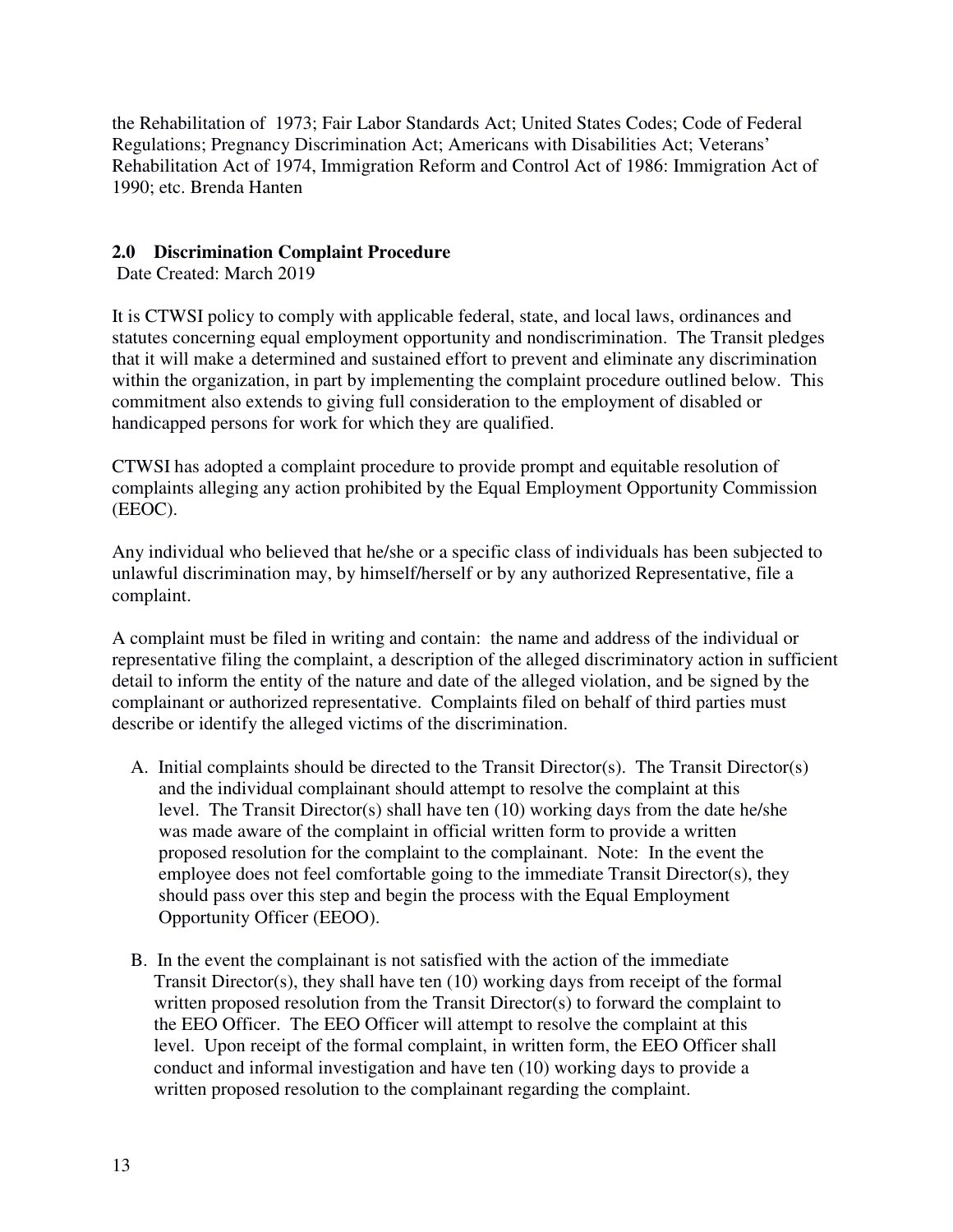the Rehabilitation of 1973; Fair Labor Standards Act; United States Codes; Code of Federal Regulations; Pregnancy Discrimination Act; Americans with Disabilities Act; Veterans' Rehabilitation Act of 1974, Immigration Reform and Control Act of 1986: Immigration Act of 1990; etc. Brenda Hanten

## 2.0 Discrimination Complaint Procedure

Date Created: March 2019

It is CTWSI policy to comply with applicable federal, state, and local laws, ordinances and statutes concerning equal employment opportunity and nondiscrimination. The Transit pledges that it will make a determined and sustained effort to prevent and eliminate any discrimination within the organization, in part by implementing the complaint procedure outlined below. This commitment also extends to giving full consideration to the employment of disabled or handicapped persons for work for which they are qualified.

CTWSI has adopted a complaint procedure to provide prompt and equitable resolution of complaints alleging any action prohibited by the Equal Employment Opportunity Commission (EEOC).

Any individual who believed that he/she or a specific class of individuals has been subjected to unlawful discrimination may, by himself/herself or by any authorized Representative, file a complaint.

A complaint must be filed in writing and contain: the name and address of the individual or representative filing the complaint, a description of the alleged discriminatory action in sufficient detail to inform the entity of the nature and date of the alleged violation, and be signed by the complainant or authorized representative. Complaints filed on behalf of third parties must describe or identify the alleged victims of the discrimination.

A. Initial complaints should be directed to the Transit Director(s). The Transit Director(s) and the individual complainant should attempt to resolve the complaint at this level. The Transit Director(s) shall have ten (10) working days from the date he/she was made aware of the complaint in official written form to provide a written proposed resolution for the complaint to the complainant. Note: In the event the employee does not feel comfortable going to the immediate Transit Director(s), they should pass over this step and begin the process with the Equal Employment Opportunity Officer (EEOO).

B. In the event the complainant is not satisfied with the action of the immediate Transit Director(s), they shall have ten (10) working days from receipt of the formal written proposed resolution from the Transit Director(s) to forward the complaint to the EEO Officer. The EEO Officer will attempt to resolve the complaint at this level. Upon receipt of the formal complaint, in written form, the EEO Officer shall conduct and informal investigation and have ten (10) working days to provide a written proposed resolution to the complainant regarding the complaint.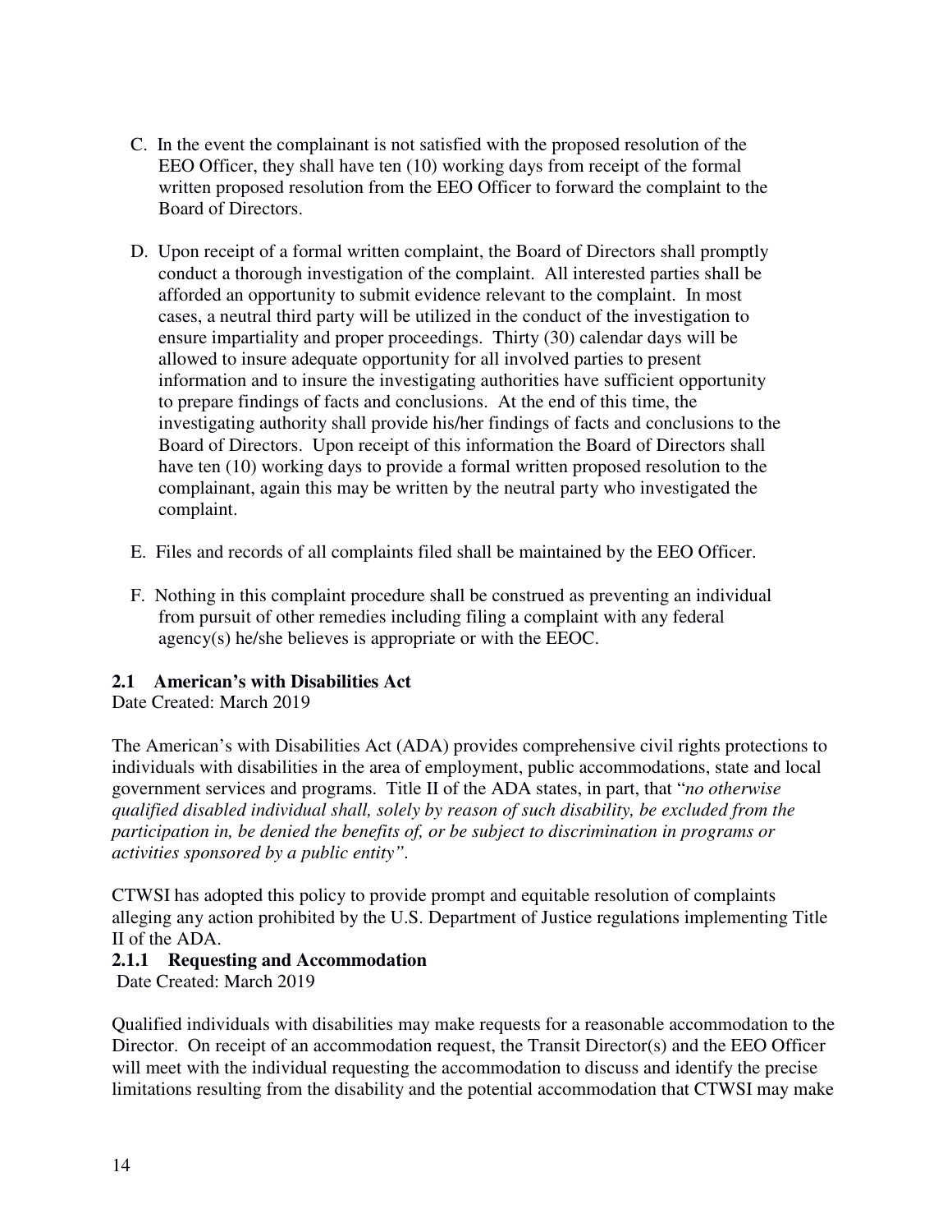C. In the event the complainant is not satisfied with the proposed resolution of the EEO Officer, they shall have ten (10) working days from receipt of the formal written proposed resolution from the EEO Officer to forward the complaint to the Board of Directors.

D. Upon receipt of a formal written complaint, the Board of Directors shall promptly conduct a thorough investigation of the complaint. All interested parties shall be afforded an opportunity to submit evidence relevant to the complaint. In most cases, a neutral third party will be utilized in the conduct of the investigation to ensure impartiality and proper proceedings. Thirty (30) calendar days will be allowed to insure adequate opportunity for all involved parties to present information and to insure the investigating authorities have sufficient opportunity to prepare findings of facts and conclusions. At the end of this time, the investigating authority shall provide his/her findings of facts and conclusions to the Board of Directors. Upon receipt of this information the Board of Directors shall have ten (10) working days to provide a formal written proposed resolution to the complainant, again this may be written by the neutral party who investigated the complaint.

E. Files and records of all complaints filed shall be maintained by the EEO Officer.

F. Nothing in this complaint procedure shall be construed as preventing an individual from pursuit of other remedies including filing a complaint with any federal agency(s) he/she believes is appropriate or with the EEOC.

### 2.1 American's with Disabilities Act

Date Created: March 2019

The American's with Disabilities Act (ADA) provides comprehensive civil rights protections to individuals with disabilities in the area of employment, public accommodations, state and local government services and programs. Title II of the ADA states, in part, that "*no otherwise qualified disabled individual shall, solely by reason of such disability, be excluded from the participation in, be denied the benefits of, or be subject to discrimination in programs or activities sponsored by a public entity"*.

CTWSI has adopted this policy to provide prompt and equitable resolution of complaints alleging any action prohibited by the U.S. Department of Justice regulations implementing Title II of the ADA.

#### 2.1.1 Requesting and Accommodation

Date Created: March 2019

Qualified individuals with disabilities may make requests for a reasonable accommodation to the Director. On receipt of an accommodation request, the Transit Director(s) and the EEO Officer will meet with the individual requesting the accommodation to discuss and identify the precise limitations resulting from the disability and the potential accommodation that CTWSI may make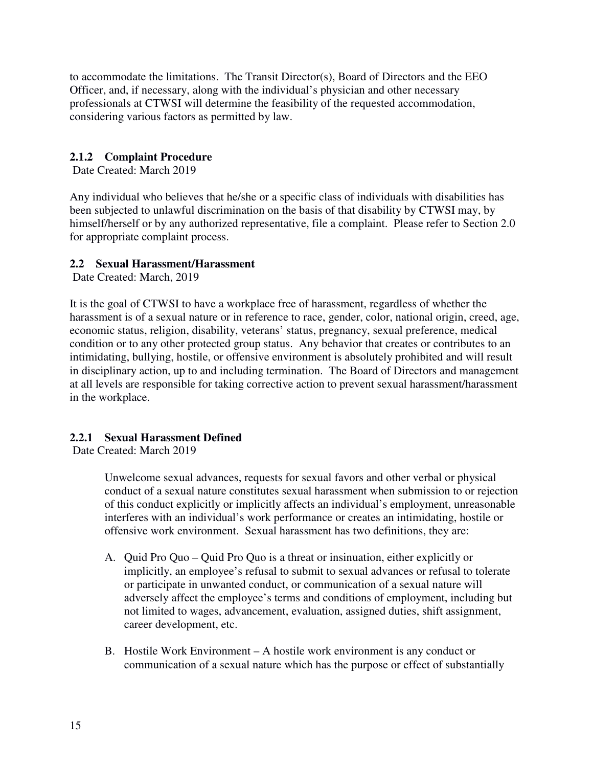to accommodate the limitations. The Transit Director(s), Board of Directors and the EEO Officer, and, if necessary, along with the individual's physician and other necessary professionals at CTWSI will determine the feasibility of the requested accommodation, considering various factors as permitted by law.

### 2.1.2 Complaint Procedure

Date Created: March 2019

Any individual who believes that he/she or a specific class of individuals with disabilities has been subjected to unlawful discrimination on the basis of that disability by CTWSI may, by himself/herself or by any authorized representative, file a complaint. Please refer to Section 2.0 for appropriate complaint process.

## 2.2 Sexual Harassment/Harassment

Date Created: March, 2019

It is the goal of CTWSI to have a workplace free of harassment, regardless of whether the harassment is of a sexual nature or in reference to race, gender, color, national origin, creed, age, economic status, religion, disability, veterans' status, pregnancy, sexual preference, medical condition or to any other protected group status. Any behavior that creates or contributes to an intimidating, bullying, hostile, or offensive environment is absolutely prohibited and will result in disciplinary action, up to and including termination. The Board of Directors and management at all levels are responsible for taking corrective action to prevent sexual harassment/harassment in the workplace.

### 2.2.1 Sexual Harassment Defined

Date Created: March 2019

> Unwelcome sexual advances, requests for sexual favors and other verbal or physical conduct of a sexual nature constitutes sexual harassment when submission to or rejection of this conduct explicitly or implicitly affects an individual's employment, unreasonable interferes with an individual's work performance or creates an intimidating, hostile or offensive work environment. Sexual harassment has two definitions, they are:

A. Quid Pro Quo – Quid Pro Quo is a threat or insinuation, either explicitly or implicitly, an employee's refusal to submit to sexual advances or refusal to tolerate or participate in unwanted conduct, or communication of a sexual nature will adversely affect the employee's terms and conditions of employment, including but not limited to wages, advancement, evaluation, assigned duties, shift assignment, career development, etc.

B. Hostile Work Environment – A hostile work environment is any conduct or communication of a sexual nature which has the purpose or effect of substantially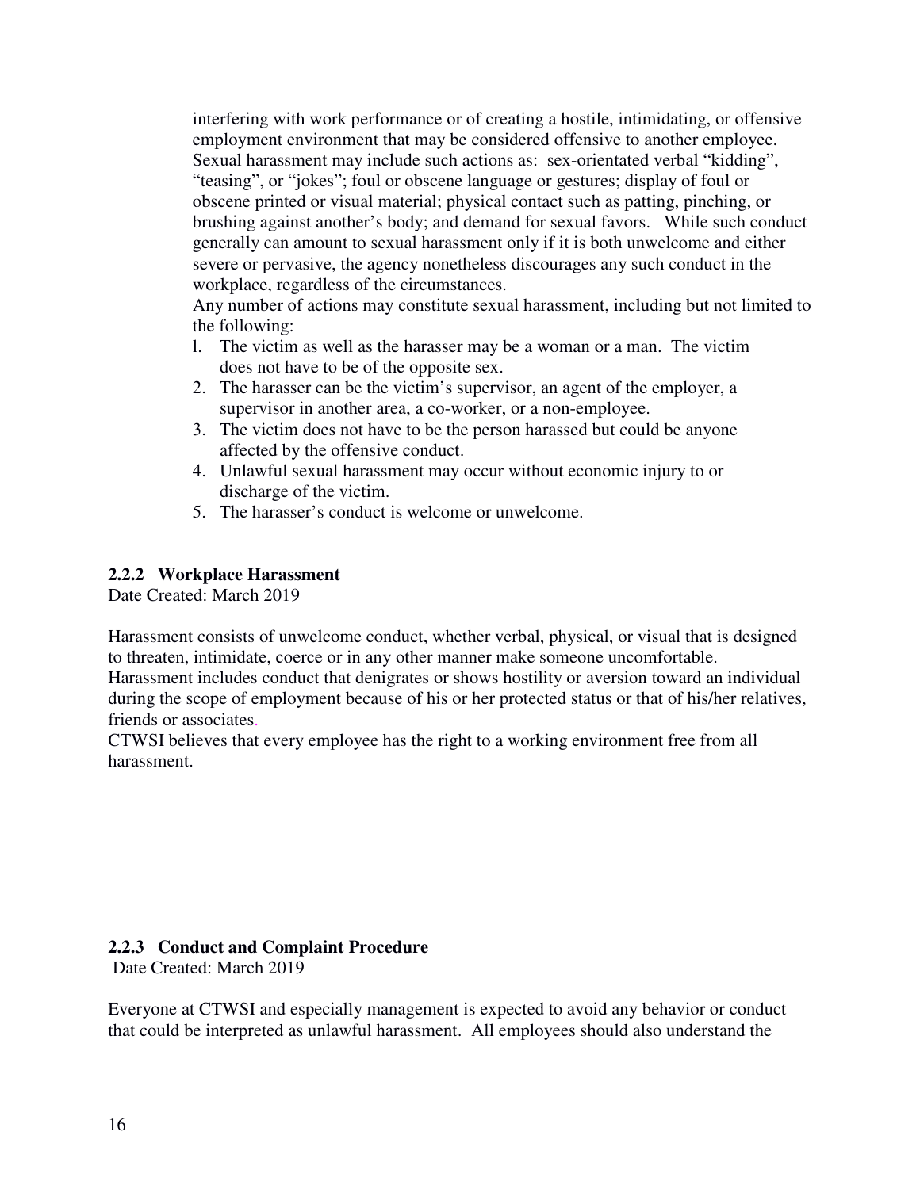interfering with work performance or of creating a hostile, intimidating, or offensive employment environment that may be considered offensive to another employee. Sexual harassment may include such actions as: sex-orientated verbal "kidding", "teasing", or "jokes"; foul or obscene language or gestures; display of foul or obscene printed or visual material; physical contact such as patting, pinching, or brushing against another's body; and demand for sexual favors. While such conduct generally can amount to sexual harassment only if it is both unwelcome and either severe or pervasive, the agency nonetheless discourages any such conduct in the workplace, regardless of the circumstances.

Any number of actions may constitute sexual harassment, including but not limited to the following:

1. The victim as well as the harasser may be a woman or a man. The victim does not have to be of the opposite sex.
2. The harasser can be the victim's supervisor, an agent of the employer, a supervisor in another area, a co-worker, or a non-employee.
3. The victim does not have to be the person harassed but could be anyone affected by the offensive conduct.
4. Unlawful sexual harassment may occur without economic injury to or discharge of the victim.
5. The harasser's conduct is welcome or unwelcome.

### 2.2.2 Workplace Harassment

Date Created: March 2019

Harassment consists of unwelcome conduct, whether verbal, physical, or visual that is designed to threaten, intimidate, coerce or in any other manner make someone uncomfortable. Harassment includes conduct that denigrates or shows hostility or aversion toward an individual during the scope of employment because of his or her protected status or that of his/her relatives, friends or associates.

CTWSI believes that every employee has the right to a working environment free from all harassment.

### 2.2.3 Conduct and Complaint Procedure

Date Created: March 2019

Everyone at CTWSI and especially management is expected to avoid any behavior or conduct that could be interpreted as unlawful harassment. All employees should also understand the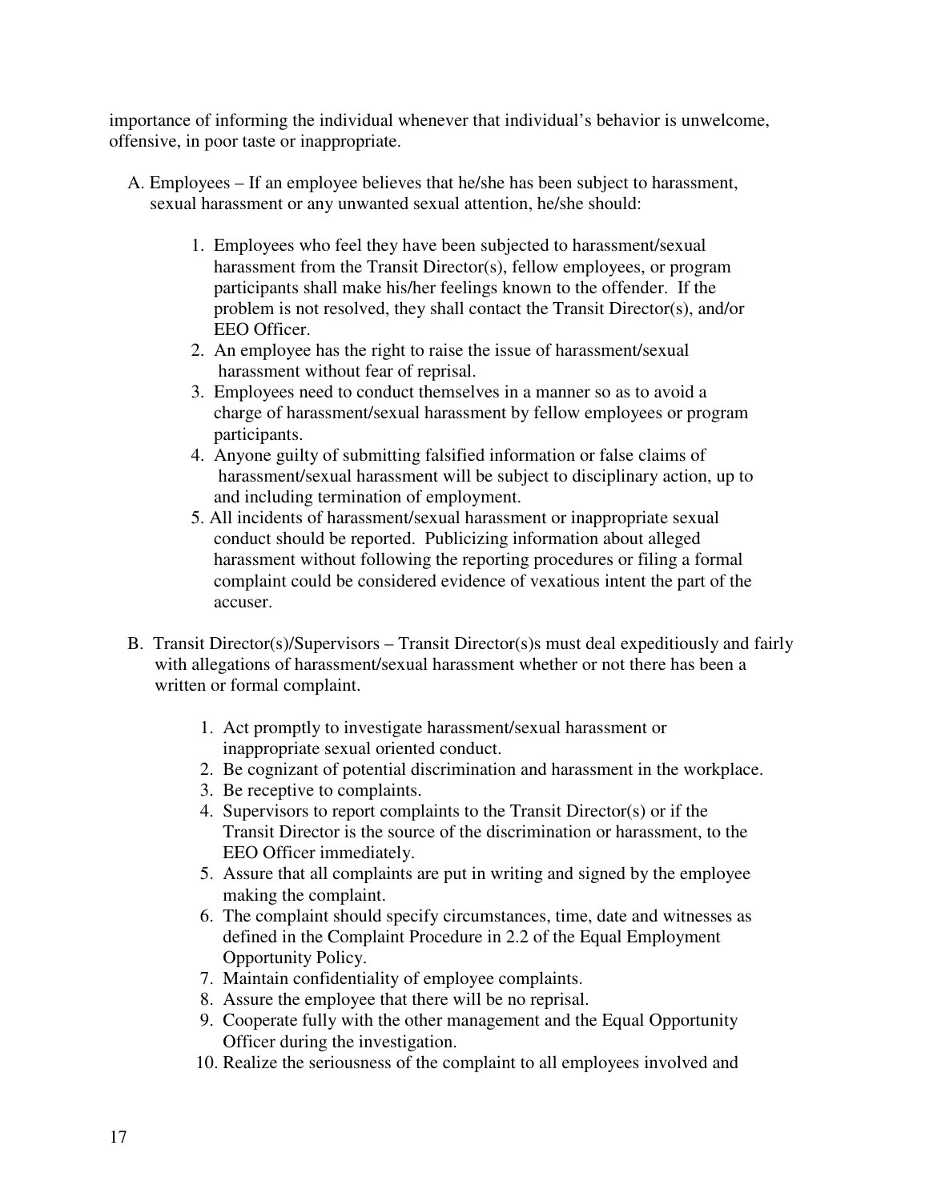importance of informing the individual whenever that individual's behavior is unwelcome, offensive, in poor taste or inappropriate.

A. Employees – If an employee believes that he/she has been subject to harassment, sexual harassment or any unwanted sexual attention, he/she should:

   1. Employees who feel they have been subjected to harassment/sexual harassment from the Transit Director(s), fellow employees, or program participants shall make his/her feelings known to the offender. If the problem is not resolved, they shall contact the Transit Director(s), and/or EEO Officer.
   2. An employee has the right to raise the issue of harassment/sexual harassment without fear of reprisal.
   3. Employees need to conduct themselves in a manner so as to avoid a charge of harassment/sexual harassment by fellow employees or program participants.
   4. Anyone guilty of submitting falsified information or false claims of harassment/sexual harassment will be subject to disciplinary action, up to and including termination of employment.
   5. All incidents of harassment/sexual harassment or inappropriate sexual conduct should be reported. Publicizing information about alleged harassment without following the reporting procedures or filing a formal complaint could be considered evidence of vexatious intent the part of the accuser.

B. Transit Director(s)/Supervisors – Transit Director(s)s must deal expeditiously and fairly with allegations of harassment/sexual harassment whether or not there has been a written or formal complaint.

   1. Act promptly to investigate harassment/sexual harassment or inappropriate sexual oriented conduct.
   2. Be cognizant of potential discrimination and harassment in the workplace.
   3. Be receptive to complaints.
   4. Supervisors to report complaints to the Transit Director(s) or if the Transit Director is the source of the discrimination or harassment, to the EEO Officer immediately.
   5. Assure that all complaints are put in writing and signed by the employee making the complaint.
   6. The complaint should specify circumstances, time, date and witnesses as defined in the Complaint Procedure in 2.2 of the Equal Employment Opportunity Policy.
   7. Maintain confidentiality of employee complaints.
   8. Assure the employee that there will be no reprisal.
   9. Cooperate fully with the other management and the Equal Opportunity Officer during the investigation.
   10. Realize the seriousness of the complaint to all employees involved and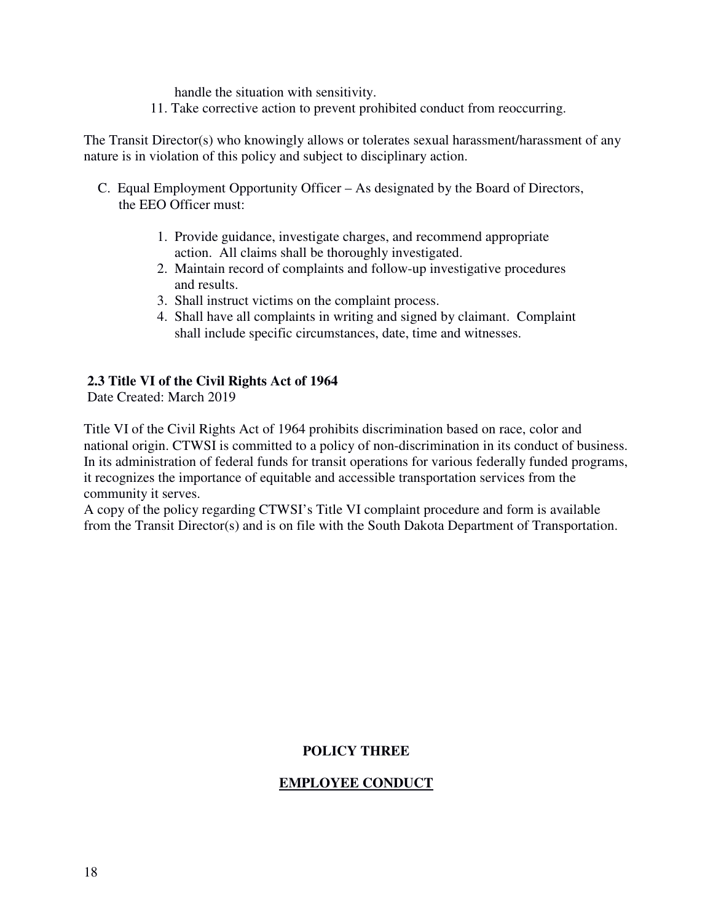handle the situation with sensitivity.

11. Take corrective action to prevent prohibited conduct from reoccurring.

The Transit Director(s) who knowingly allows or tolerates sexual harassment/harassment of any nature is in violation of this policy and subject to disciplinary action.

C. Equal Employment Opportunity Officer – As designated by the Board of Directors, the EEO Officer must:

1. Provide guidance, investigate charges, and recommend appropriate action. All claims shall be thoroughly investigated.
2. Maintain record of complaints and follow-up investigative procedures and results.
3. Shall instruct victims on the complaint process.
4. Shall have all complaints in writing and signed by claimant. Complaint shall include specific circumstances, date, time and witnesses.

### 2.3 Title VI of the Civil Rights Act of 1964

Date Created: March 2019

Title VI of the Civil Rights Act of 1964 prohibits discrimination based on race, color and national origin. CTWSI is committed to a policy of non-discrimination in its conduct of business. In its administration of federal funds for transit operations for various federally funded programs, it recognizes the importance of equitable and accessible transportation services from the community it serves.

A copy of the policy regarding CTWSI's Title VI complaint procedure and form is available from the Transit Director(s) and is on file with the South Dakota Department of Transportation.

## POLICY THREE

## EMPLOYEE CONDUCT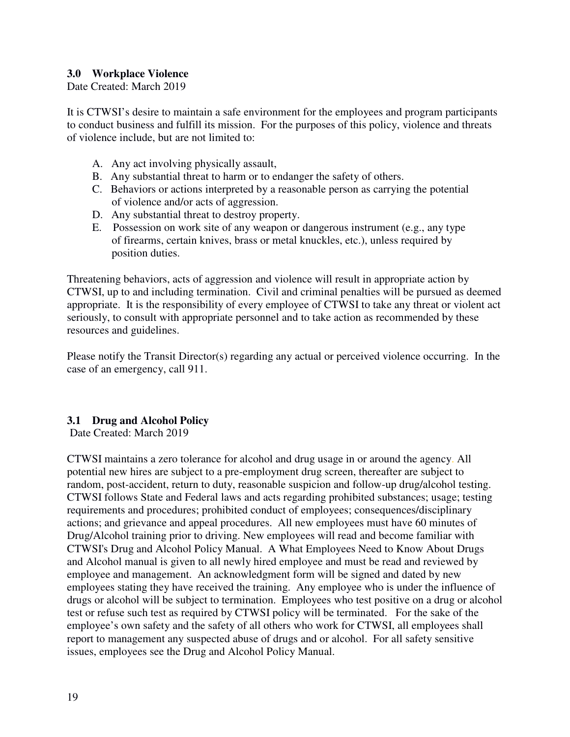### 3.0 Workplace Violence

Date Created: March 2019

It is CTWSI's desire to maintain a safe environment for the employees and program participants to conduct business and fulfill its mission. For the purposes of this policy, violence and threats of violence include, but are not limited to:

A. Any act involving physically assault,
B. Any substantial threat to harm or to endanger the safety of others.
C. Behaviors or actions interpreted by a reasonable person as carrying the potential of violence and/or acts of aggression.
D. Any substantial threat to destroy property.
E. Possession on work site of any weapon or dangerous instrument (e.g., any type of firearms, certain knives, brass or metal knuckles, etc.), unless required by position duties.

Threatening behaviors, acts of aggression and violence will result in appropriate action by CTWSI, up to and including termination. Civil and criminal penalties will be pursued as deemed appropriate. It is the responsibility of every employee of CTWSI to take any threat or violent act seriously, to consult with appropriate personnel and to take action as recommended by these resources and guidelines.

Please notify the Transit Director(s) regarding any actual or perceived violence occurring. In the case of an emergency, call 911.

### 3.1 Drug and Alcohol Policy

Date Created: March 2019

CTWSI maintains a zero tolerance for alcohol and drug usage in or around the agency. All potential new hires are subject to a pre-employment drug screen, thereafter are subject to random, post-accident, return to duty, reasonable suspicion and follow-up drug/alcohol testing. CTWSI follows State and Federal laws and acts regarding prohibited substances; usage; testing requirements and procedures; prohibited conduct of employees; consequences/disciplinary actions; and grievance and appeal procedures. All new employees must have 60 minutes of Drug/Alcohol training prior to driving. New employees will read and become familiar with CTWSI's Drug and Alcohol Policy Manual. A What Employees Need to Know About Drugs and Alcohol manual is given to all newly hired employee and must be read and reviewed by employee and management. An acknowledgment form will be signed and dated by new employees stating they have received the training. Any employee who is under the influence of drugs or alcohol will be subject to termination. Employees who test positive on a drug or alcohol test or refuse such test as required by CTWSI policy will be terminated. For the sake of the employee's own safety and the safety of all others who work for CTWSI, all employees shall report to management any suspected abuse of drugs and or alcohol. For all safety sensitive issues, employees see the Drug and Alcohol Policy Manual.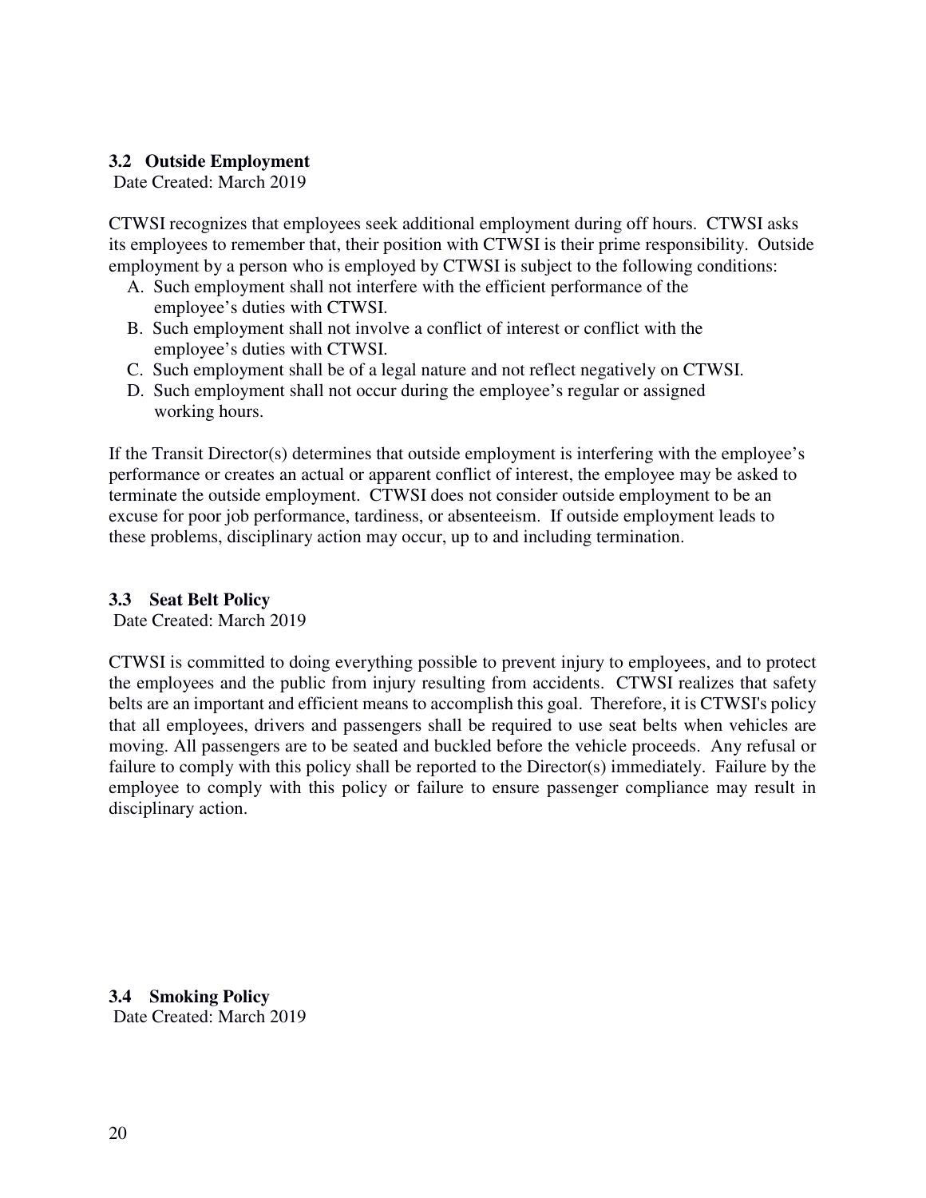### 3.2 Outside Employment

Date Created: March 2019

CTWSI recognizes that employees seek additional employment during off hours. CTWSI asks its employees to remember that, their position with CTWSI is their prime responsibility. Outside employment by a person who is employed by CTWSI is subject to the following conditions:

A. Such employment shall not interfere with the efficient performance of the employee's duties with CTWSI.
B. Such employment shall not involve a conflict of interest or conflict with the employee's duties with CTWSI.
C. Such employment shall be of a legal nature and not reflect negatively on CTWSI.
D. Such employment shall not occur during the employee's regular or assigned working hours.

If the Transit Director(s) determines that outside employment is interfering with the employee's performance or creates an actual or apparent conflict of interest, the employee may be asked to terminate the outside employment. CTWSI does not consider outside employment to be an excuse for poor job performance, tardiness, or absenteeism. If outside employment leads to these problems, disciplinary action may occur, up to and including termination.

### 3.3 Seat Belt Policy

Date Created: March 2019

CTWSI is committed to doing everything possible to prevent injury to employees, and to protect the employees and the public from injury resulting from accidents. CTWSI realizes that safety belts are an important and efficient means to accomplish this goal. Therefore, it is CTWSI's policy that all employees, drivers and passengers shall be required to use seat belts when vehicles are moving. All passengers are to be seated and buckled before the vehicle proceeds. Any refusal or failure to comply with this policy shall be reported to the Director(s) immediately. Failure by the employee to comply with this policy or failure to ensure passenger compliance may result in disciplinary action.

### 3.4 Smoking Policy

Date Created: March 2019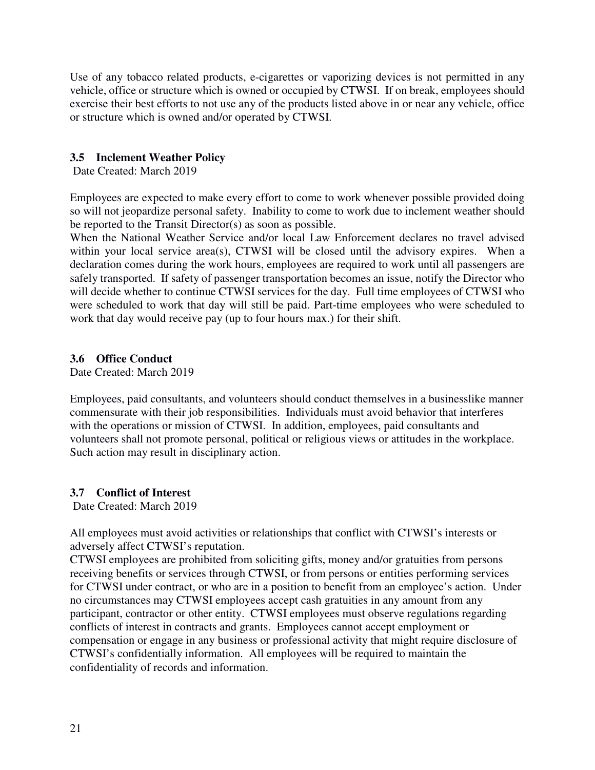Use of any tobacco related products, e-cigarettes or vaporizing devices is not permitted in any vehicle, office or structure which is owned or occupied by CTWSI. If on break, employees should exercise their best efforts to not use any of the products listed above in or near any vehicle, office or structure which is owned and/or operated by CTWSI.

### 3.5 Inclement Weather Policy

Date Created: March 2019

Employees are expected to make every effort to come to work whenever possible provided doing so will not jeopardize personal safety. Inability to come to work due to inclement weather should be reported to the Transit Director(s) as soon as possible.

When the National Weather Service and/or local Law Enforcement declares no travel advised within your local service area(s), CTWSI will be closed until the advisory expires. When a declaration comes during the work hours, employees are required to work until all passengers are safely transported. If safety of passenger transportation becomes an issue, notify the Director who will decide whether to continue CTWSI services for the day. Full time employees of CTWSI who were scheduled to work that day will still be paid. Part-time employees who were scheduled to work that day would receive pay (up to four hours max.) for their shift.

### 3.6 Office Conduct

Date Created: March 2019

Employees, paid consultants, and volunteers should conduct themselves in a businesslike manner commensurate with their job responsibilities. Individuals must avoid behavior that interferes with the operations or mission of CTWSI. In addition, employees, paid consultants and volunteers shall not promote personal, political or religious views or attitudes in the workplace. Such action may result in disciplinary action.

### 3.7 Conflict of Interest

Date Created: March 2019

All employees must avoid activities or relationships that conflict with CTWSI's interests or adversely affect CTWSI's reputation.

CTWSI employees are prohibited from soliciting gifts, money and/or gratuities from persons receiving benefits or services through CTWSI, or from persons or entities performing services for CTWSI under contract, or who are in a position to benefit from an employee's action. Under no circumstances may CTWSI employees accept cash gratuities in any amount from any participant, contractor or other entity. CTWSI employees must observe regulations regarding conflicts of interest in contracts and grants. Employees cannot accept employment or compensation or engage in any business or professional activity that might require disclosure of CTWSI's confidentially information. All employees will be required to maintain the confidentiality of records and information.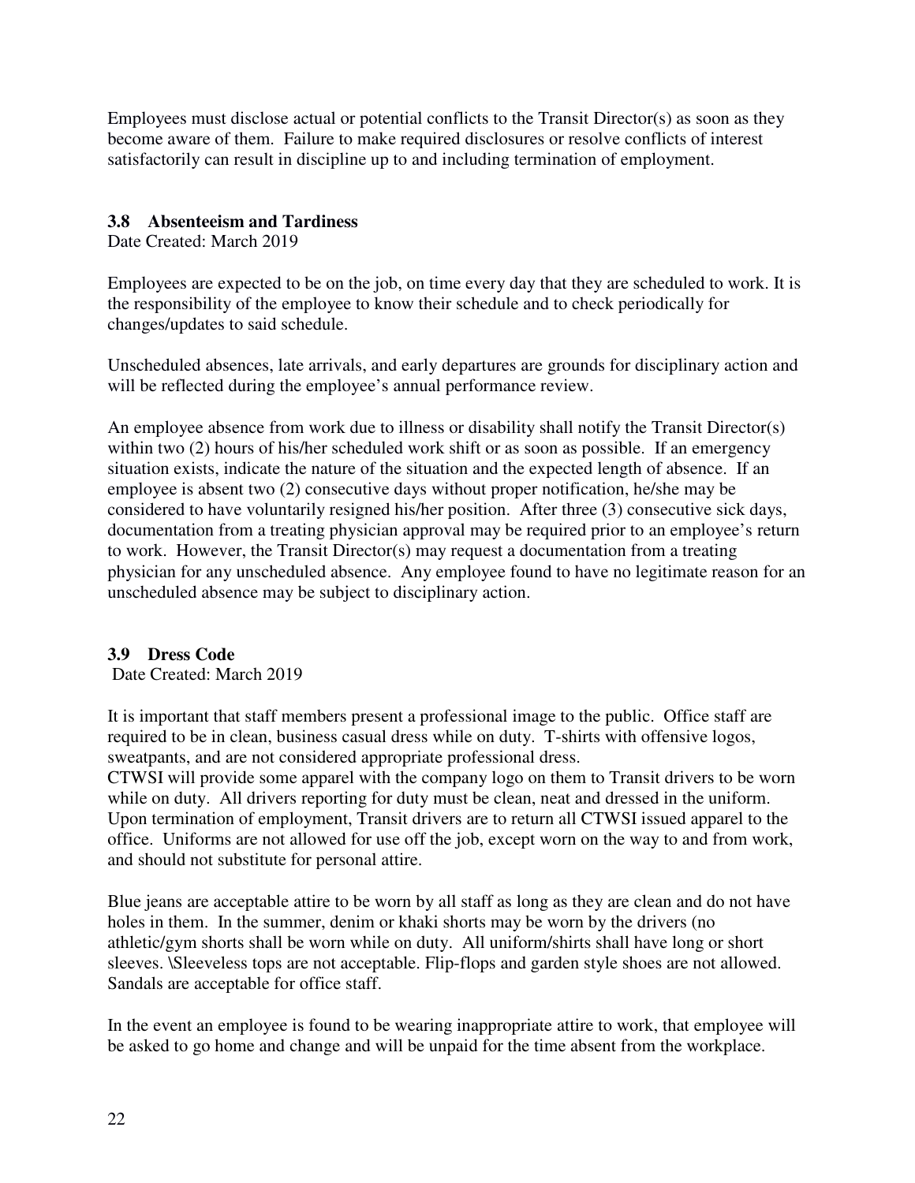Employees must disclose actual or potential conflicts to the Transit Director(s) as soon as they become aware of them. Failure to make required disclosures or resolve conflicts of interest satisfactorily can result in discipline up to and including termination of employment.

### 3.8 Absenteeism and Tardiness

Date Created: March 2019

Employees are expected to be on the job, on time every day that they are scheduled to work. It is the responsibility of the employee to know their schedule and to check periodically for changes/updates to said schedule.

Unscheduled absences, late arrivals, and early departures are grounds for disciplinary action and will be reflected during the employee's annual performance review.

An employee absence from work due to illness or disability shall notify the Transit Director(s) within two (2) hours of his/her scheduled work shift or as soon as possible. If an emergency situation exists, indicate the nature of the situation and the expected length of absence. If an employee is absent two (2) consecutive days without proper notification, he/she may be considered to have voluntarily resigned his/her position. After three (3) consecutive sick days, documentation from a treating physician approval may be required prior to an employee's return to work. However, the Transit Director(s) may request a documentation from a treating physician for any unscheduled absence. Any employee found to have no legitimate reason for an unscheduled absence may be subject to disciplinary action.

### 3.9 Dress Code

Date Created: March 2019

It is important that staff members present a professional image to the public. Office staff are required to be in clean, business casual dress while on duty. T-shirts with offensive logos, sweatpants, and are not considered appropriate professional dress.
CTWSI will provide some apparel with the company logo on them to Transit drivers to be worn while on duty. All drivers reporting for duty must be clean, neat and dressed in the uniform. Upon termination of employment, Transit drivers are to return all CTWSI issued apparel to the office. Uniforms are not allowed for use off the job, except worn on the way to and from work, and should not substitute for personal attire.

Blue jeans are acceptable attire to be worn by all staff as long as they are clean and do not have holes in them. In the summer, denim or khaki shorts may be worn by the drivers (no athletic/gym shorts shall be worn while on duty. All uniform/shirts shall have long or short sleeves. \Sleeveless tops are not acceptable. Flip-flops and garden style shoes are not allowed. Sandals are acceptable for office staff.

In the event an employee is found to be wearing inappropriate attire to work, that employee will be asked to go home and change and will be unpaid for the time absent from the workplace.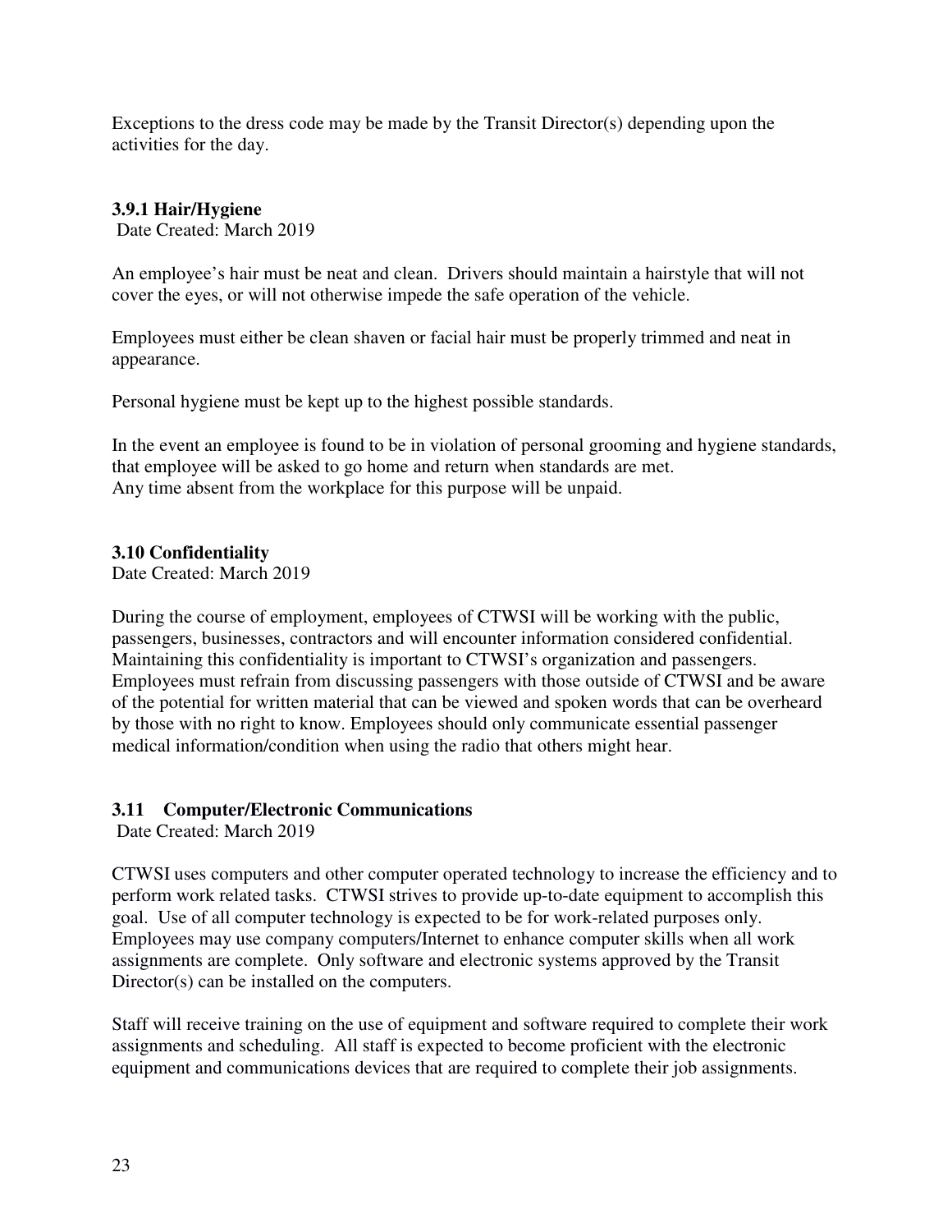Exceptions to the dress code may be made by the Transit Director(s) depending upon the activities for the day.

### 3.9.1 Hair/Hygiene

Date Created: March 2019

An employee's hair must be neat and clean. Drivers should maintain a hairstyle that will not cover the eyes, or will not otherwise impede the safe operation of the vehicle.

Employees must either be clean shaven or facial hair must be properly trimmed and neat in appearance.

Personal hygiene must be kept up to the highest possible standards.

In the event an employee is found to be in violation of personal grooming and hygiene standards, that employee will be asked to go home and return when standards are met.
Any time absent from the workplace for this purpose will be unpaid.

### 3.10 Confidentiality

Date Created: March 2019

During the course of employment, employees of CTWSI will be working with the public, passengers, businesses, contractors and will encounter information considered confidential. Maintaining this confidentiality is important to CTWSI's organization and passengers. Employees must refrain from discussing passengers with those outside of CTWSI and be aware of the potential for written material that can be viewed and spoken words that can be overheard by those with no right to know. Employees should only communicate essential passenger medical information/condition when using the radio that others might hear.

### 3.11 Computer/Electronic Communications

Date Created: March 2019

CTWSI uses computers and other computer operated technology to increase the efficiency and to perform work related tasks. CTWSI strives to provide up-to-date equipment to accomplish this goal. Use of all computer technology is expected to be for work-related purposes only. Employees may use company computers/Internet to enhance computer skills when all work assignments are complete. Only software and electronic systems approved by the Transit Director(s) can be installed on the computers.

Staff will receive training on the use of equipment and software required to complete their work assignments and scheduling. All staff is expected to become proficient with the electronic equipment and communications devices that are required to complete their job assignments.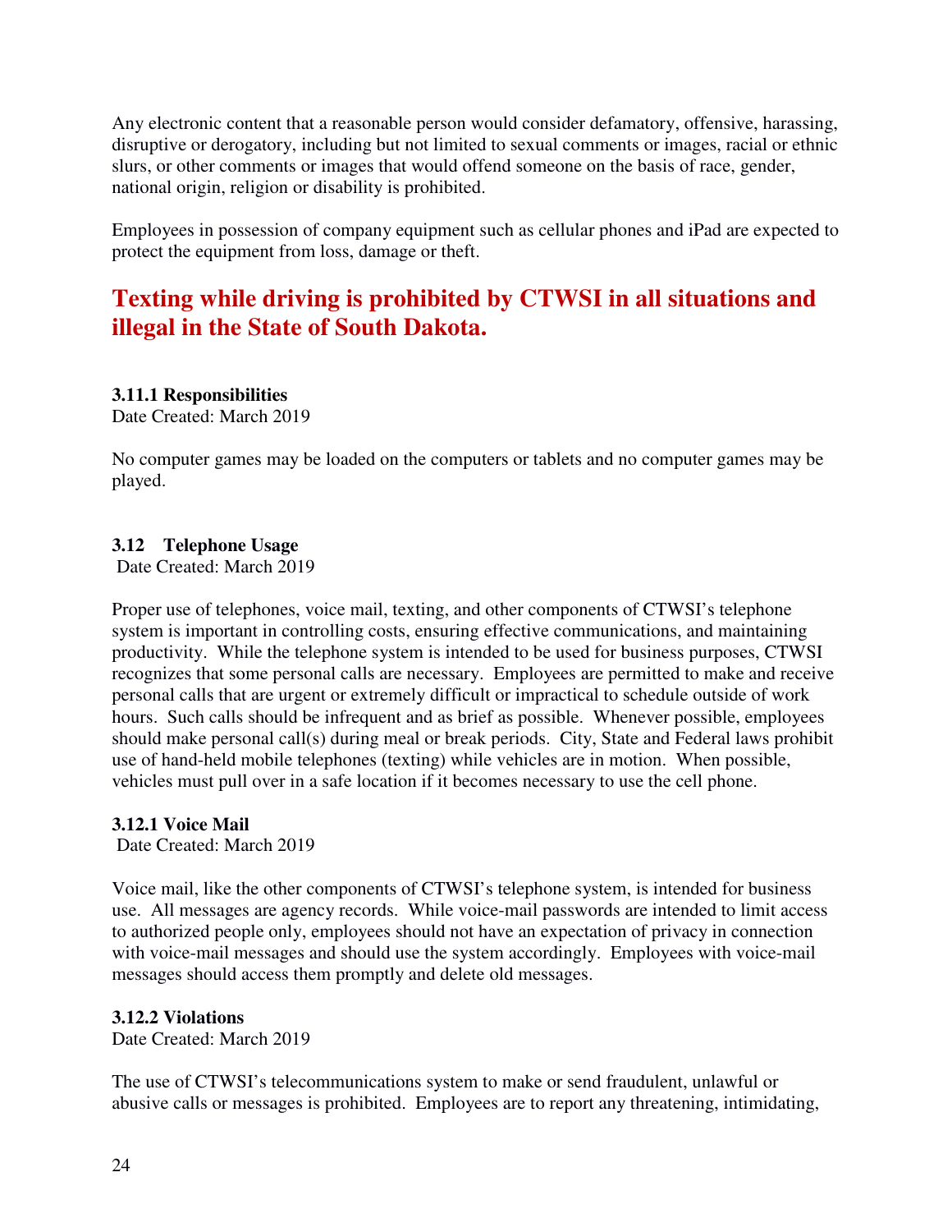Any electronic content that a reasonable person would consider defamatory, offensive, harassing, disruptive or derogatory, including but not limited to sexual comments or images, racial or ethnic slurs, or other comments or images that would offend someone on the basis of race, gender, national origin, religion or disability is prohibited.

Employees in possession of company equipment such as cellular phones and iPad are expected to protect the equipment from loss, damage or theft.

## Texting while driving is prohibited by CTWSI in all situations and illegal in the State of South Dakota.

**3.11.1 Responsibilities**
Date Created: March 2019

No computer games may be loaded on the computers or tablets and no computer games may be played.

**3.12 Telephone Usage**
Date Created: March 2019

Proper use of telephones, voice mail, texting, and other components of CTWSI's telephone system is important in controlling costs, ensuring effective communications, and maintaining productivity. While the telephone system is intended to be used for business purposes, CTWSI recognizes that some personal calls are necessary. Employees are permitted to make and receive personal calls that are urgent or extremely difficult or impractical to schedule outside of work hours. Such calls should be infrequent and as brief as possible. Whenever possible, employees should make personal call(s) during meal or break periods. City, State and Federal laws prohibit use of hand-held mobile telephones (texting) while vehicles are in motion. When possible, vehicles must pull over in a safe location if it becomes necessary to use the cell phone.

**3.12.1 Voice Mail**
Date Created: March 2019

Voice mail, like the other components of CTWSI's telephone system, is intended for business use. All messages are agency records. While voice-mail passwords are intended to limit access to authorized people only, employees should not have an expectation of privacy in connection with voice-mail messages and should use the system accordingly. Employees with voice-mail messages should access them promptly and delete old messages.

**3.12.2 Violations**
Date Created: March 2019

The use of CTWSI's telecommunications system to make or send fraudulent, unlawful or abusive calls or messages is prohibited. Employees are to report any threatening, intimidating,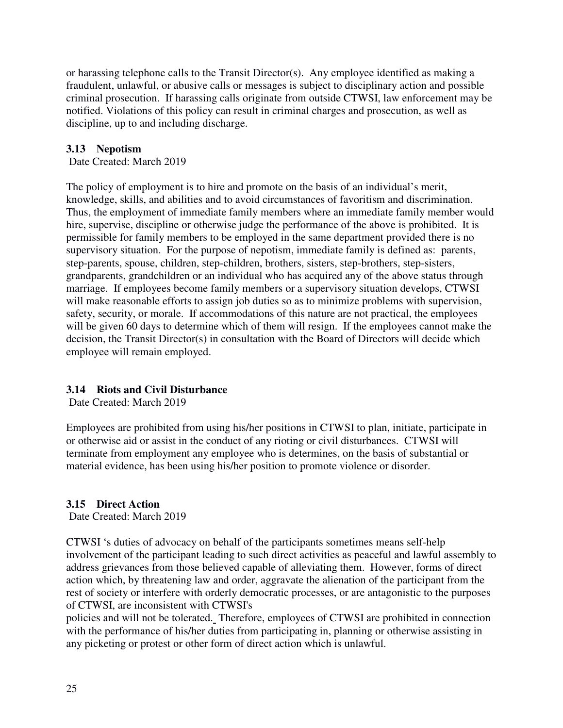or harassing telephone calls to the Transit Director(s). Any employee identified as making a fraudulent, unlawful, or abusive calls or messages is subject to disciplinary action and possible criminal prosecution. If harassing calls originate from outside CTWSI, law enforcement may be notified. Violations of this policy can result in criminal charges and prosecution, as well as discipline, up to and including discharge.

### 3.13 Nepotism

Date Created: March 2019

The policy of employment is to hire and promote on the basis of an individual's merit, knowledge, skills, and abilities and to avoid circumstances of favoritism and discrimination. Thus, the employment of immediate family members where an immediate family member would hire, supervise, discipline or otherwise judge the performance of the above is prohibited. It is permissible for family members to be employed in the same department provided there is no supervisory situation. For the purpose of nepotism, immediate family is defined as: parents, step-parents, spouse, children, step-children, brothers, sisters, step-brothers, step-sisters, grandparents, grandchildren or an individual who has acquired any of the above status through marriage. If employees become family members or a supervisory situation develops, CTWSI will make reasonable efforts to assign job duties so as to minimize problems with supervision, safety, security, or morale. If accommodations of this nature are not practical, the employees will be given 60 days to determine which of them will resign. If the employees cannot make the decision, the Transit Director(s) in consultation with the Board of Directors will decide which employee will remain employed.

### 3.14 Riots and Civil Disturbance

Date Created: March 2019

Employees are prohibited from using his/her positions in CTWSI to plan, initiate, participate in or otherwise aid or assist in the conduct of any rioting or civil disturbances. CTWSI will terminate from employment any employee who is determines, on the basis of substantial or material evidence, has been using his/her position to promote violence or disorder.

### 3.15 Direct Action

Date Created: March 2019

CTWSI 's duties of advocacy on behalf of the participants sometimes means self-help involvement of the participant leading to such direct activities as peaceful and lawful assembly to address grievances from those believed capable of alleviating them. However, forms of direct action which, by threatening law and order, aggravate the alienation of the participant from the rest of society or interfere with orderly democratic processes, or are antagonistic to the purposes of CTWSI, are inconsistent with CTWSI's policies and will not be tolerated. Therefore, employees of CTWSI are prohibited in connection with the performance of his/her duties from participating in, planning or otherwise assisting in any picketing or protest or other form of direct action which is unlawful.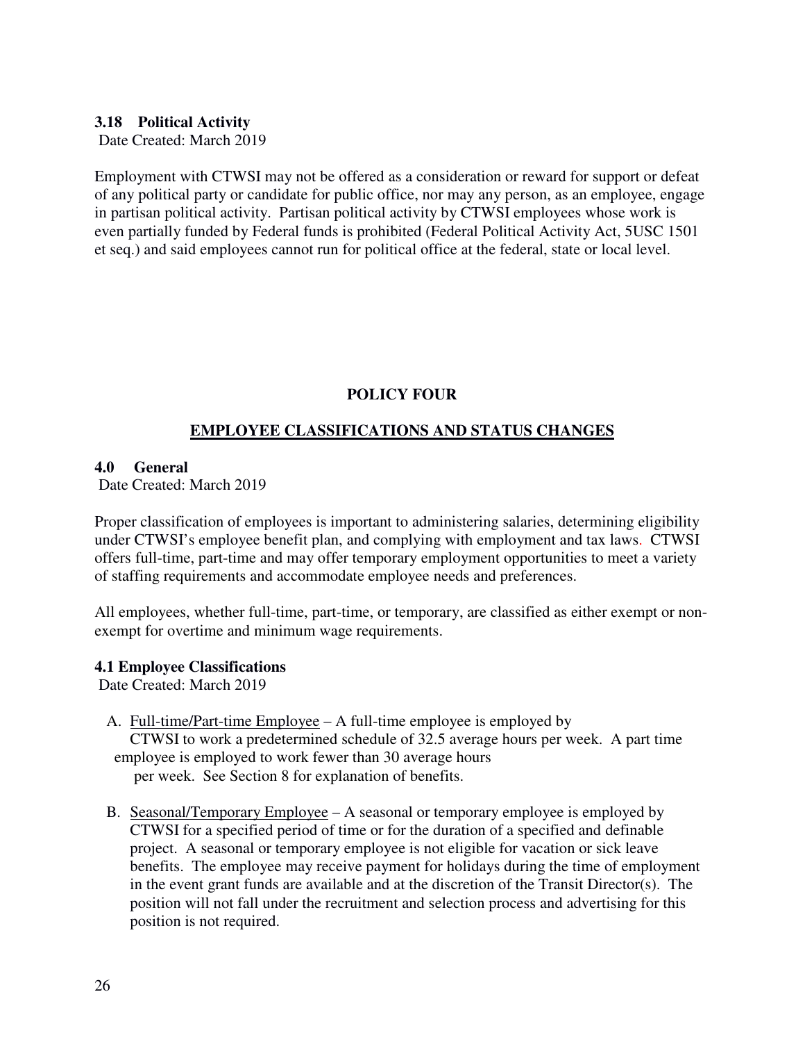### 3.18 Political Activity

Date Created: March 2019

Employment with CTWSI may not be offered as a consideration or reward for support or defeat of any political party or candidate for public office, nor may any person, as an employee, engage in partisan political activity. Partisan political activity by CTWSI employees whose work is even partially funded by Federal funds is prohibited (Federal Political Activity Act, 5USC 1501 et seq.) and said employees cannot run for political office at the federal, state or local level.

## POLICY FOUR

## EMPLOYEE CLASSIFICATIONS AND STATUS CHANGES

### 4.0 General

Date Created: March 2019

Proper classification of employees is important to administering salaries, determining eligibility under CTWSI's employee benefit plan, and complying with employment and tax laws. CTWSI offers full-time, part-time and may offer temporary employment opportunities to meet a variety of staffing requirements and accommodate employee needs and preferences.

All employees, whether full-time, part-time, or temporary, are classified as either exempt or non-exempt for overtime and minimum wage requirements.

### 4.1 Employee Classifications

Date Created: March 2019

A. Full-time/Part-time Employee – A full-time employee is employed by CTWSI to work a predetermined schedule of 32.5 average hours per week. A part time employee is employed to work fewer than 30 average hours per week. See Section 8 for explanation of benefits.

B. Seasonal/Temporary Employee – A seasonal or temporary employee is employed by CTWSI for a specified period of time or for the duration of a specified and definable project. A seasonal or temporary employee is not eligible for vacation or sick leave benefits. The employee may receive payment for holidays during the time of employment in the event grant funds are available and at the discretion of the Transit Director(s). The position will not fall under the recruitment and selection process and advertising for this position is not required.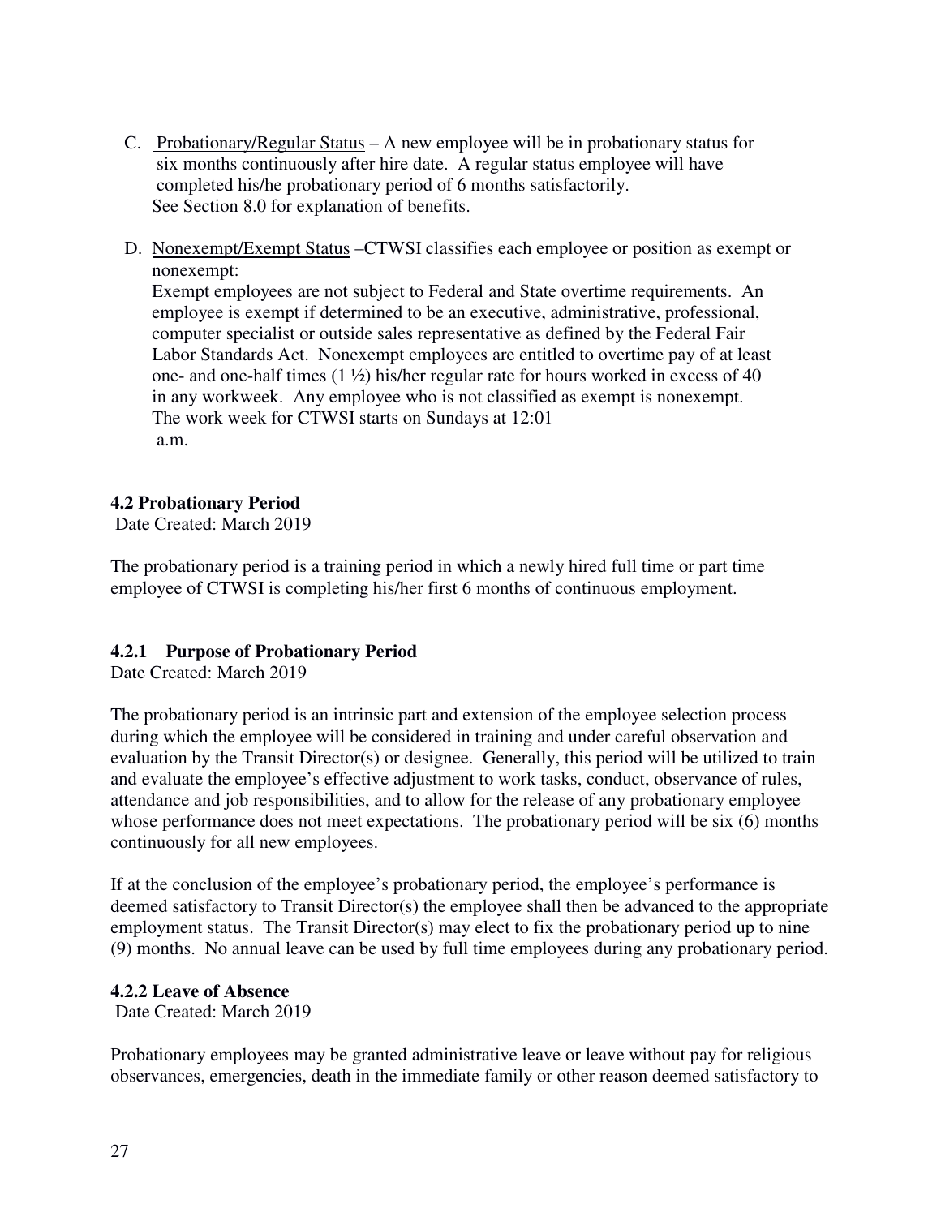C. Probationary/Regular Status – A new employee will be in probationary status for six months continuously after hire date. A regular status employee will have completed his/he probationary period of 6 months satisfactorily. See Section 8.0 for explanation of benefits.

D. Nonexempt/Exempt Status –CTWSI classifies each employee or position as exempt or nonexempt:
Exempt employees are not subject to Federal and State overtime requirements. An employee is exempt if determined to be an executive, administrative, professional, computer specialist or outside sales representative as defined by the Federal Fair Labor Standards Act. Nonexempt employees are entitled to overtime pay of at least one- and one-half times (1 ½) his/her regular rate for hours worked in excess of 40 in any workweek. Any employee who is not classified as exempt is nonexempt. The work week for CTWSI starts on Sundays at 12:01 a.m.

**4.2 Probationary Period**
Date Created: March 2019

The probationary period is a training period in which a newly hired full time or part time employee of CTWSI is completing his/her first 6 months of continuous employment.

**4.2.1 Purpose of Probationary Period**
Date Created: March 2019

The probationary period is an intrinsic part and extension of the employee selection process during which the employee will be considered in training and under careful observation and evaluation by the Transit Director(s) or designee. Generally, this period will be utilized to train and evaluate the employee's effective adjustment to work tasks, conduct, observance of rules, attendance and job responsibilities, and to allow for the release of any probationary employee whose performance does not meet expectations. The probationary period will be six (6) months continuously for all new employees.

If at the conclusion of the employee's probationary period, the employee's performance is deemed satisfactory to Transit Director(s) the employee shall then be advanced to the appropriate employment status. The Transit Director(s) may elect to fix the probationary period up to nine (9) months. No annual leave can be used by full time employees during any probationary period.

**4.2.2 Leave of Absence**
Date Created: March 2019

Probationary employees may be granted administrative leave or leave without pay for religious observances, emergencies, death in the immediate family or other reason deemed satisfactory to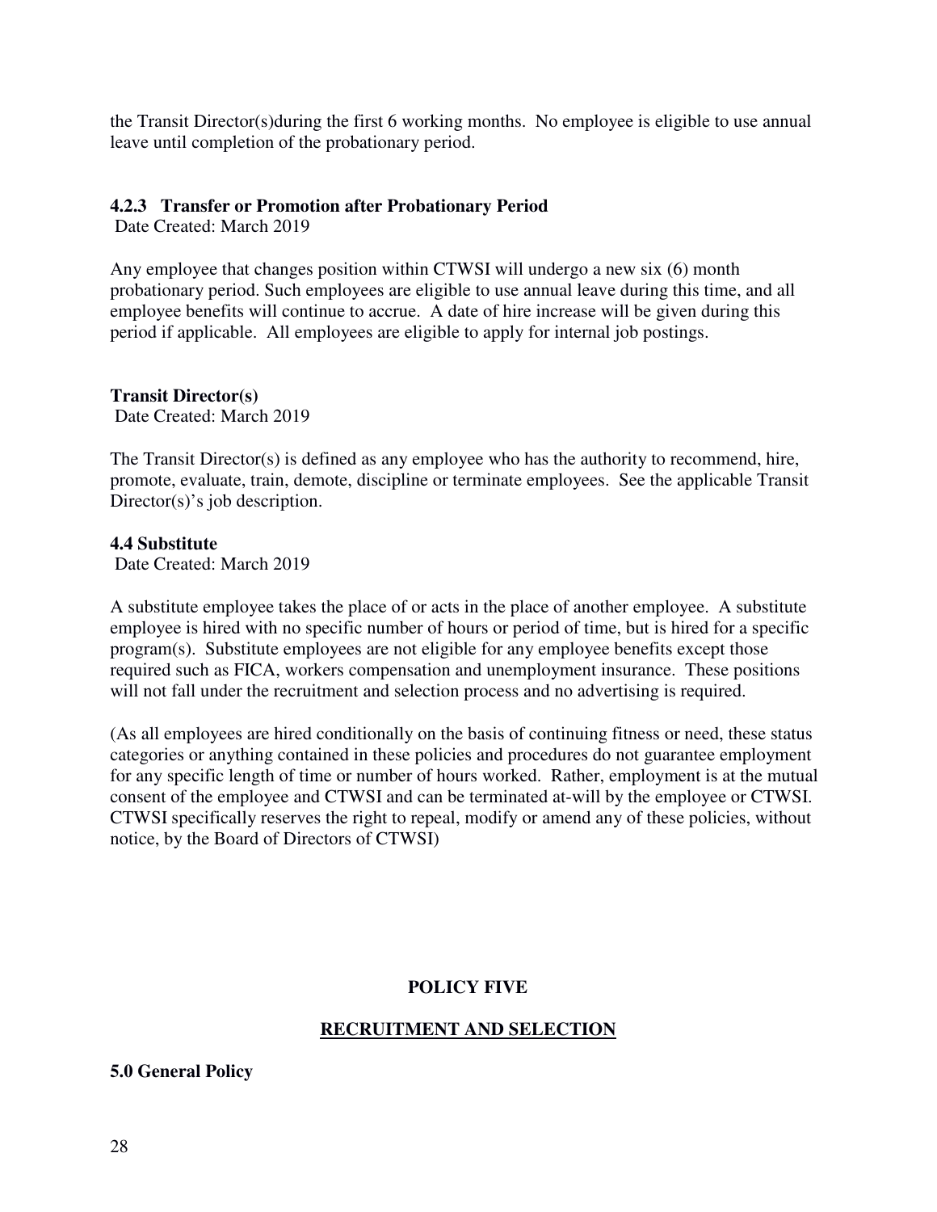the Transit Director(s)during the first 6 working months. No employee is eligible to use annual leave until completion of the probationary period.

#### 4.2.3 Transfer or Promotion after Probationary Period

Date Created: March 2019

Any employee that changes position within CTWSI will undergo a new six (6) month probationary period. Such employees are eligible to use annual leave during this time, and all employee benefits will continue to accrue. A date of hire increase will be given during this period if applicable. All employees are eligible to apply for internal job postings.

#### Transit Director(s)

Date Created: March 2019

The Transit Director(s) is defined as any employee who has the authority to recommend, hire, promote, evaluate, train, demote, discipline or terminate employees. See the applicable Transit Director(s)'s job description.

### 4.4 Substitute

Date Created: March 2019

A substitute employee takes the place of or acts in the place of another employee. A substitute employee is hired with no specific number of hours or period of time, but is hired for a specific program(s). Substitute employees are not eligible for any employee benefits except those required such as FICA, workers compensation and unemployment insurance. These positions will not fall under the recruitment and selection process and no advertising is required.

(As all employees are hired conditionally on the basis of continuing fitness or need, these status categories or anything contained in these policies and procedures do not guarantee employment for any specific length of time or number of hours worked. Rather, employment is at the mutual consent of the employee and CTWSI and can be terminated at-will by the employee or CTWSI. CTWSI specifically reserves the right to repeal, modify or amend any of these policies, without notice, by the Board of Directors of CTWSI)

## POLICY FIVE

## RECRUITMENT AND SELECTION

### 5.0 General Policy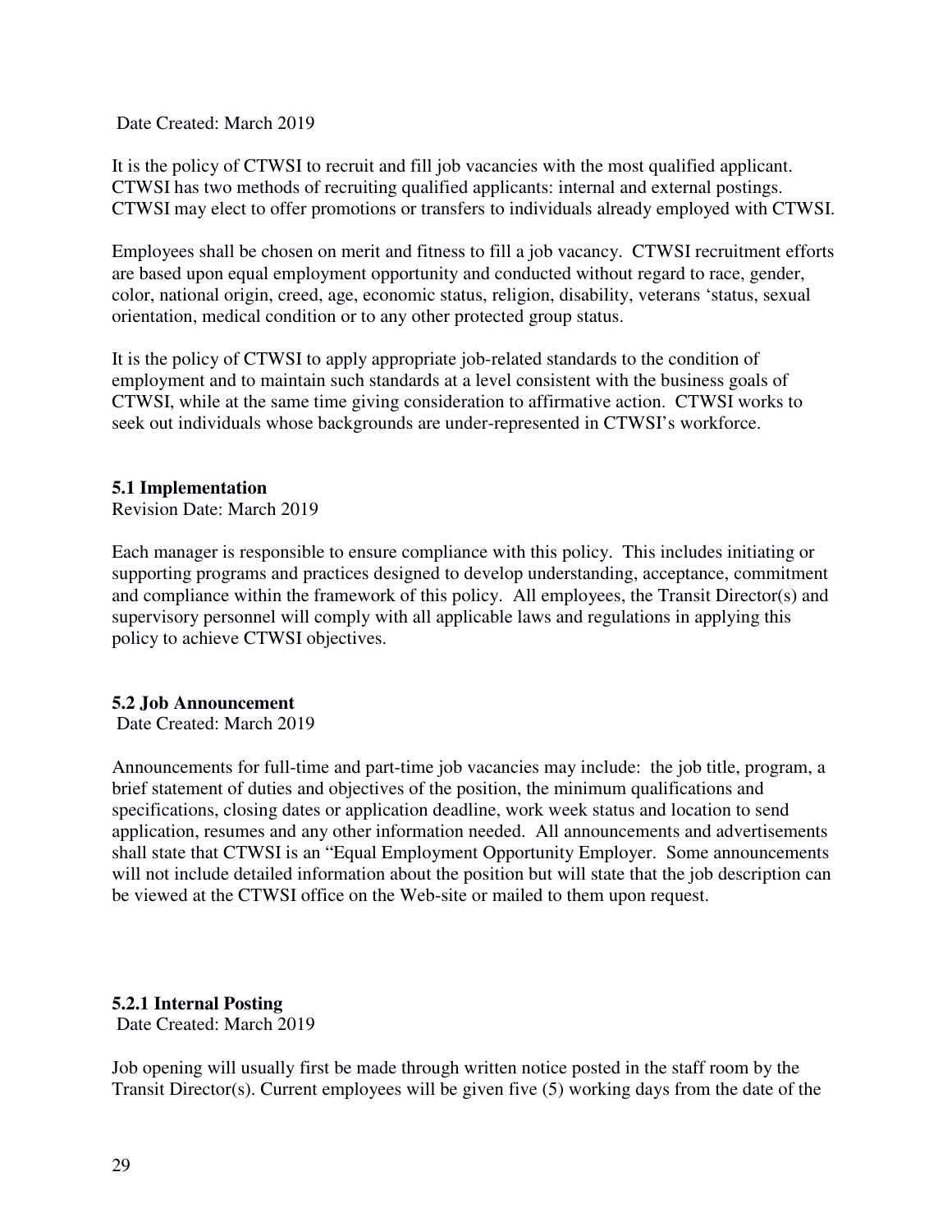Date Created: March 2019

It is the policy of CTWSI to recruit and fill job vacancies with the most qualified applicant. CTWSI has two methods of recruiting qualified applicants: internal and external postings. CTWSI may elect to offer promotions or transfers to individuals already employed with CTWSI.

Employees shall be chosen on merit and fitness to fill a job vacancy. CTWSI recruitment efforts are based upon equal employment opportunity and conducted without regard to race, gender, color, national origin, creed, age, economic status, religion, disability, veterans 'status, sexual orientation, medical condition or to any other protected group status.

It is the policy of CTWSI to apply appropriate job-related standards to the condition of employment and to maintain such standards at a level consistent with the business goals of CTWSI, while at the same time giving consideration to affirmative action. CTWSI works to seek out individuals whose backgrounds are under-represented in CTWSI's workforce.

**5.1 Implementation**

Revision Date: March 2019

Each manager is responsible to ensure compliance with this policy. This includes initiating or supporting programs and practices designed to develop understanding, acceptance, commitment and compliance within the framework of this policy. All employees, the Transit Director(s) and supervisory personnel will comply with all applicable laws and regulations in applying this policy to achieve CTWSI objectives.

**5.2 Job Announcement**

Date Created: March 2019

Announcements for full-time and part-time job vacancies may include: the job title, program, a brief statement of duties and objectives of the position, the minimum qualifications and specifications, closing dates or application deadline, work week status and location to send application, resumes and any other information needed. All announcements and advertisements shall state that CTWSI is an "Equal Employment Opportunity Employer. Some announcements will not include detailed information about the position but will state that the job description can be viewed at the CTWSI office on the Web-site or mailed to them upon request.

**5.2.1 Internal Posting**

Date Created: March 2019

Job opening will usually first be made through written notice posted in the staff room by the Transit Director(s). Current employees will be given five (5) working days from the date of the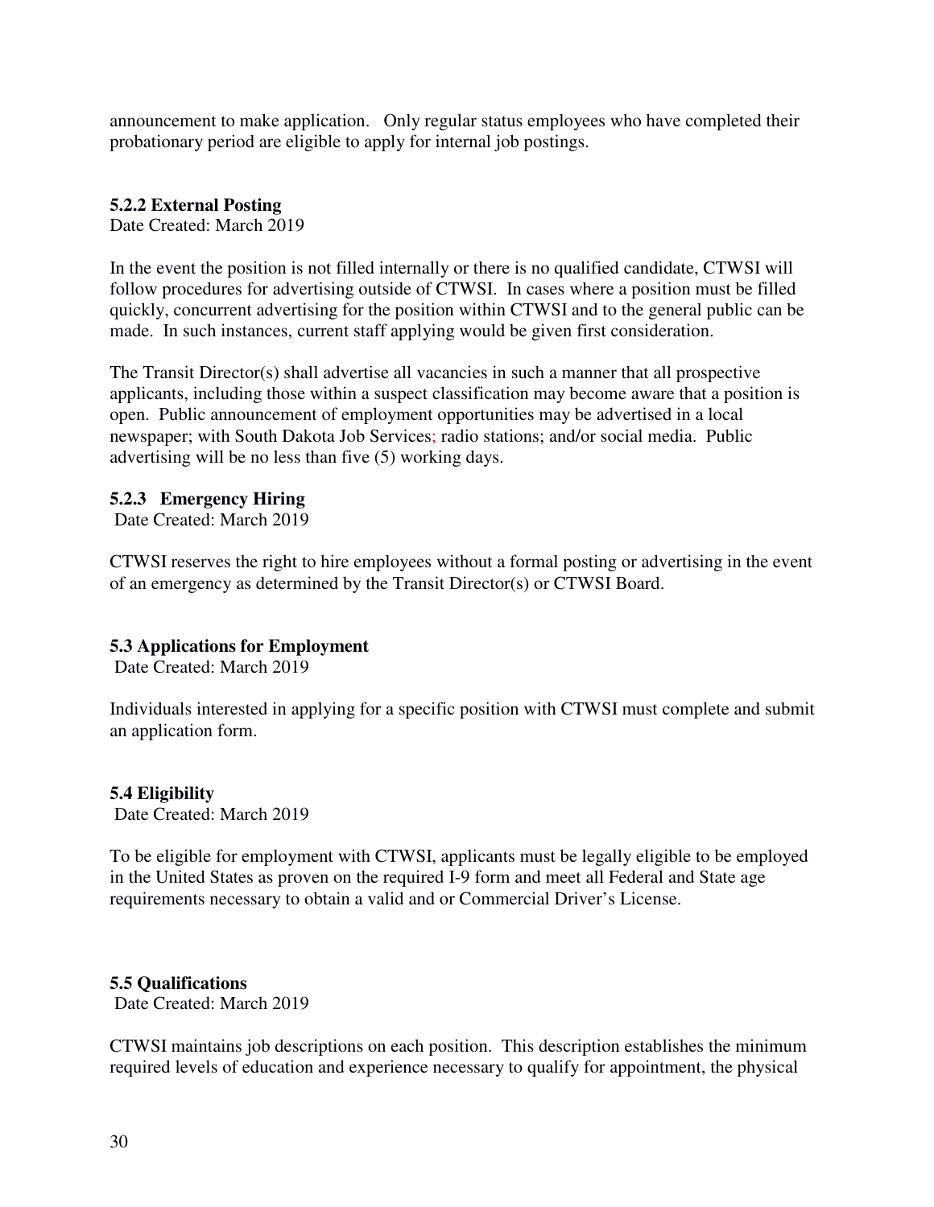announcement to make application. Only regular status employees who have completed their probationary period are eligible to apply for internal job postings.

### 5.2.2 External Posting

Date Created: March 2019

In the event the position is not filled internally or there is no qualified candidate, CTWSI will follow procedures for advertising outside of CTWSI. In cases where a position must be filled quickly, concurrent advertising for the position within CTWSI and to the general public can be made. In such instances, current staff applying would be given first consideration.

The Transit Director(s) shall advertise all vacancies in such a manner that all prospective applicants, including those within a suspect classification may become aware that a position is open. Public announcement of employment opportunities may be advertised in a local newspaper; with South Dakota Job Services; radio stations; and/or social media. Public advertising will be no less than five (5) working days.

### 5.2.3 Emergency Hiring

Date Created: March 2019

CTWSI reserves the right to hire employees without a formal posting or advertising in the event of an emergency as determined by the Transit Director(s) or CTWSI Board.

## 5.3 Applications for Employment

Date Created: March 2019

Individuals interested in applying for a specific position with CTWSI must complete and submit an application form.

## 5.4 Eligibility

Date Created: March 2019

To be eligible for employment with CTWSI, applicants must be legally eligible to be employed in the United States as proven on the required I-9 form and meet all Federal and State age requirements necessary to obtain a valid and or Commercial Driver's License.

## 5.5 Qualifications

Date Created: March 2019

CTWSI maintains job descriptions on each position. This description establishes the minimum required levels of education and experience necessary to qualify for appointment, the physical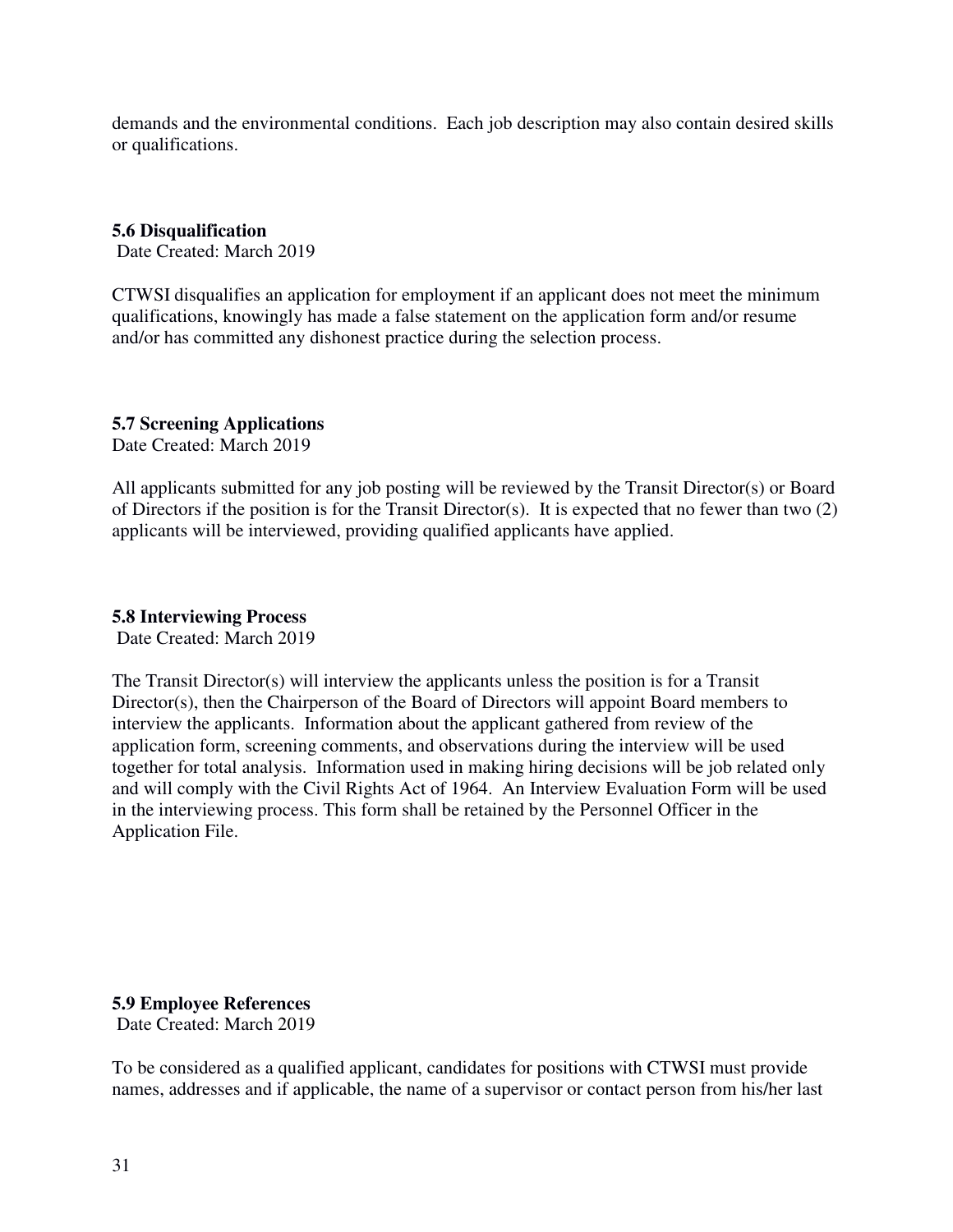demands and the environmental conditions. Each job description may also contain desired skills or qualifications.

**5.6 Disqualification**

Date Created: March 2019

CTWSI disqualifies an application for employment if an applicant does not meet the minimum qualifications, knowingly has made a false statement on the application form and/or resume and/or has committed any dishonest practice during the selection process.

**5.7 Screening Applications**

Date Created: March 2019

All applicants submitted for any job posting will be reviewed by the Transit Director(s) or Board of Directors if the position is for the Transit Director(s). It is expected that no fewer than two (2) applicants will be interviewed, providing qualified applicants have applied.

**5.8 Interviewing Process**

Date Created: March 2019

The Transit Director(s) will interview the applicants unless the position is for a Transit Director(s), then the Chairperson of the Board of Directors will appoint Board members to interview the applicants. Information about the applicant gathered from review of the application form, screening comments, and observations during the interview will be used together for total analysis. Information used in making hiring decisions will be job related only and will comply with the Civil Rights Act of 1964. An Interview Evaluation Form will be used in the interviewing process. This form shall be retained by the Personnel Officer in the Application File.

**5.9 Employee References**

Date Created: March 2019

To be considered as a qualified applicant, candidates for positions with CTWSI must provide names, addresses and if applicable, the name of a supervisor or contact person from his/her last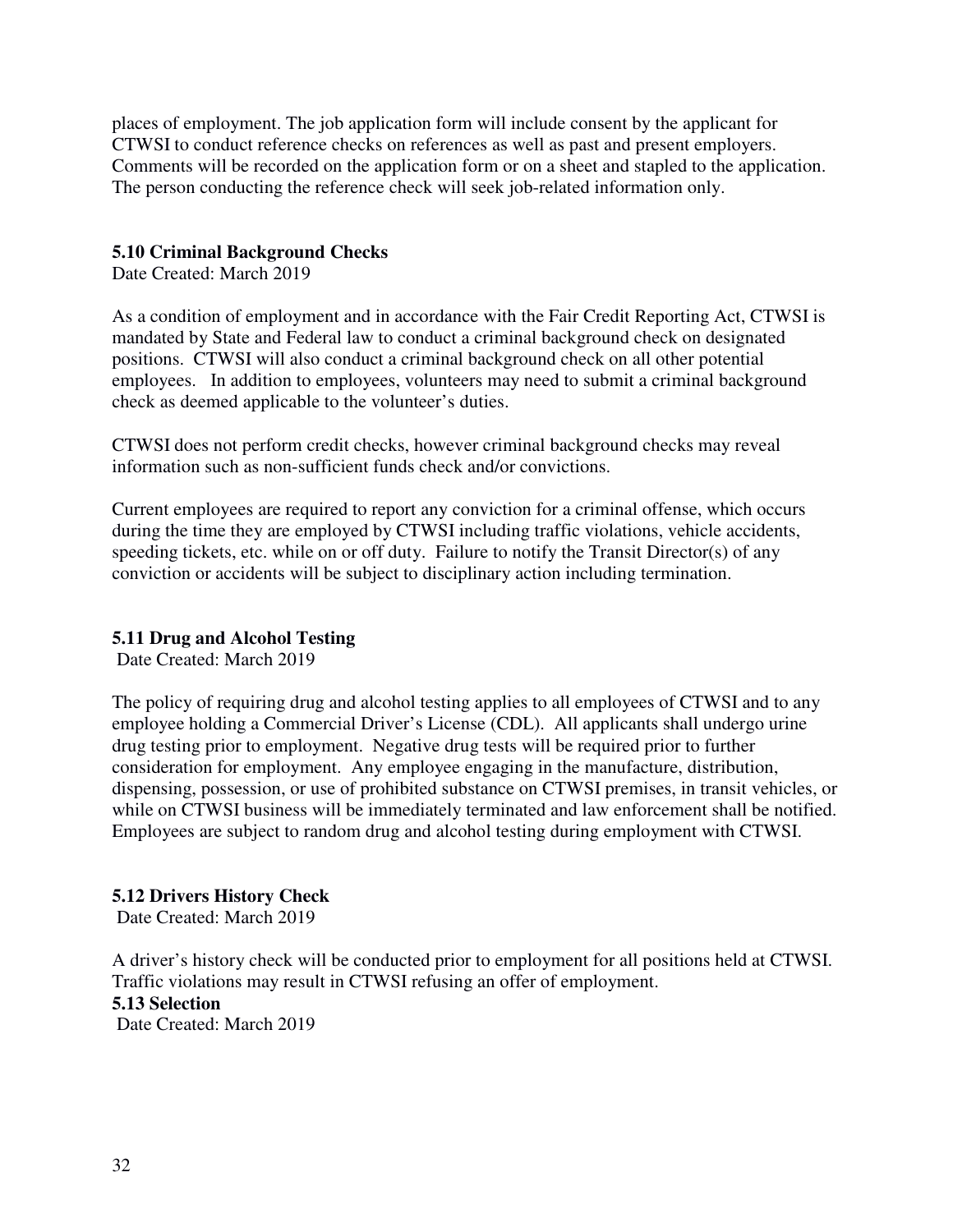places of employment. The job application form will include consent by the applicant for CTWSI to conduct reference checks on references as well as past and present employers. Comments will be recorded on the application form or on a sheet and stapled to the application. The person conducting the reference check will seek job-related information only.

**5.10 Criminal Background Checks**

Date Created: March 2019

As a condition of employment and in accordance with the Fair Credit Reporting Act, CTWSI is mandated by State and Federal law to conduct a criminal background check on designated positions. CTWSI will also conduct a criminal background check on all other potential employees. In addition to employees, volunteers may need to submit a criminal background check as deemed applicable to the volunteer's duties.

CTWSI does not perform credit checks, however criminal background checks may reveal information such as non-sufficient funds check and/or convictions.

Current employees are required to report any conviction for a criminal offense, which occurs during the time they are employed by CTWSI including traffic violations, vehicle accidents, speeding tickets, etc. while on or off duty. Failure to notify the Transit Director(s) of any conviction or accidents will be subject to disciplinary action including termination.

**5.11 Drug and Alcohol Testing**

Date Created: March 2019

The policy of requiring drug and alcohol testing applies to all employees of CTWSI and to any employee holding a Commercial Driver's License (CDL). All applicants shall undergo urine drug testing prior to employment. Negative drug tests will be required prior to further consideration for employment. Any employee engaging in the manufacture, distribution, dispensing, possession, or use of prohibited substance on CTWSI premises, in transit vehicles, or while on CTWSI business will be immediately terminated and law enforcement shall be notified. Employees are subject to random drug and alcohol testing during employment with CTWSI.

**5.12 Drivers History Check**

Date Created: March 2019

A driver's history check will be conducted prior to employment for all positions held at CTWSI. Traffic violations may result in CTWSI refusing an offer of employment.

**5.13 Selection**

Date Created: March 2019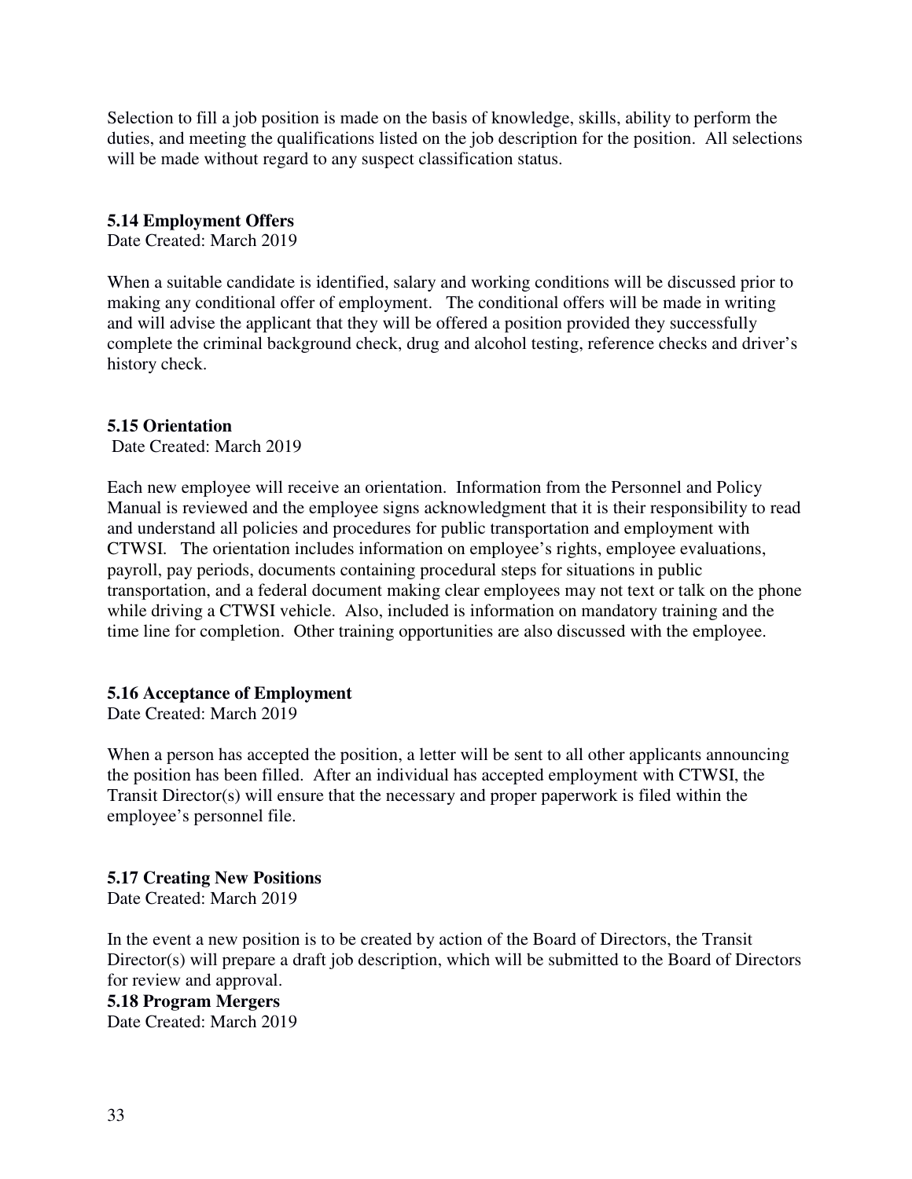Selection to fill a job position is made on the basis of knowledge, skills, ability to perform the duties, and meeting the qualifications listed on the job description for the position. All selections will be made without regard to any suspect classification status.

### 5.14 Employment Offers

Date Created: March 2019

When a suitable candidate is identified, salary and working conditions will be discussed prior to making any conditional offer of employment. The conditional offers will be made in writing and will advise the applicant that they will be offered a position provided they successfully complete the criminal background check, drug and alcohol testing, reference checks and driver's history check.

### 5.15 Orientation

Date Created: March 2019

Each new employee will receive an orientation. Information from the Personnel and Policy Manual is reviewed and the employee signs acknowledgment that it is their responsibility to read and understand all policies and procedures for public transportation and employment with CTWSI. The orientation includes information on employee's rights, employee evaluations, payroll, pay periods, documents containing procedural steps for situations in public transportation, and a federal document making clear employees may not text or talk on the phone while driving a CTWSI vehicle. Also, included is information on mandatory training and the time line for completion. Other training opportunities are also discussed with the employee.

### 5.16 Acceptance of Employment

Date Created: March 2019

When a person has accepted the position, a letter will be sent to all other applicants announcing the position has been filled. After an individual has accepted employment with CTWSI, the Transit Director(s) will ensure that the necessary and proper paperwork is filed within the employee's personnel file.

### 5.17 Creating New Positions

Date Created: March 2019

In the event a new position is to be created by action of the Board of Directors, the Transit Director(s) will prepare a draft job description, which will be submitted to the Board of Directors for review and approval.

### 5.18 Program Mergers

Date Created: March 2019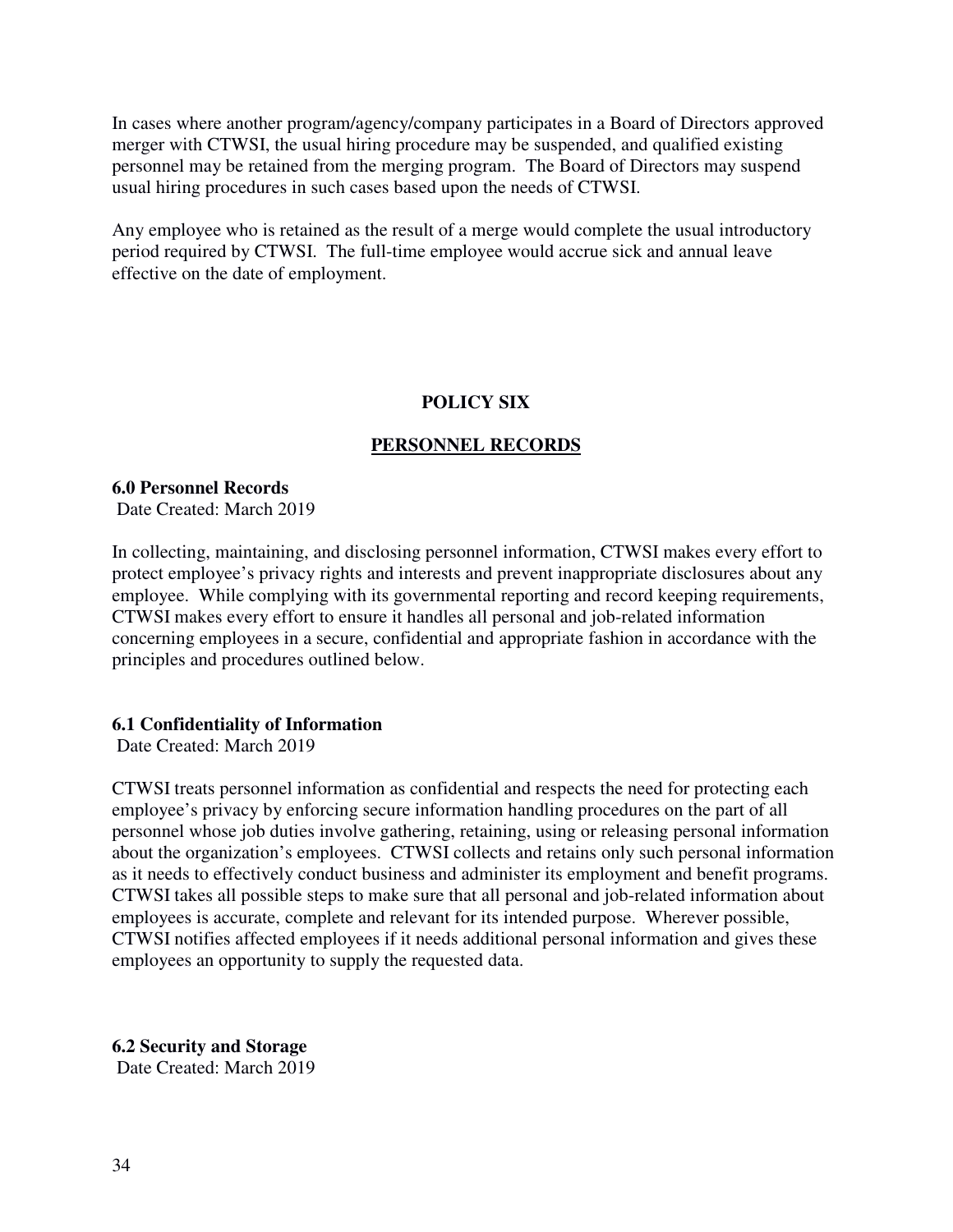In cases where another program/agency/company participates in a Board of Directors approved merger with CTWSI, the usual hiring procedure may be suspended, and qualified existing personnel may be retained from the merging program. The Board of Directors may suspend usual hiring procedures in such cases based upon the needs of CTWSI.

Any employee who is retained as the result of a merge would complete the usual introductory period required by CTWSI. The full-time employee would accrue sick and annual leave effective on the date of employment.

## POLICY SIX

## PERSONNEL RECORDS

### 6.0 Personnel Records

Date Created: March 2019

In collecting, maintaining, and disclosing personnel information, CTWSI makes every effort to protect employee's privacy rights and interests and prevent inappropriate disclosures about any employee. While complying with its governmental reporting and record keeping requirements, CTWSI makes every effort to ensure it handles all personal and job-related information concerning employees in a secure, confidential and appropriate fashion in accordance with the principles and procedures outlined below.

### 6.1 Confidentiality of Information

Date Created: March 2019

CTWSI treats personnel information as confidential and respects the need for protecting each employee's privacy by enforcing secure information handling procedures on the part of all personnel whose job duties involve gathering, retaining, using or releasing personal information about the organization's employees. CTWSI collects and retains only such personal information as it needs to effectively conduct business and administer its employment and benefit programs. CTWSI takes all possible steps to make sure that all personal and job-related information about employees is accurate, complete and relevant for its intended purpose. Wherever possible, CTWSI notifies affected employees if it needs additional personal information and gives these employees an opportunity to supply the requested data.

### 6.2 Security and Storage

Date Created: March 2019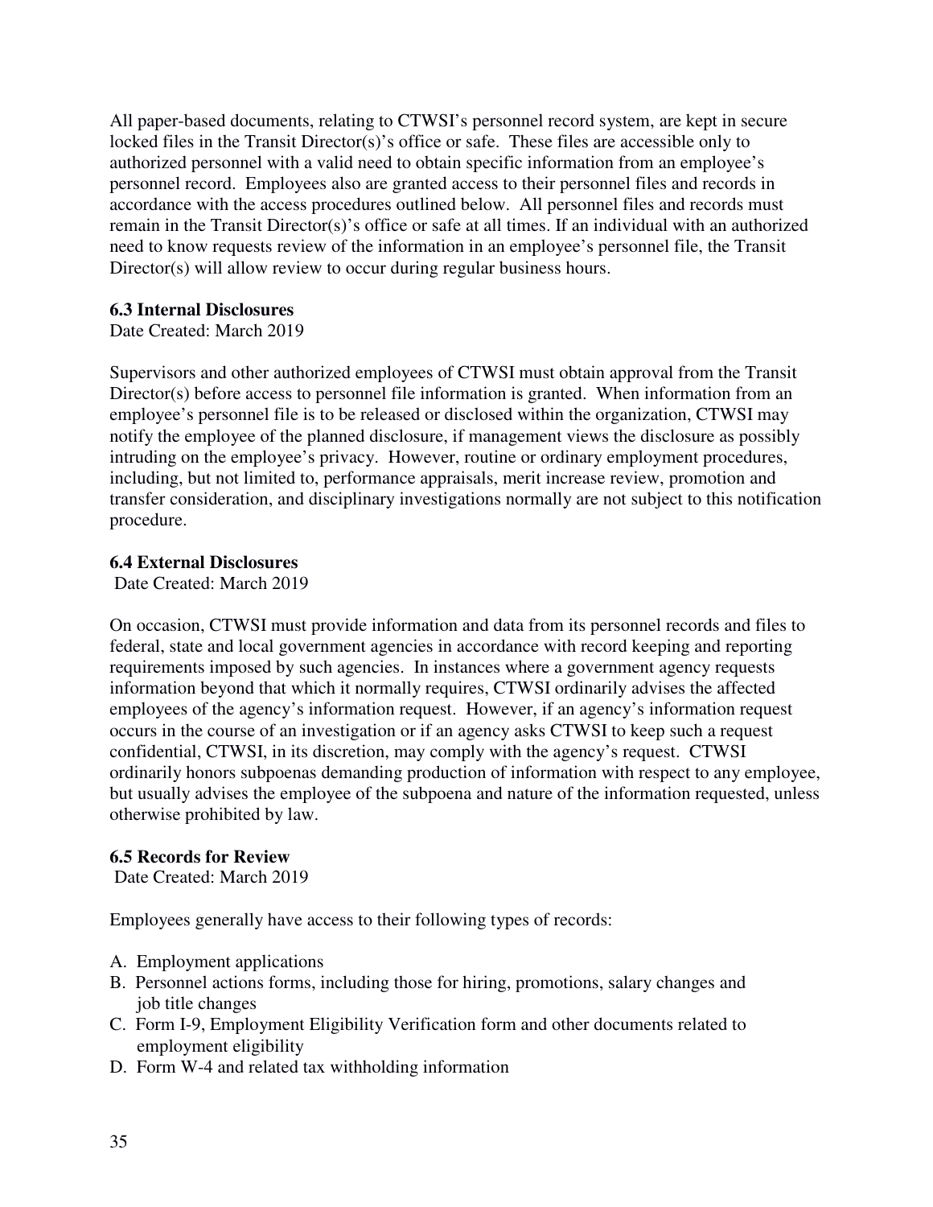All paper-based documents, relating to CTWSI's personnel record system, are kept in secure locked files in the Transit Director(s)'s office or safe. These files are accessible only to authorized personnel with a valid need to obtain specific information from an employee's personnel record. Employees also are granted access to their personnel files and records in accordance with the access procedures outlined below. All personnel files and records must remain in the Transit Director(s)'s office or safe at all times. If an individual with an authorized need to know requests review of the information in an employee's personnel file, the Transit Director(s) will allow review to occur during regular business hours.

### 6.3 Internal Disclosures

Date Created: March 2019

Supervisors and other authorized employees of CTWSI must obtain approval from the Transit Director(s) before access to personnel file information is granted. When information from an employee's personnel file is to be released or disclosed within the organization, CTWSI may notify the employee of the planned disclosure, if management views the disclosure as possibly intruding on the employee's privacy. However, routine or ordinary employment procedures, including, but not limited to, performance appraisals, merit increase review, promotion and transfer consideration, and disciplinary investigations normally are not subject to this notification procedure.

### 6.4 External Disclosures

Date Created: March 2019

On occasion, CTWSI must provide information and data from its personnel records and files to federal, state and local government agencies in accordance with record keeping and reporting requirements imposed by such agencies. In instances where a government agency requests information beyond that which it normally requires, CTWSI ordinarily advises the affected employees of the agency's information request. However, if an agency's information request occurs in the course of an investigation or if an agency asks CTWSI to keep such a request confidential, CTWSI, in its discretion, may comply with the agency's request. CTWSI ordinarily honors subpoenas demanding production of information with respect to any employee, but usually advises the employee of the subpoena and nature of the information requested, unless otherwise prohibited by law.

### 6.5 Records for Review

Date Created: March 2019

Employees generally have access to their following types of records:

A. Employment applications
B. Personnel actions forms, including those for hiring, promotions, salary changes and job title changes
C. Form I-9, Employment Eligibility Verification form and other documents related to employment eligibility
D. Form W-4 and related tax withholding information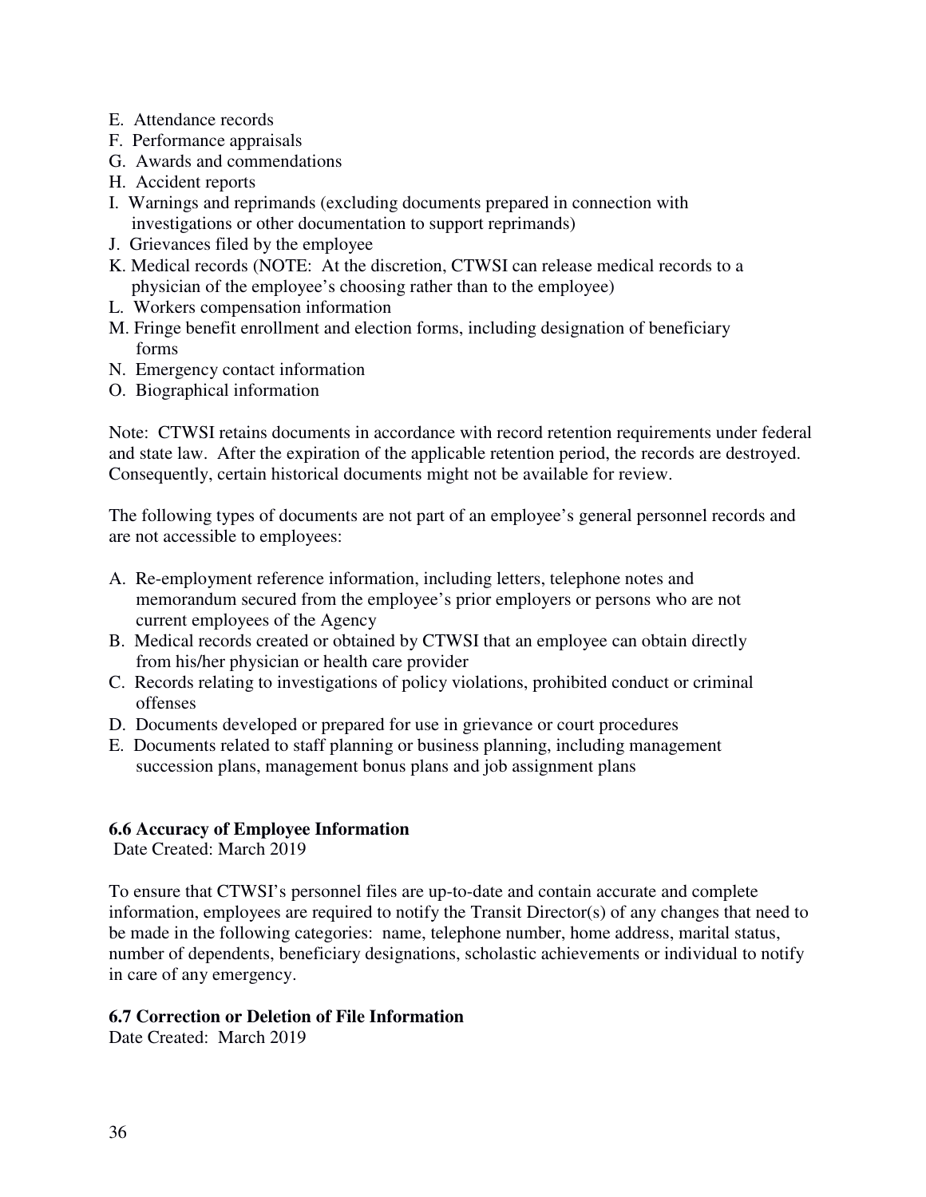E. Attendance records
F. Performance appraisals
G. Awards and commendations
H. Accident reports
I. Warnings and reprimands (excluding documents prepared in connection with investigations or other documentation to support reprimands)
J. Grievances filed by the employee
K. Medical records (NOTE: At the discretion, CTWSI can release medical records to a physician of the employee's choosing rather than to the employee)
L. Workers compensation information
M. Fringe benefit enrollment and election forms, including designation of beneficiary forms
N. Emergency contact information
O. Biographical information

Note: CTWSI retains documents in accordance with record retention requirements under federal and state law. After the expiration of the applicable retention period, the records are destroyed. Consequently, certain historical documents might not be available for review.

The following types of documents are not part of an employee's general personnel records and are not accessible to employees:

A. Re-employment reference information, including letters, telephone notes and memorandum secured from the employee's prior employers or persons who are not current employees of the Agency
B. Medical records created or obtained by CTWSI that an employee can obtain directly from his/her physician or health care provider
C. Records relating to investigations of policy violations, prohibited conduct or criminal offenses
D. Documents developed or prepared for use in grievance or court procedures
E. Documents related to staff planning or business planning, including management succession plans, management bonus plans and job assignment plans

### 6.6 Accuracy of Employee Information

Date Created: March 2019

To ensure that CTWSI's personnel files are up-to-date and contain accurate and complete information, employees are required to notify the Transit Director(s) of any changes that need to be made in the following categories: name, telephone number, home address, marital status, number of dependents, beneficiary designations, scholastic achievements or individual to notify in care of any emergency.

### 6.7 Correction or Deletion of File Information

Date Created: March 2019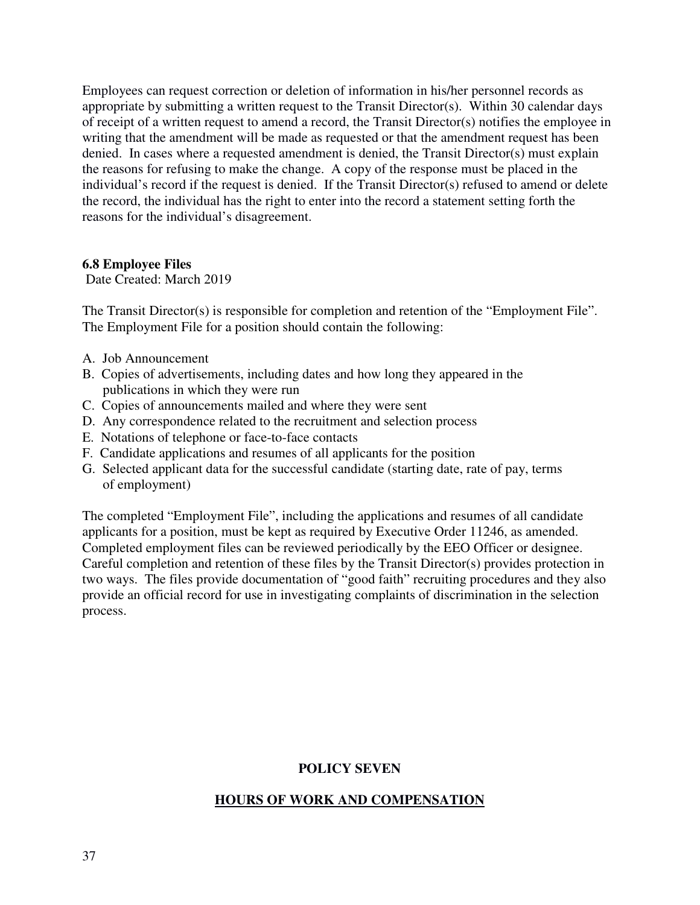Employees can request correction or deletion of information in his/her personnel records as appropriate by submitting a written request to the Transit Director(s). Within 30 calendar days of receipt of a written request to amend a record, the Transit Director(s) notifies the employee in writing that the amendment will be made as requested or that the amendment request has been denied. In cases where a requested amendment is denied, the Transit Director(s) must explain the reasons for refusing to make the change. A copy of the response must be placed in the individual's record if the request is denied. If the Transit Director(s) refused to amend or delete the record, the individual has the right to enter into the record a statement setting forth the reasons for the individual's disagreement.

### 6.8 Employee Files

Date Created: March 2019

The Transit Director(s) is responsible for completion and retention of the "Employment File". The Employment File for a position should contain the following:

A. Job Announcement
B. Copies of advertisements, including dates and how long they appeared in the publications in which they were run
C. Copies of announcements mailed and where they were sent
D. Any correspondence related to the recruitment and selection process
E. Notations of telephone or face-to-face contacts
F. Candidate applications and resumes of all applicants for the position
G. Selected applicant data for the successful candidate (starting date, rate of pay, terms of employment)

The completed "Employment File", including the applications and resumes of all candidate applicants for a position, must be kept as required by Executive Order 11246, as amended. Completed employment files can be reviewed periodically by the EEO Officer or designee. Careful completion and retention of these files by the Transit Director(s) provides protection in two ways. The files provide documentation of "good faith" recruiting procedures and they also provide an official record for use in investigating complaints of discrimination in the selection process.

## POLICY SEVEN

## HOURS OF WORK AND COMPENSATION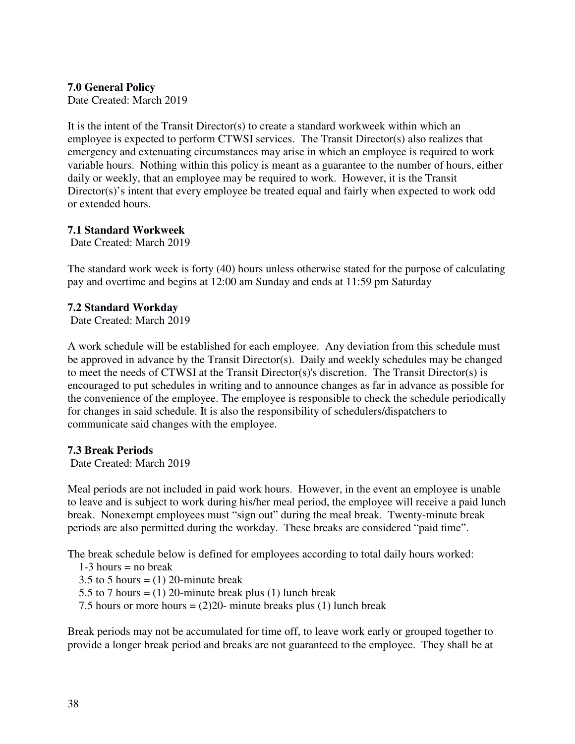**7.0 General Policy**

Date Created: March 2019

It is the intent of the Transit Director(s) to create a standard workweek within which an employee is expected to perform CTWSI services. The Transit Director(s) also realizes that emergency and extenuating circumstances may arise in which an employee is required to work variable hours. Nothing within this policy is meant as a guarantee to the number of hours, either daily or weekly, that an employee may be required to work. However, it is the Transit Director(s)'s intent that every employee be treated equal and fairly when expected to work odd or extended hours.

**7.1 Standard Workweek**

Date Created: March 2019

The standard work week is forty (40) hours unless otherwise stated for the purpose of calculating pay and overtime and begins at 12:00 am Sunday and ends at 11:59 pm Saturday

**7.2 Standard Workday**

Date Created: March 2019

A work schedule will be established for each employee. Any deviation from this schedule must be approved in advance by the Transit Director(s). Daily and weekly schedules may be changed to meet the needs of CTWSI at the Transit Director(s)'s discretion. The Transit Director(s) is encouraged to put schedules in writing and to announce changes as far in advance as possible for the convenience of the employee. The employee is responsible to check the schedule periodically for changes in said schedule. It is also the responsibility of schedulers/dispatchers to communicate said changes with the employee.

**7.3 Break Periods**

Date Created: March 2019

Meal periods are not included in paid work hours. However, in the event an employee is unable to leave and is subject to work during his/her meal period, the employee will receive a paid lunch break. Nonexempt employees must "sign out" during the meal break. Twenty-minute break periods are also permitted during the workday. These breaks are considered "paid time".

The break schedule below is defined for employees according to total daily hours worked:

1-3 hours = no break
3.5 to 5 hours = (1) 20-minute break
5.5 to 7 hours = (1) 20-minute break plus (1) lunch break
7.5 hours or more hours = (2)20- minute breaks plus (1) lunch break

Break periods may not be accumulated for time off, to leave work early or grouped together to provide a longer break period and breaks are not guaranteed to the employee. They shall be at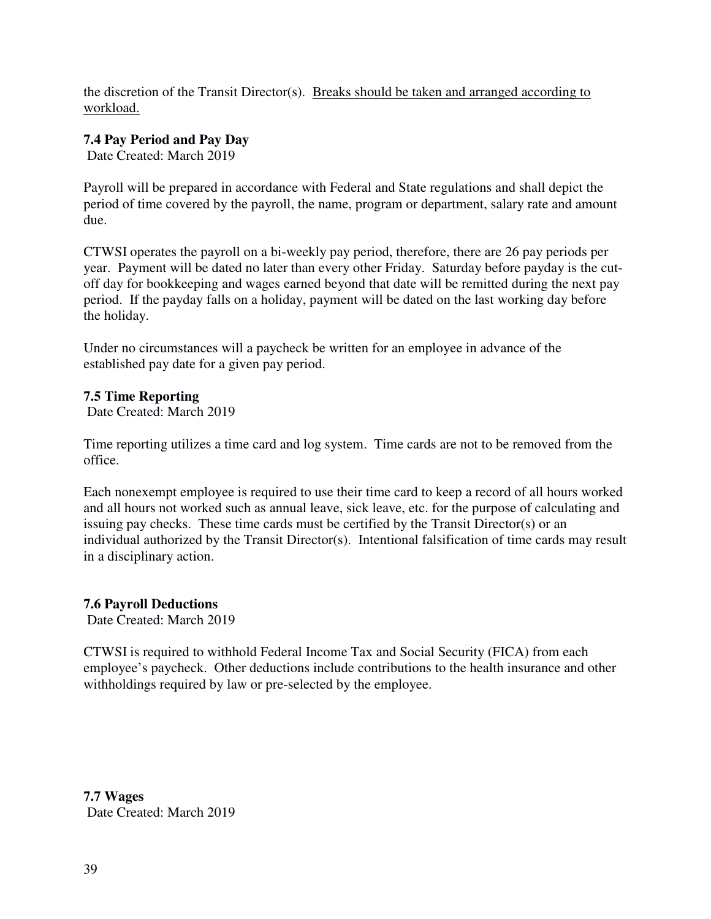the discretion of the Transit Director(s). <u>Breaks should be taken and arranged according to workload.</u>

**7.4 Pay Period and Pay Day**

Date Created: March 2019

Payroll will be prepared in accordance with Federal and State regulations and shall depict the period of time covered by the payroll, the name, program or department, salary rate and amount due.

CTWSI operates the payroll on a bi-weekly pay period, therefore, there are 26 pay periods per year. Payment will be dated no later than every other Friday. Saturday before payday is the cut-off day for bookkeeping and wages earned beyond that date will be remitted during the next pay period. If the payday falls on a holiday, payment will be dated on the last working day before the holiday.

Under no circumstances will a paycheck be written for an employee in advance of the established pay date for a given pay period.

**7.5 Time Reporting**

Date Created: March 2019

Time reporting utilizes a time card and log system. Time cards are not to be removed from the office.

Each nonexempt employee is required to use their time card to keep a record of all hours worked and all hours not worked such as annual leave, sick leave, etc. for the purpose of calculating and issuing pay checks. These time cards must be certified by the Transit Director(s) or an individual authorized by the Transit Director(s). Intentional falsification of time cards may result in a disciplinary action.

**7.6 Payroll Deductions**

Date Created: March 2019

CTWSI is required to withhold Federal Income Tax and Social Security (FICA) from each employee's paycheck. Other deductions include contributions to the health insurance and other withholdings required by law or pre-selected by the employee.

**7.7 Wages**

Date Created: March 2019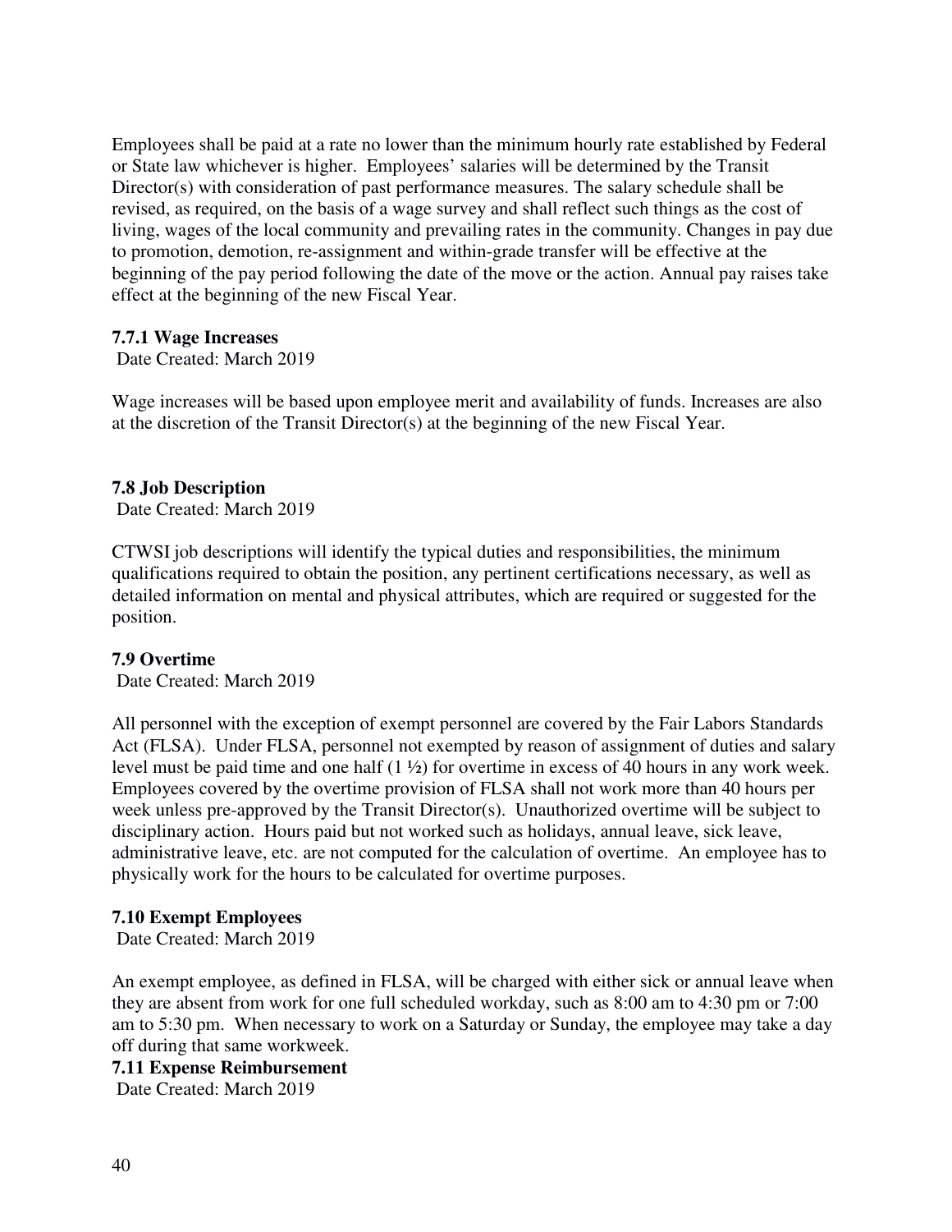Employees shall be paid at a rate no lower than the minimum hourly rate established by Federal or State law whichever is higher. Employees' salaries will be determined by the Transit Director(s) with consideration of past performance measures. The salary schedule shall be revised, as required, on the basis of a wage survey and shall reflect such things as the cost of living, wages of the local community and prevailing rates in the community. Changes in pay due to promotion, demotion, re-assignment and within-grade transfer will be effective at the beginning of the pay period following the date of the move or the action. Annual pay raises take effect at the beginning of the new Fiscal Year.

### 7.7.1 Wage Increases

Date Created: March 2019

Wage increases will be based upon employee merit and availability of funds. Increases are also at the discretion of the Transit Director(s) at the beginning of the new Fiscal Year.

### 7.8 Job Description

Date Created: March 2019

CTWSI job descriptions will identify the typical duties and responsibilities, the minimum qualifications required to obtain the position, any pertinent certifications necessary, as well as detailed information on mental and physical attributes, which are required or suggested for the position.

### 7.9 Overtime

Date Created: March 2019

All personnel with the exception of exempt personnel are covered by the Fair Labors Standards Act (FLSA). Under FLSA, personnel not exempted by reason of assignment of duties and salary level must be paid time and one half (1 ½) for overtime in excess of 40 hours in any work week. Employees covered by the overtime provision of FLSA shall not work more than 40 hours per week unless pre-approved by the Transit Director(s). Unauthorized overtime will be subject to disciplinary action. Hours paid but not worked such as holidays, annual leave, sick leave, administrative leave, etc. are not computed for the calculation of overtime. An employee has to physically work for the hours to be calculated for overtime purposes.

### 7.10 Exempt Employees

Date Created: March 2019

An exempt employee, as defined in FLSA, will be charged with either sick or annual leave when they are absent from work for one full scheduled workday, such as 8:00 am to 4:30 pm or 7:00 am to 5:30 pm. When necessary to work on a Saturday or Sunday, the employee may take a day off during that same workweek.

### 7.11 Expense Reimbursement

Date Created: March 2019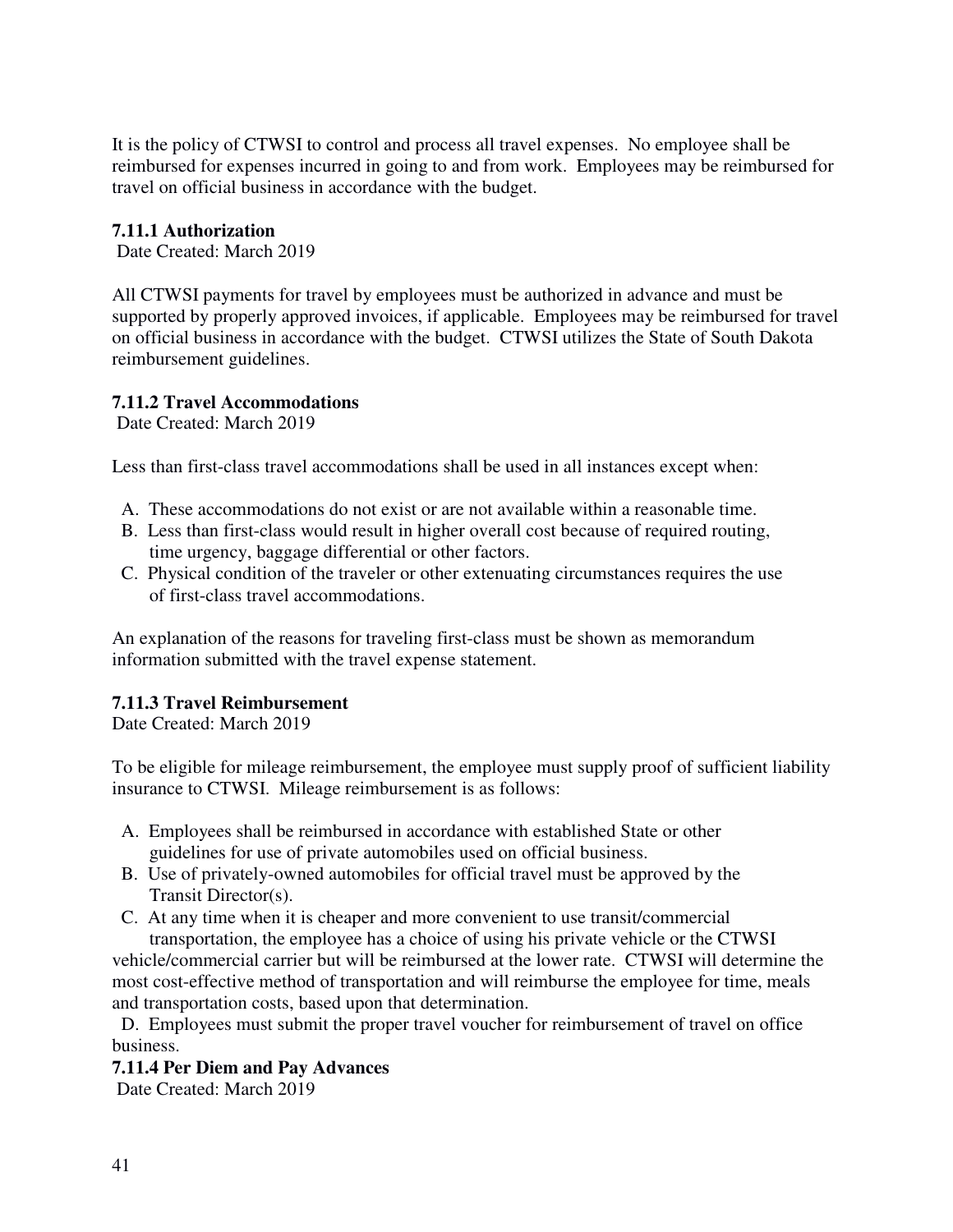It is the policy of CTWSI to control and process all travel expenses. No employee shall be reimbursed for expenses incurred in going to and from work. Employees may be reimbursed for travel on official business in accordance with the budget.

### 7.11.1 Authorization

Date Created: March 2019

All CTWSI payments for travel by employees must be authorized in advance and must be supported by properly approved invoices, if applicable. Employees may be reimbursed for travel on official business in accordance with the budget. CTWSI utilizes the State of South Dakota reimbursement guidelines.

### 7.11.2 Travel Accommodations

Date Created: March 2019

Less than first-class travel accommodations shall be used in all instances except when:

A. These accommodations do not exist or are not available within a reasonable time.
B. Less than first-class would result in higher overall cost because of required routing, time urgency, baggage differential or other factors.
C. Physical condition of the traveler or other extenuating circumstances requires the use of first-class travel accommodations.

An explanation of the reasons for traveling first-class must be shown as memorandum information submitted with the travel expense statement.

### 7.11.3 Travel Reimbursement

Date Created: March 2019

To be eligible for mileage reimbursement, the employee must supply proof of sufficient liability insurance to CTWSI. Mileage reimbursement is as follows:

A. Employees shall be reimbursed in accordance with established State or other guidelines for use of private automobiles used on official business.
B. Use of privately-owned automobiles for official travel must be approved by the Transit Director(s).
C. At any time when it is cheaper and more convenient to use transit/commercial transportation, the employee has a choice of using his private vehicle or the CTWSI vehicle/commercial carrier but will be reimbursed at the lower rate. CTWSI will determine the most cost-effective method of transportation and will reimburse the employee for time, meals and transportation costs, based upon that determination.
D. Employees must submit the proper travel voucher for reimbursement of travel on office business.

### 7.11.4 Per Diem and Pay Advances

Date Created: March 2019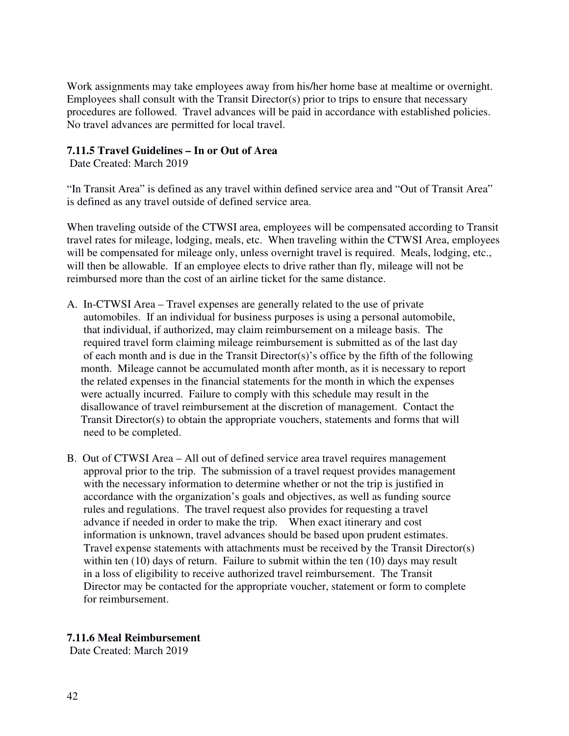Work assignments may take employees away from his/her home base at mealtime or overnight. Employees shall consult with the Transit Director(s) prior to trips to ensure that necessary procedures are followed. Travel advances will be paid in accordance with established policies. No travel advances are permitted for local travel.

### 7.11.5 Travel Guidelines – In or Out of Area

Date Created: March 2019

"In Transit Area" is defined as any travel within defined service area and "Out of Transit Area" is defined as any travel outside of defined service area.

When traveling outside of the CTWSI area, employees will be compensated according to Transit travel rates for mileage, lodging, meals, etc. When traveling within the CTWSI Area, employees will be compensated for mileage only, unless overnight travel is required. Meals, lodging, etc., will then be allowable. If an employee elects to drive rather than fly, mileage will not be reimbursed more than the cost of an airline ticket for the same distance.

A. In-CTWSI Area – Travel expenses are generally related to the use of private automobiles. If an individual for business purposes is using a personal automobile, that individual, if authorized, may claim reimbursement on a mileage basis. The required travel form claiming mileage reimbursement is submitted as of the last day of each month and is due in the Transit Director(s)'s office by the fifth of the following month. Mileage cannot be accumulated month after month, as it is necessary to report the related expenses in the financial statements for the month in which the expenses were actually incurred. Failure to comply with this schedule may result in the disallowance of travel reimbursement at the discretion of management. Contact the Transit Director(s) to obtain the appropriate vouchers, statements and forms that will need to be completed.

B. Out of CTWSI Area – All out of defined service area travel requires management approval prior to the trip. The submission of a travel request provides management with the necessary information to determine whether or not the trip is justified in accordance with the organization's goals and objectives, as well as funding source rules and regulations. The travel request also provides for requesting a travel advance if needed in order to make the trip. When exact itinerary and cost information is unknown, travel advances should be based upon prudent estimates. Travel expense statements with attachments must be received by the Transit Director(s) within ten (10) days of return. Failure to submit within the ten (10) days may result in a loss of eligibility to receive authorized travel reimbursement. The Transit Director may be contacted for the appropriate voucher, statement or form to complete for reimbursement.

### 7.11.6 Meal Reimbursement

Date Created: March 2019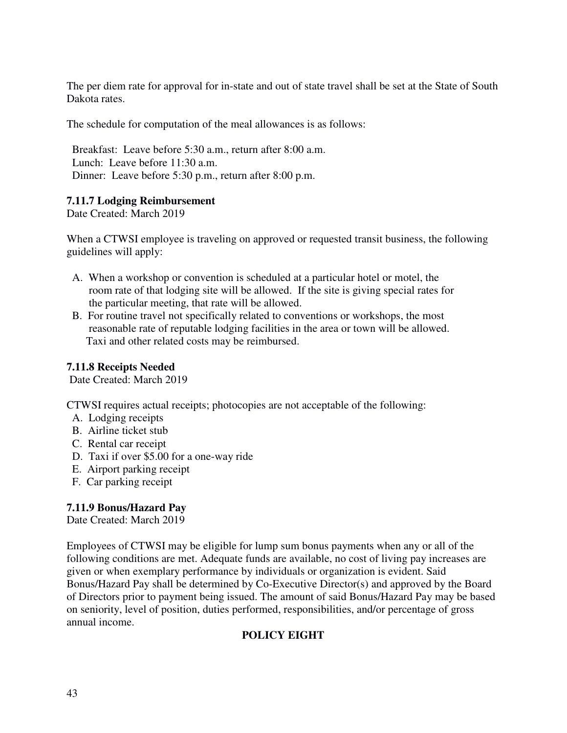The per diem rate for approval for in-state and out of state travel shall be set at the State of South Dakota rates.

The schedule for computation of the meal allowances is as follows:

Breakfast: Leave before 5:30 a.m., return after 8:00 a.m.
Lunch: Leave before 11:30 a.m.
Dinner: Leave before 5:30 p.m., return after 8:00 p.m.

**7.11.7 Lodging Reimbursement**
Date Created: March 2019

When a CTWSI employee is traveling on approved or requested transit business, the following guidelines will apply:

A. When a workshop or convention is scheduled at a particular hotel or motel, the room rate of that lodging site will be allowed. If the site is giving special rates for the particular meeting, that rate will be allowed.
B. For routine travel not specifically related to conventions or workshops, the most reasonable rate of reputable lodging facilities in the area or town will be allowed. Taxi and other related costs may be reimbursed.

**7.11.8 Receipts Needed**
Date Created: March 2019

CTWSI requires actual receipts; photocopies are not acceptable of the following:

A. Lodging receipts
B. Airline ticket stub
C. Rental car receipt
D. Taxi if over $5.00 for a one-way ride
E. Airport parking receipt
F. Car parking receipt

**7.11.9 Bonus/Hazard Pay**
Date Created: March 2019

Employees of CTWSI may be eligible for lump sum bonus payments when any or all of the following conditions are met. Adequate funds are available, no cost of living pay increases are given or when exemplary performance by individuals or organization is evident. Said Bonus/Hazard Pay shall be determined by Co-Executive Director(s) and approved by the Board of Directors prior to payment being issued. The amount of said Bonus/Hazard Pay may be based on seniority, level of position, duties performed, responsibilities, and/or percentage of gross annual income.

**POLICY EIGHT**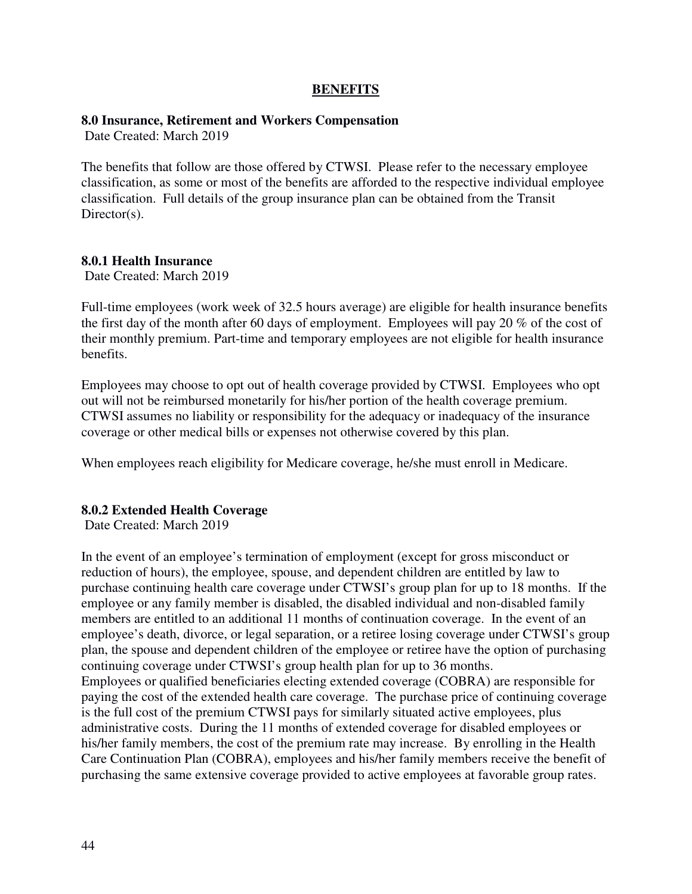# BENEFITS

## 8.0 Insurance, Retirement and Workers Compensation

Date Created: March 2019

The benefits that follow are those offered by CTWSI. Please refer to the necessary employee classification, as some or most of the benefits are afforded to the respective individual employee classification. Full details of the group insurance plan can be obtained from the Transit Director(s).

### 8.0.1 Health Insurance

Date Created: March 2019

Full-time employees (work week of 32.5 hours average) are eligible for health insurance benefits the first day of the month after 60 days of employment. Employees will pay 20 % of the cost of their monthly premium. Part-time and temporary employees are not eligible for health insurance benefits.

Employees may choose to opt out of health coverage provided by CTWSI. Employees who opt out will not be reimbursed monetarily for his/her portion of the health coverage premium. CTWSI assumes no liability or responsibility for the adequacy or inadequacy of the insurance coverage or other medical bills or expenses not otherwise covered by this plan.

When employees reach eligibility for Medicare coverage, he/she must enroll in Medicare.

### 8.0.2 Extended Health Coverage

Date Created: March 2019

In the event of an employee's termination of employment (except for gross misconduct or reduction of hours), the employee, spouse, and dependent children are entitled by law to purchase continuing health care coverage under CTWSI's group plan for up to 18 months. If the employee or any family member is disabled, the disabled individual and non-disabled family members are entitled to an additional 11 months of continuation coverage. In the event of an employee's death, divorce, or legal separation, or a retiree losing coverage under CTWSI's group plan, the spouse and dependent children of the employee or retiree have the option of purchasing continuing coverage under CTWSI's group health plan for up to 36 months.

Employees or qualified beneficiaries electing extended coverage (COBRA) are responsible for paying the cost of the extended health care coverage. The purchase price of continuing coverage is the full cost of the premium CTWSI pays for similarly situated active employees, plus administrative costs. During the 11 months of extended coverage for disabled employees or his/her family members, the cost of the premium rate may increase. By enrolling in the Health Care Continuation Plan (COBRA), employees and his/her family members receive the benefit of purchasing the same extensive coverage provided to active employees at favorable group rates.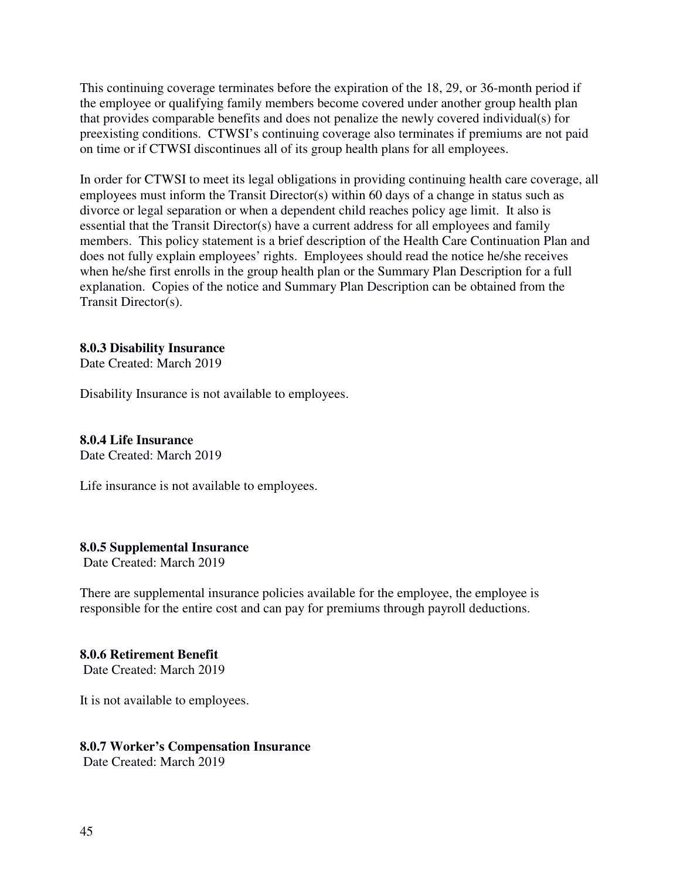This continuing coverage terminates before the expiration of the 18, 29, or 36-month period if the employee or qualifying family members become covered under another group health plan that provides comparable benefits and does not penalize the newly covered individual(s) for preexisting conditions. CTWSI's continuing coverage also terminates if premiums are not paid on time or if CTWSI discontinues all of its group health plans for all employees.

In order for CTWSI to meet its legal obligations in providing continuing health care coverage, all employees must inform the Transit Director(s) within 60 days of a change in status such as divorce or legal separation or when a dependent child reaches policy age limit. It also is essential that the Transit Director(s) have a current address for all employees and family members. This policy statement is a brief description of the Health Care Continuation Plan and does not fully explain employees' rights. Employees should read the notice he/she receives when he/she first enrolls in the group health plan or the Summary Plan Description for a full explanation. Copies of the notice and Summary Plan Description can be obtained from the Transit Director(s).

### 8.0.3 Disability Insurance

Date Created: March 2019

Disability Insurance is not available to employees.

### 8.0.4 Life Insurance

Date Created: March 2019

Life insurance is not available to employees.

### 8.0.5 Supplemental Insurance

Date Created: March 2019

There are supplemental insurance policies available for the employee, the employee is responsible for the entire cost and can pay for premiums through payroll deductions.

### 8.0.6 Retirement Benefit

Date Created: March 2019

It is not available to employees.

### 8.0.7 Worker's Compensation Insurance

Date Created: March 2019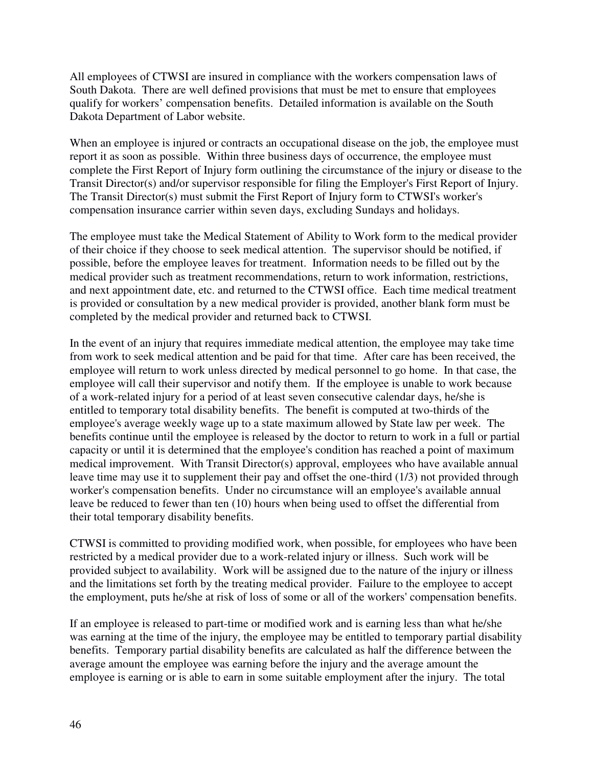All employees of CTWSI are insured in compliance with the workers compensation laws of South Dakota. There are well defined provisions that must be met to ensure that employees qualify for workers' compensation benefits. Detailed information is available on the South Dakota Department of Labor website.

When an employee is injured or contracts an occupational disease on the job, the employee must report it as soon as possible. Within three business days of occurrence, the employee must complete the First Report of Injury form outlining the circumstance of the injury or disease to the Transit Director(s) and/or supervisor responsible for filing the Employer's First Report of Injury. The Transit Director(s) must submit the First Report of Injury form to CTWSI's worker's compensation insurance carrier within seven days, excluding Sundays and holidays.

The employee must take the Medical Statement of Ability to Work form to the medical provider of their choice if they choose to seek medical attention. The supervisor should be notified, if possible, before the employee leaves for treatment. Information needs to be filled out by the medical provider such as treatment recommendations, return to work information, restrictions, and next appointment date, etc. and returned to the CTWSI office. Each time medical treatment is provided or consultation by a new medical provider is provided, another blank form must be completed by the medical provider and returned back to CTWSI.

In the event of an injury that requires immediate medical attention, the employee may take time from work to seek medical attention and be paid for that time. After care has been received, the employee will return to work unless directed by medical personnel to go home. In that case, the employee will call their supervisor and notify them. If the employee is unable to work because of a work-related injury for a period of at least seven consecutive calendar days, he/she is entitled to temporary total disability benefits. The benefit is computed at two-thirds of the employee's average weekly wage up to a state maximum allowed by State law per week. The benefits continue until the employee is released by the doctor to return to work in a full or partial capacity or until it is determined that the employee's condition has reached a point of maximum medical improvement. With Transit Director(s) approval, employees who have available annual leave time may use it to supplement their pay and offset the one-third (1/3) not provided through worker's compensation benefits. Under no circumstance will an employee's available annual leave be reduced to fewer than ten (10) hours when being used to offset the differential from their total temporary disability benefits.

CTWSI is committed to providing modified work, when possible, for employees who have been restricted by a medical provider due to a work-related injury or illness. Such work will be provided subject to availability. Work will be assigned due to the nature of the injury or illness and the limitations set forth by the treating medical provider. Failure to the employee to accept the employment, puts he/she at risk of loss of some or all of the workers' compensation benefits.

If an employee is released to part-time or modified work and is earning less than what he/she was earning at the time of the injury, the employee may be entitled to temporary partial disability benefits. Temporary partial disability benefits are calculated as half the difference between the average amount the employee was earning before the injury and the average amount the employee is earning or is able to earn in some suitable employment after the injury. The total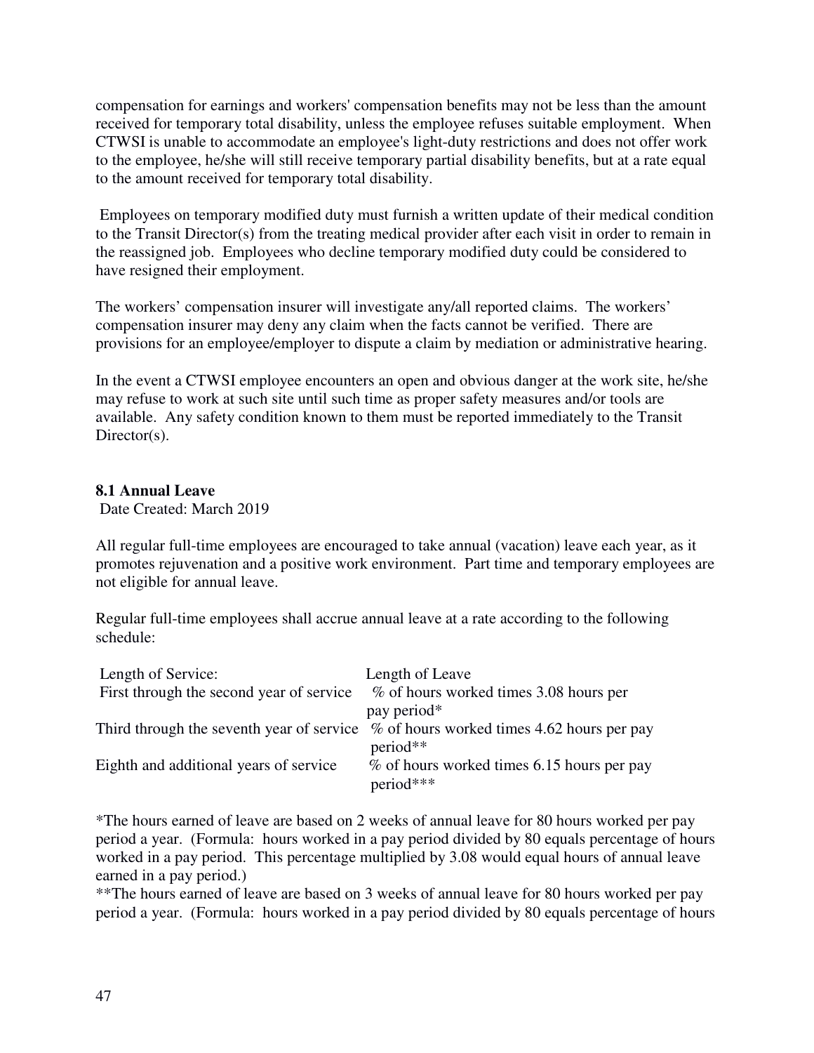compensation for earnings and workers' compensation benefits may not be less than the amount received for temporary total disability, unless the employee refuses suitable employment. When CTWSI is unable to accommodate an employee's light-duty restrictions and does not offer work to the employee, he/she will still receive temporary partial disability benefits, but at a rate equal to the amount received for temporary total disability.

Employees on temporary modified duty must furnish a written update of their medical condition to the Transit Director(s) from the treating medical provider after each visit in order to remain in the reassigned job. Employees who decline temporary modified duty could be considered to have resigned their employment.

The workers' compensation insurer will investigate any/all reported claims. The workers' compensation insurer may deny any claim when the facts cannot be verified. There are provisions for an employee/employer to dispute a claim by mediation or administrative hearing.

In the event a CTWSI employee encounters an open and obvious danger at the work site, he/she may refuse to work at such site until such time as proper safety measures and/or tools are available. Any safety condition known to them must be reported immediately to the Transit Director(s).

## 8.1 Annual Leave

Date Created: March 2019

All regular full-time employees are encouraged to take annual (vacation) leave each year, as it promotes rejuvenation and a positive work environment. Part time and temporary employees are not eligible for annual leave.

Regular full-time employees shall accrue annual leave at a rate according to the following schedule:

| Length of Service: | Length of Leave |
|---|---|
| First through the second year of service | % of hours worked times 3.08 hours per pay period* |
| Third through the seventh year of service | % of hours worked times 4.62 hours per pay period** |
| Eighth and additional years of service | % of hours worked times 6.15 hours per pay period*** |

*The hours earned of leave are based on 2 weeks of annual leave for 80 hours worked per pay period a year. (Formula: hours worked in a pay period divided by 80 equals percentage of hours worked in a pay period. This percentage multiplied by 3.08 would equal hours of annual leave earned in a pay period.)

**The hours earned of leave are based on 3 weeks of annual leave for 80 hours worked per pay period a year. (Formula: hours worked in a pay period divided by 80 equals percentage of hours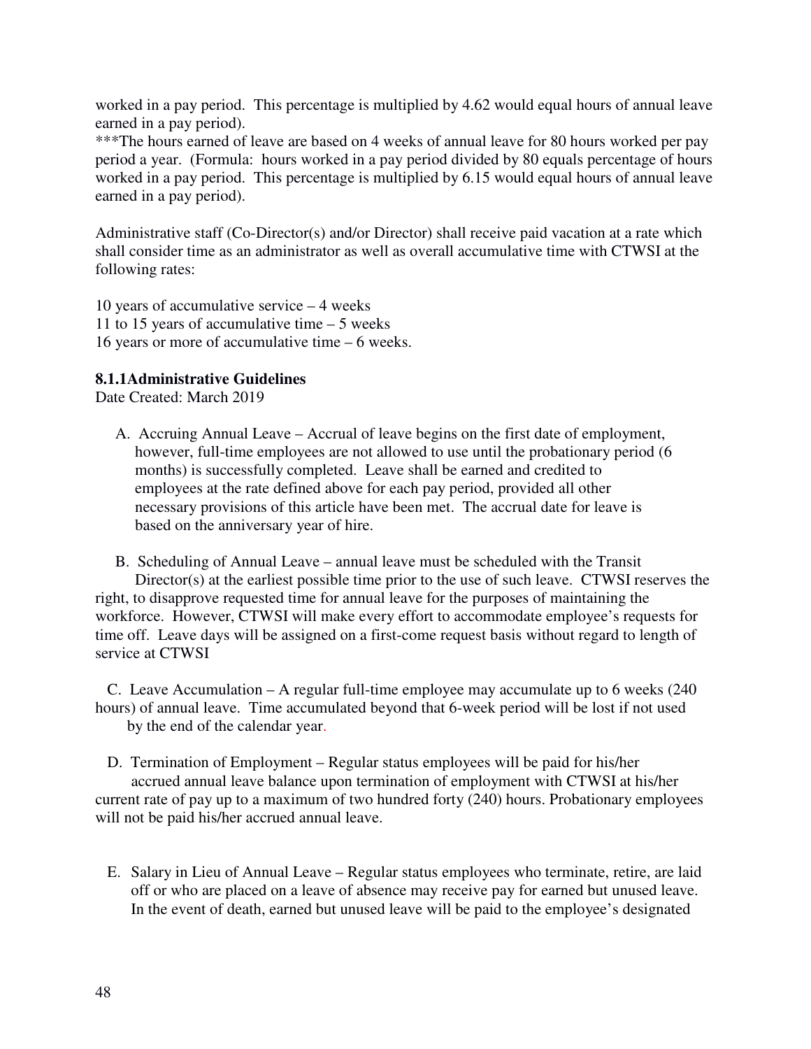worked in a pay period. This percentage is multiplied by 4.62 would equal hours of annual leave earned in a pay period).

***The hours earned of leave are based on 4 weeks of annual leave for 80 hours worked per pay period a year. (Formula: hours worked in a pay period divided by 80 equals percentage of hours worked in a pay period. This percentage is multiplied by 6.15 would equal hours of annual leave earned in a pay period).

Administrative staff (Co-Director(s) and/or Director) shall receive paid vacation at a rate which shall consider time as an administrator as well as overall accumulative time with CTWSI at the following rates:

10 years of accumulative service – 4 weeks
11 to 15 years of accumulative time – 5 weeks
16 years or more of accumulative time – 6 weeks.

**8.1.1Administrative Guidelines**

Date Created: March 2019

A. Accruing Annual Leave – Accrual of leave begins on the first date of employment, however, full-time employees are not allowed to use until the probationary period (6 months) is successfully completed. Leave shall be earned and credited to employees at the rate defined above for each pay period, provided all other necessary provisions of this article have been met. The accrual date for leave is based on the anniversary year of hire.

B. Scheduling of Annual Leave – annual leave must be scheduled with the Transit Director(s) at the earliest possible time prior to the use of such leave. CTWSI reserves the right, to disapprove requested time for annual leave for the purposes of maintaining the workforce. However, CTWSI will make every effort to accommodate employee's requests for time off. Leave days will be assigned on a first-come request basis without regard to length of service at CTWSI

C. Leave Accumulation – A regular full-time employee may accumulate up to 6 weeks (240 hours) of annual leave. Time accumulated beyond that 6-week period will be lost if not used by the end of the calendar year.

D. Termination of Employment – Regular status employees will be paid for his/her accrued annual leave balance upon termination of employment with CTWSI at his/her current rate of pay up to a maximum of two hundred forty (240) hours. Probationary employees will not be paid his/her accrued annual leave.

E. Salary in Lieu of Annual Leave – Regular status employees who terminate, retire, are laid off or who are placed on a leave of absence may receive pay for earned but unused leave. In the event of death, earned but unused leave will be paid to the employee's designated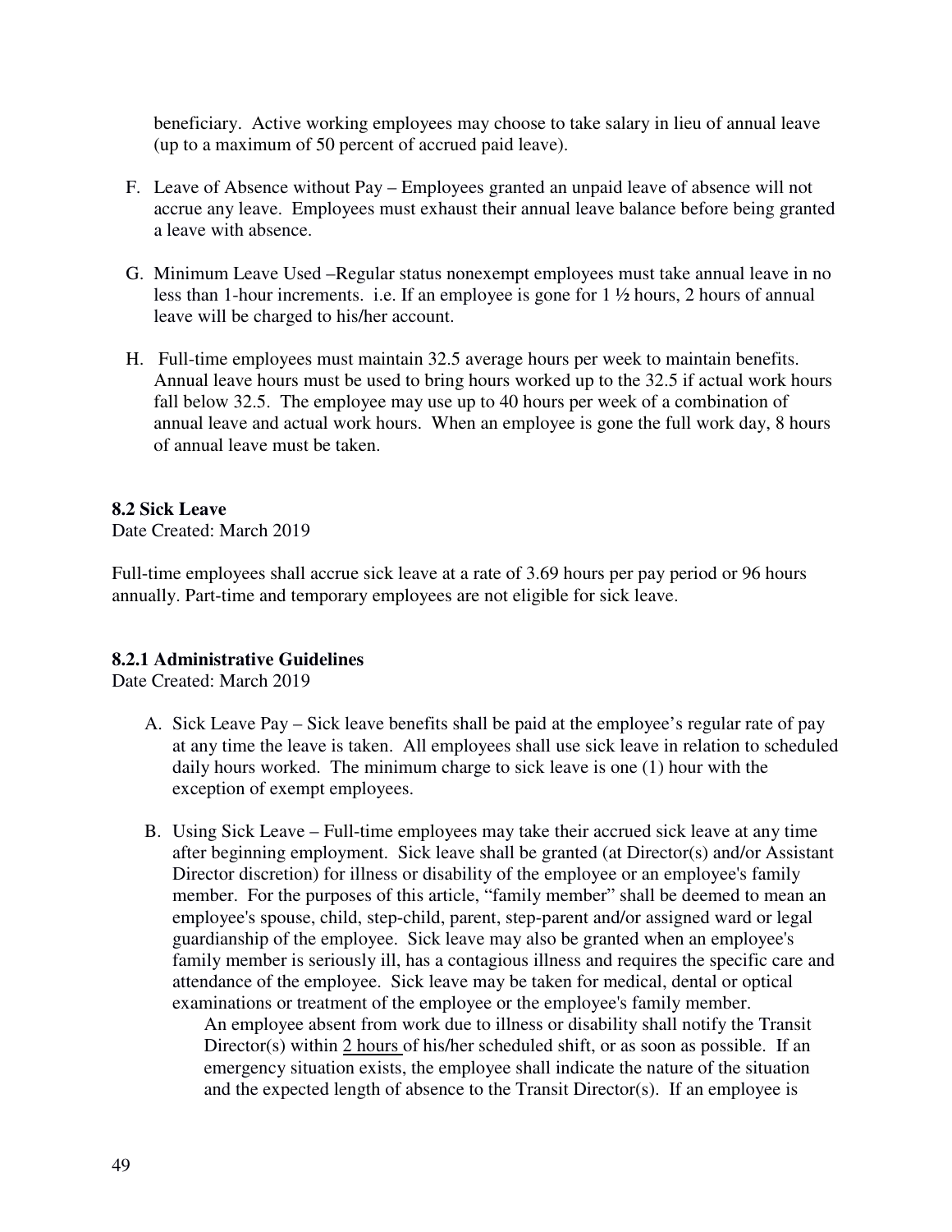beneficiary. Active working employees may choose to take salary in lieu of annual leave (up to a maximum of 50 percent of accrued paid leave).

F. Leave of Absence without Pay – Employees granted an unpaid leave of absence will not accrue any leave. Employees must exhaust their annual leave balance before being granted a leave with absence.

G. Minimum Leave Used –Regular status nonexempt employees must take annual leave in no less than 1-hour increments. i.e. If an employee is gone for 1 ½ hours, 2 hours of annual leave will be charged to his/her account.

H. Full-time employees must maintain 32.5 average hours per week to maintain benefits. Annual leave hours must be used to bring hours worked up to the 32.5 if actual work hours fall below 32.5. The employee may use up to 40 hours per week of a combination of annual leave and actual work hours. When an employee is gone the full work day, 8 hours of annual leave must be taken.

**8.2 Sick Leave**

Date Created: March 2019

Full-time employees shall accrue sick leave at a rate of 3.69 hours per pay period or 96 hours annually. Part-time and temporary employees are not eligible for sick leave.

**8.2.1 Administrative Guidelines**

Date Created: March 2019

A. Sick Leave Pay – Sick leave benefits shall be paid at the employee's regular rate of pay at any time the leave is taken. All employees shall use sick leave in relation to scheduled daily hours worked. The minimum charge to sick leave is one (1) hour with the exception of exempt employees.

B. Using Sick Leave – Full-time employees may take their accrued sick leave at any time after beginning employment. Sick leave shall be granted (at Director(s) and/or Assistant Director discretion) for illness or disability of the employee or an employee's family member. For the purposes of this article, "family member" shall be deemed to mean an employee's spouse, child, step-child, parent, step-parent and/or assigned ward or legal guardianship of the employee. Sick leave may also be granted when an employee's family member is seriously ill, has a contagious illness and requires the specific care and attendance of the employee. Sick leave may be taken for medical, dental or optical examinations or treatment of the employee or the employee's family member.

   An employee absent from work due to illness or disability shall notify the Transit Director(s) within 2 hours of his/her scheduled shift, or as soon as possible. If an emergency situation exists, the employee shall indicate the nature of the situation and the expected length of absence to the Transit Director(s). If an employee is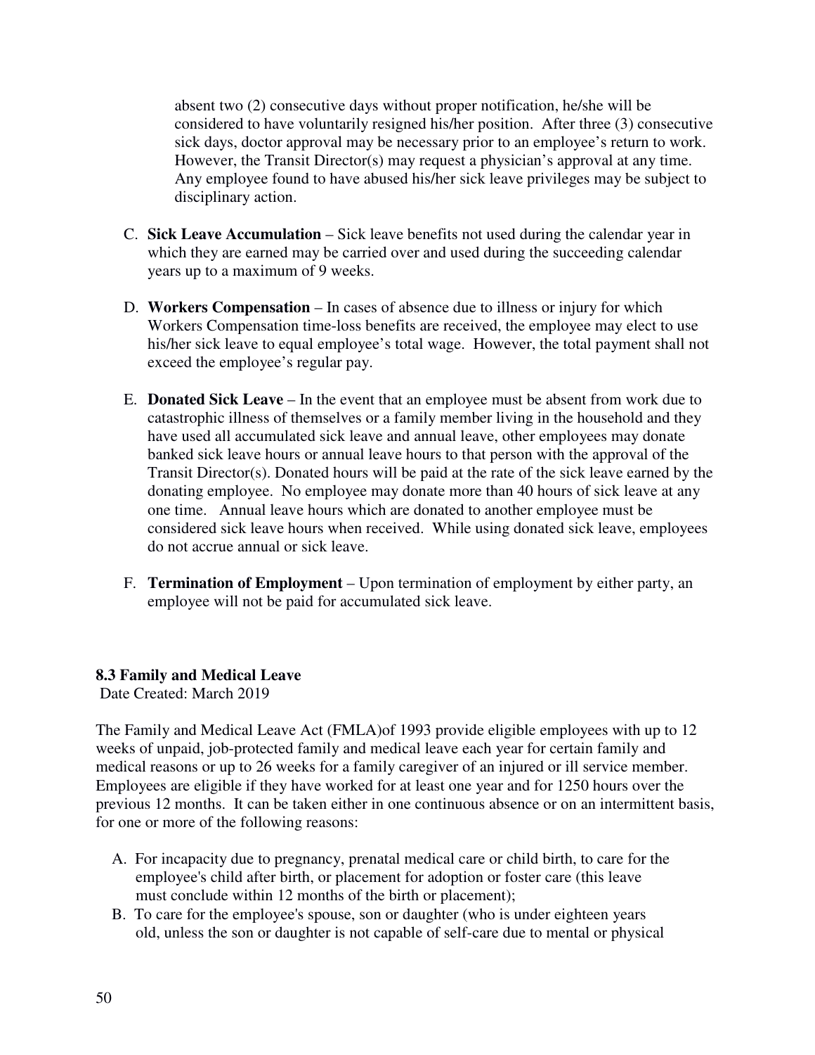absent two (2) consecutive days without proper notification, he/she will be considered to have voluntarily resigned his/her position. After three (3) consecutive sick days, doctor approval may be necessary prior to an employee's return to work. However, the Transit Director(s) may request a physician's approval at any time. Any employee found to have abused his/her sick leave privileges may be subject to disciplinary action.

C. **Sick Leave Accumulation** – Sick leave benefits not used during the calendar year in which they are earned may be carried over and used during the succeeding calendar years up to a maximum of 9 weeks.

D. **Workers Compensation** – In cases of absence due to illness or injury for which Workers Compensation time-loss benefits are received, the employee may elect to use his/her sick leave to equal employee's total wage. However, the total payment shall not exceed the employee's regular pay.

E. **Donated Sick Leave** – In the event that an employee must be absent from work due to catastrophic illness of themselves or a family member living in the household and they have used all accumulated sick leave and annual leave, other employees may donate banked sick leave hours or annual leave hours to that person with the approval of the Transit Director(s). Donated hours will be paid at the rate of the sick leave earned by the donating employee. No employee may donate more than 40 hours of sick leave at any one time. Annual leave hours which are donated to another employee must be considered sick leave hours when received. While using donated sick leave, employees do not accrue annual or sick leave.

F. **Termination of Employment** – Upon termination of employment by either party, an employee will not be paid for accumulated sick leave.

### 8.3 Family and Medical Leave

Date Created: March 2019

The Family and Medical Leave Act (FMLA)of 1993 provide eligible employees with up to 12 weeks of unpaid, job-protected family and medical leave each year for certain family and medical reasons or up to 26 weeks for a family caregiver of an injured or ill service member. Employees are eligible if they have worked for at least one year and for 1250 hours over the previous 12 months. It can be taken either in one continuous absence or on an intermittent basis, for one or more of the following reasons:

A. For incapacity due to pregnancy, prenatal medical care or child birth, to care for the employee's child after birth, or placement for adoption or foster care (this leave must conclude within 12 months of the birth or placement);

B. To care for the employee's spouse, son or daughter (who is under eighteen years old, unless the son or daughter is not capable of self-care due to mental or physical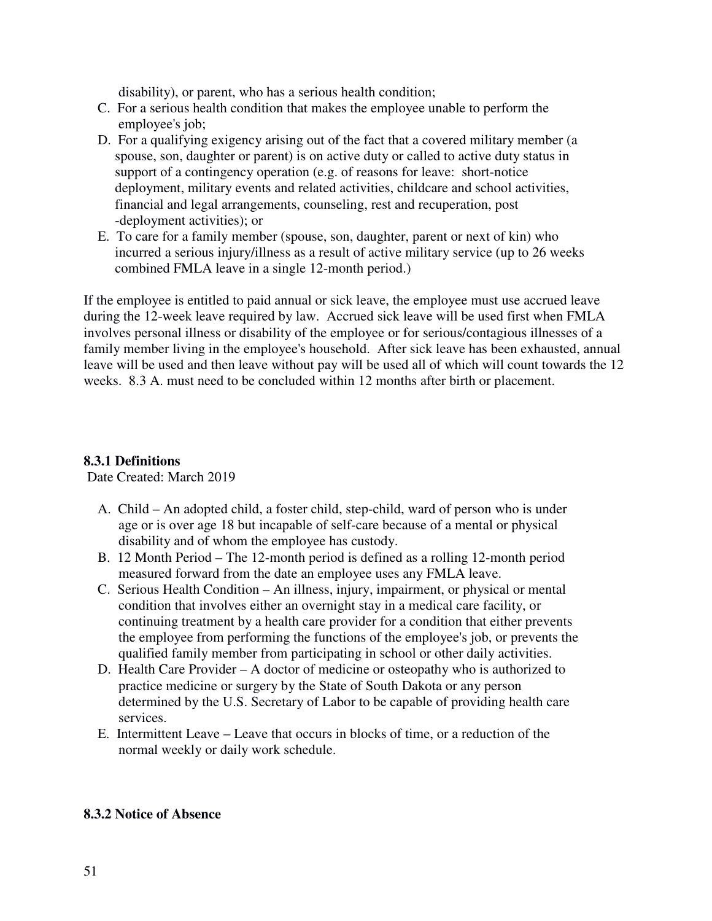disability), or parent, who has a serious health condition;

C. For a serious health condition that makes the employee unable to perform the employee's job;
D. For a qualifying exigency arising out of the fact that a covered military member (a spouse, son, daughter or parent) is on active duty or called to active duty status in support of a contingency operation (e.g. of reasons for leave: short-notice deployment, military events and related activities, childcare and school activities, financial and legal arrangements, counseling, rest and recuperation, post -deployment activities); or
E. To care for a family member (spouse, son, daughter, parent or next of kin) who incurred a serious injury/illness as a result of active military service (up to 26 weeks combined FMLA leave in a single 12-month period.)

If the employee is entitled to paid annual or sick leave, the employee must use accrued leave during the 12-week leave required by law. Accrued sick leave will be used first when FMLA involves personal illness or disability of the employee or for serious/contagious illnesses of a family member living in the employee's household. After sick leave has been exhausted, annual leave will be used and then leave without pay will be used all of which will count towards the 12 weeks. 8.3 A. must need to be concluded within 12 months after birth or placement.

**8.3.1 Definitions**

Date Created: March 2019

A. Child – An adopted child, a foster child, step-child, ward of person who is under age or is over age 18 but incapable of self-care because of a mental or physical disability and of whom the employee has custody.
B. 12 Month Period – The 12-month period is defined as a rolling 12-month period measured forward from the date an employee uses any FMLA leave.
C. Serious Health Condition – An illness, injury, impairment, or physical or mental condition that involves either an overnight stay in a medical care facility, or continuing treatment by a health care provider for a condition that either prevents the employee from performing the functions of the employee's job, or prevents the qualified family member from participating in school or other daily activities.
D. Health Care Provider – A doctor of medicine or osteopathy who is authorized to practice medicine or surgery by the State of South Dakota or any person determined by the U.S. Secretary of Labor to be capable of providing health care services.
E. Intermittent Leave – Leave that occurs in blocks of time, or a reduction of the normal weekly or daily work schedule.

**8.3.2 Notice of Absence**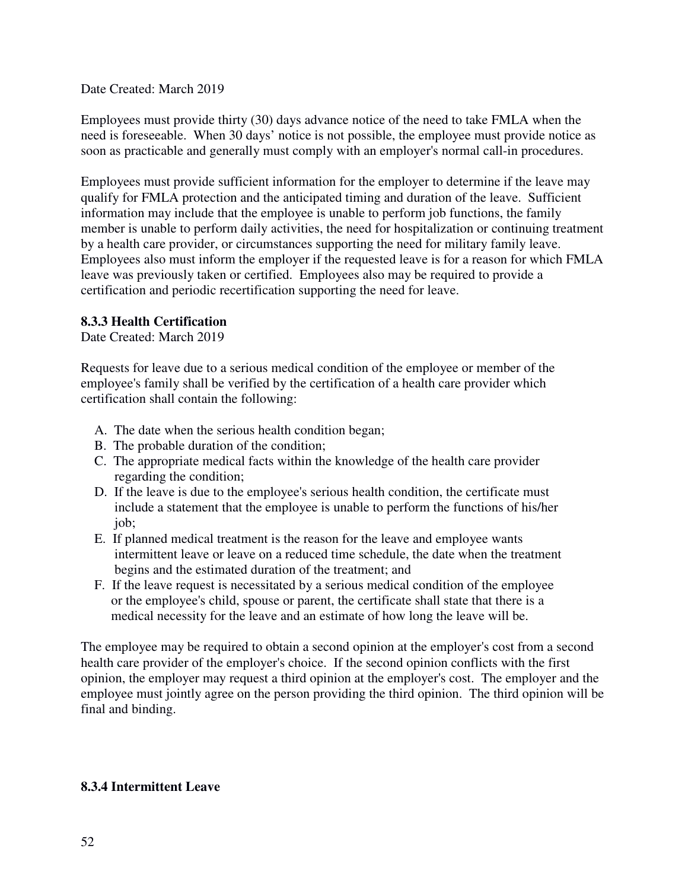Date Created: March 2019

Employees must provide thirty (30) days advance notice of the need to take FMLA when the need is foreseeable. When 30 days' notice is not possible, the employee must provide notice as soon as practicable and generally must comply with an employer's normal call-in procedures.

Employees must provide sufficient information for the employer to determine if the leave may qualify for FMLA protection and the anticipated timing and duration of the leave. Sufficient information may include that the employee is unable to perform job functions, the family member is unable to perform daily activities, the need for hospitalization or continuing treatment by a health care provider, or circumstances supporting the need for military family leave. Employees also must inform the employer if the requested leave is for a reason for which FMLA leave was previously taken or certified. Employees also may be required to provide a certification and periodic recertification supporting the need for leave.

### 8.3.3 Health Certification

Date Created: March 2019

Requests for leave due to a serious medical condition of the employee or member of the employee's family shall be verified by the certification of a health care provider which certification shall contain the following:

A. The date when the serious health condition began;
B. The probable duration of the condition;
C. The appropriate medical facts within the knowledge of the health care provider regarding the condition;
D. If the leave is due to the employee's serious health condition, the certificate must include a statement that the employee is unable to perform the functions of his/her job;
E. If planned medical treatment is the reason for the leave and employee wants intermittent leave or leave on a reduced time schedule, the date when the treatment begins and the estimated duration of the treatment; and
F. If the leave request is necessitated by a serious medical condition of the employee or the employee's child, spouse or parent, the certificate shall state that there is a medical necessity for the leave and an estimate of how long the leave will be.

The employee may be required to obtain a second opinion at the employer's cost from a second health care provider of the employer's choice. If the second opinion conflicts with the first opinion, the employer may request a third opinion at the employer's cost. The employer and the employee must jointly agree on the person providing the third opinion. The third opinion will be final and binding.

### 8.3.4 Intermittent Leave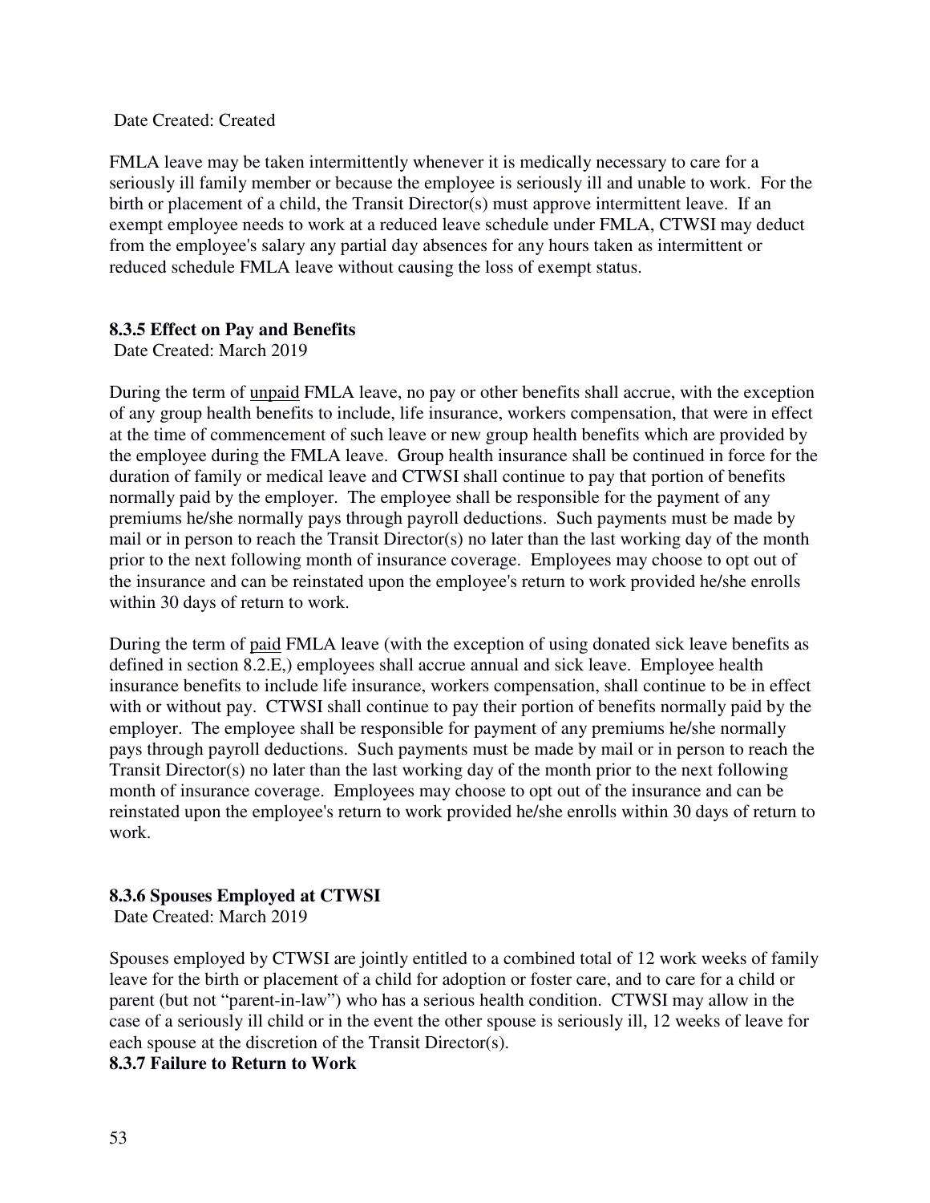Date Created: Created

FMLA leave may be taken intermittently whenever it is medically necessary to care for a seriously ill family member or because the employee is seriously ill and unable to work. For the birth or placement of a child, the Transit Director(s) must approve intermittent leave. If an exempt employee needs to work at a reduced leave schedule under FMLA, CTWSI may deduct from the employee's salary any partial day absences for any hours taken as intermittent or reduced schedule FMLA leave without causing the loss of exempt status.

### 8.3.5 Effect on Pay and Benefits

Date Created: March 2019

During the term of <u>unpaid</u> FMLA leave, no pay or other benefits shall accrue, with the exception of any group health benefits to include, life insurance, workers compensation, that were in effect at the time of commencement of such leave or new group health benefits which are provided by the employee during the FMLA leave. Group health insurance shall be continued in force for the duration of family or medical leave and CTWSI shall continue to pay that portion of benefits normally paid by the employer. The employee shall be responsible for the payment of any premiums he/she normally pays through payroll deductions. Such payments must be made by mail or in person to reach the Transit Director(s) no later than the last working day of the month prior to the next following month of insurance coverage. Employees may choose to opt out of the insurance and can be reinstated upon the employee's return to work provided he/she enrolls within 30 days of return to work.

During the term of <u>paid</u> FMLA leave (with the exception of using donated sick leave benefits as defined in section 8.2.E,) employees shall accrue annual and sick leave. Employee health insurance benefits to include life insurance, workers compensation, shall continue to be in effect with or without pay. CTWSI shall continue to pay their portion of benefits normally paid by the employer. The employee shall be responsible for payment of any premiums he/she normally pays through payroll deductions. Such payments must be made by mail or in person to reach the Transit Director(s) no later than the last working day of the month prior to the next following month of insurance coverage. Employees may choose to opt out of the insurance and can be reinstated upon the employee's return to work provided he/she enrolls within 30 days of return to work.

### 8.3.6 Spouses Employed at CTWSI

Date Created: March 2019

Spouses employed by CTWSI are jointly entitled to a combined total of 12 work weeks of family leave for the birth or placement of a child for adoption or foster care, and to care for a child or parent (but not "parent-in-law") who has a serious health condition. CTWSI may allow in the case of a seriously ill child or in the event the other spouse is seriously ill, 12 weeks of leave for each spouse at the discretion of the Transit Director(s).

### 8.3.7 Failure to Return to Work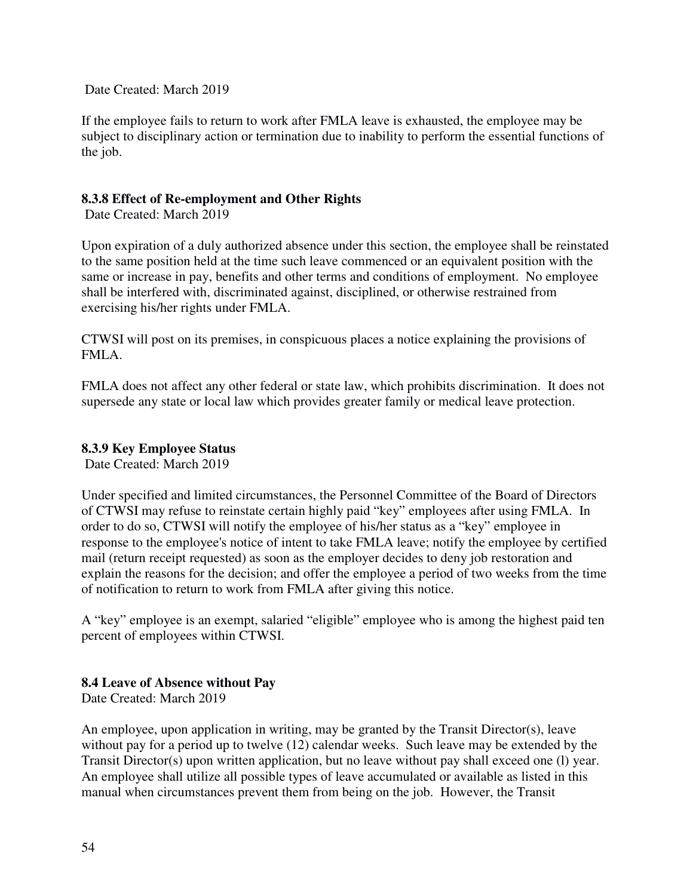Date Created: March 2019

If the employee fails to return to work after FMLA leave is exhausted, the employee may be subject to disciplinary action or termination due to inability to perform the essential functions of the job.

**8.3.8 Effect of Re-employment and Other Rights**

Date Created: March 2019

Upon expiration of a duly authorized absence under this section, the employee shall be reinstated to the same position held at the time such leave commenced or an equivalent position with the same or increase in pay, benefits and other terms and conditions of employment. No employee shall be interfered with, discriminated against, disciplined, or otherwise restrained from exercising his/her rights under FMLA.

CTWSI will post on its premises, in conspicuous places a notice explaining the provisions of FMLA.

FMLA does not affect any other federal or state law, which prohibits discrimination. It does not supersede any state or local law which provides greater family or medical leave protection.

**8.3.9 Key Employee Status**

Date Created: March 2019

Under specified and limited circumstances, the Personnel Committee of the Board of Directors of CTWSI may refuse to reinstate certain highly paid "key" employees after using FMLA. In order to do so, CTWSI will notify the employee of his/her status as a "key" employee in response to the employee's notice of intent to take FMLA leave; notify the employee by certified mail (return receipt requested) as soon as the employer decides to deny job restoration and explain the reasons for the decision; and offer the employee a period of two weeks from the time of notification to return to work from FMLA after giving this notice.

A "key" employee is an exempt, salaried "eligible" employee who is among the highest paid ten percent of employees within CTWSI.

**8.4 Leave of Absence without Pay**

Date Created: March 2019

An employee, upon application in writing, may be granted by the Transit Director(s), leave without pay for a period up to twelve (12) calendar weeks. Such leave may be extended by the Transit Director(s) upon written application, but no leave without pay shall exceed one (l) year. An employee shall utilize all possible types of leave accumulated or available as listed in this manual when circumstances prevent them from being on the job. However, the Transit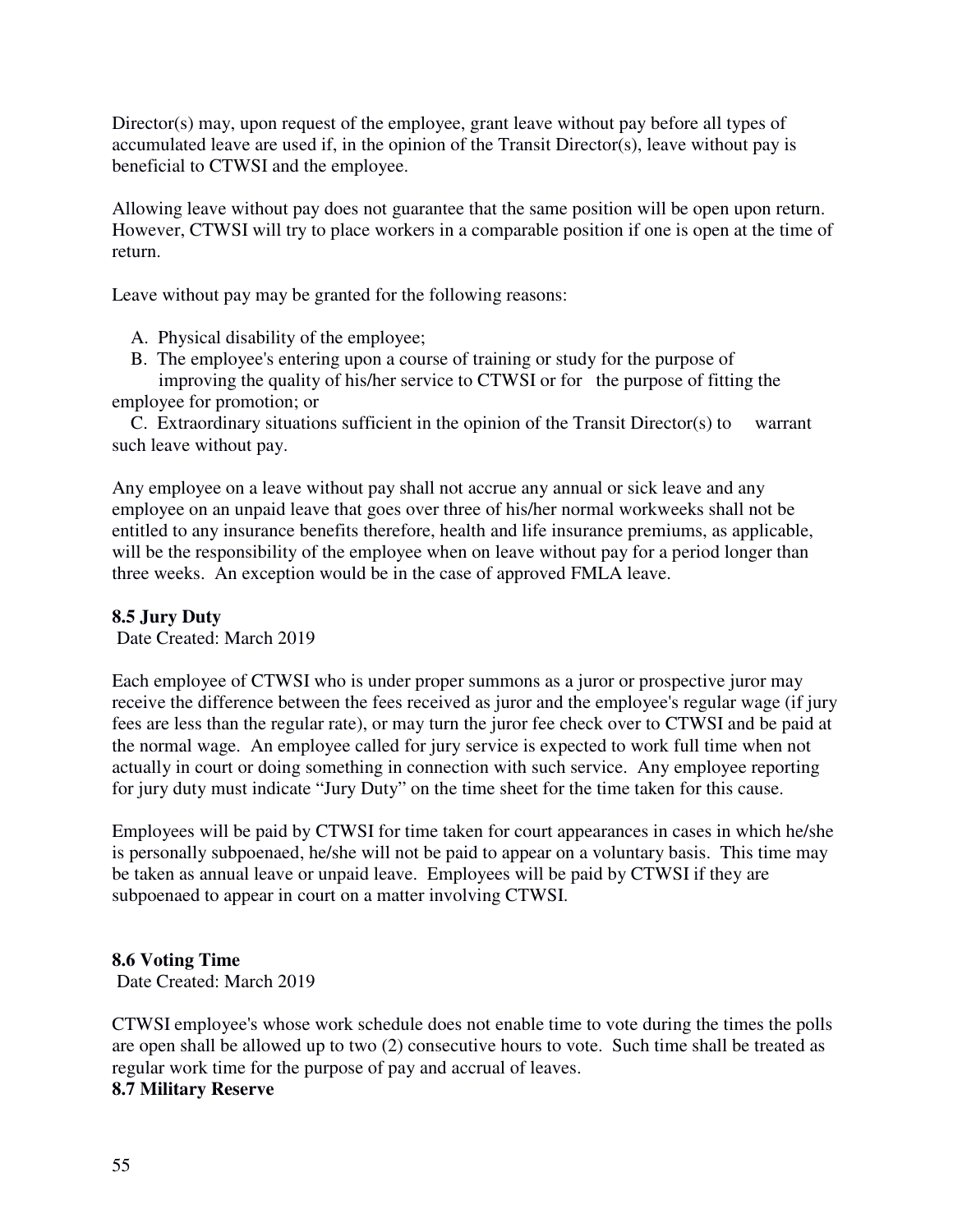Director(s) may, upon request of the employee, grant leave without pay before all types of accumulated leave are used if, in the opinion of the Transit Director(s), leave without pay is beneficial to CTWSI and the employee.

Allowing leave without pay does not guarantee that the same position will be open upon return. However, CTWSI will try to place workers in a comparable position if one is open at the time of return.

Leave without pay may be granted for the following reasons:

A. Physical disability of the employee;
B. The employee's entering upon a course of training or study for the purpose of improving the quality of his/her service to CTWSI or for the purpose of fitting the employee for promotion; or
C. Extraordinary situations sufficient in the opinion of the Transit Director(s) to warrant such leave without pay.

Any employee on a leave without pay shall not accrue any annual or sick leave and any employee on an unpaid leave that goes over three of his/her normal workweeks shall not be entitled to any insurance benefits therefore, health and life insurance premiums, as applicable, will be the responsibility of the employee when on leave without pay for a period longer than three weeks. An exception would be in the case of approved FMLA leave.

**8.5 Jury Duty**
Date Created: March 2019

Each employee of CTWSI who is under proper summons as a juror or prospective juror may receive the difference between the fees received as juror and the employee's regular wage (if jury fees are less than the regular rate), or may turn the juror fee check over to CTWSI and be paid at the normal wage. An employee called for jury service is expected to work full time when not actually in court or doing something in connection with such service. Any employee reporting for jury duty must indicate "Jury Duty" on the time sheet for the time taken for this cause.

Employees will be paid by CTWSI for time taken for court appearances in cases in which he/she is personally subpoenaed, he/she will not be paid to appear on a voluntary basis. This time may be taken as annual leave or unpaid leave. Employees will be paid by CTWSI if they are subpoenaed to appear in court on a matter involving CTWSI.

**8.6 Voting Time**
Date Created: March 2019

CTWSI employee's whose work schedule does not enable time to vote during the times the polls are open shall be allowed up to two (2) consecutive hours to vote. Such time shall be treated as regular work time for the purpose of pay and accrual of leaves.

**8.7 Military Reserve**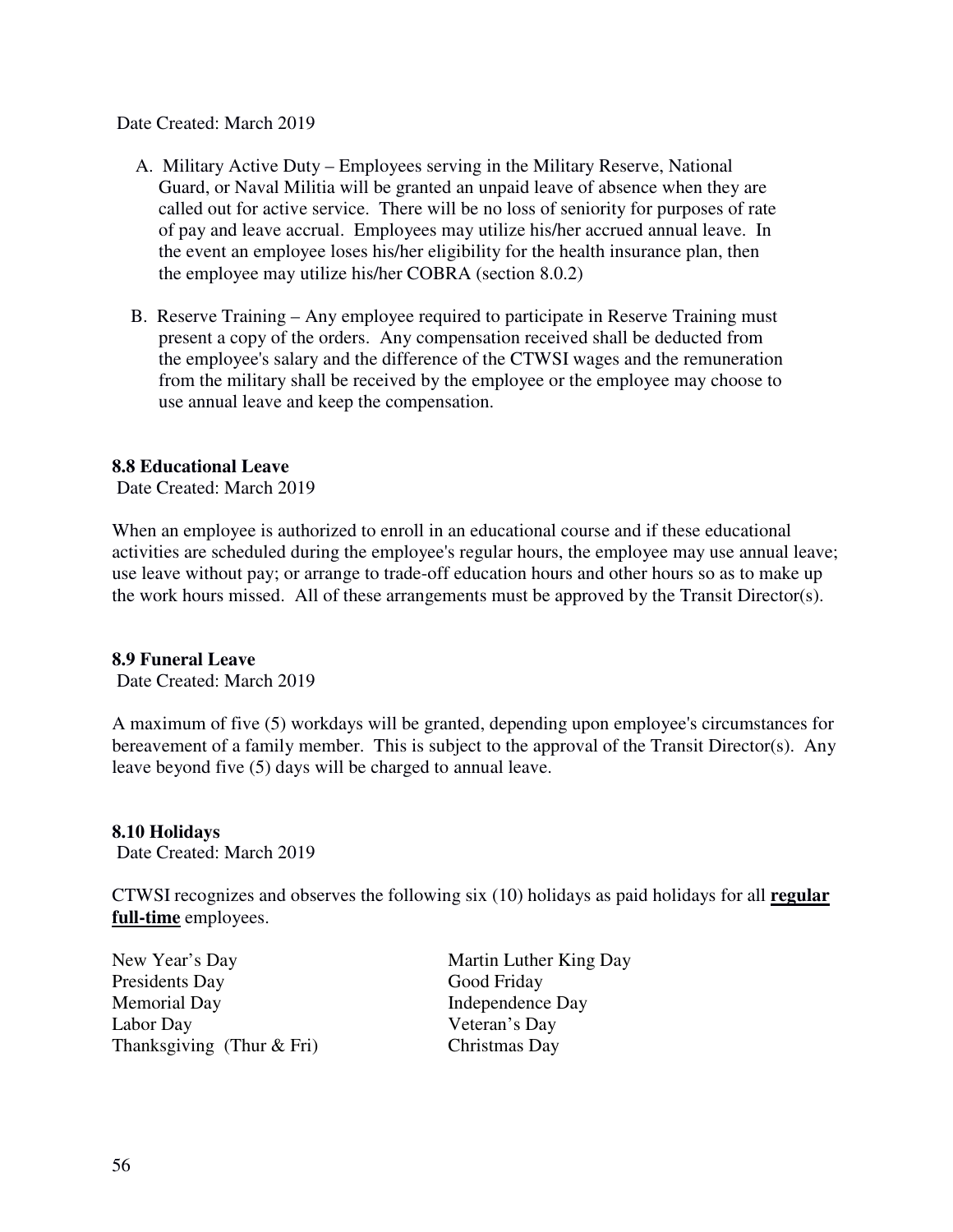Date Created: March 2019

A. Military Active Duty – Employees serving in the Military Reserve, National Guard, or Naval Militia will be granted an unpaid leave of absence when they are called out for active service. There will be no loss of seniority for purposes of rate of pay and leave accrual. Employees may utilize his/her accrued annual leave. In the event an employee loses his/her eligibility for the health insurance plan, then the employee may utilize his/her COBRA (section 8.0.2)

B. Reserve Training – Any employee required to participate in Reserve Training must present a copy of the orders. Any compensation received shall be deducted from the employee's salary and the difference of the CTWSI wages and the remuneration from the military shall be received by the employee or the employee may choose to use annual leave and keep the compensation.

**8.8 Educational Leave**

Date Created: March 2019

When an employee is authorized to enroll in an educational course and if these educational activities are scheduled during the employee's regular hours, the employee may use annual leave; use leave without pay; or arrange to trade-off education hours and other hours so as to make up the work hours missed. All of these arrangements must be approved by the Transit Director(s).

**8.9 Funeral Leave**

Date Created: March 2019

A maximum of five (5) workdays will be granted, depending upon employee's circumstances for bereavement of a family member. This is subject to the approval of the Transit Director(s). Any leave beyond five (5) days will be charged to annual leave.

**8.10 Holidays**

Date Created: March 2019

CTWSI recognizes and observes the following six (10) holidays as paid holidays for all **regular full-time** employees.

New Year's Day
Martin Luther King Day
Presidents Day
Good Friday
Memorial Day
Independence Day
Labor Day
Veteran's Day
Thanksgiving (Thur & Fri)
Christmas Day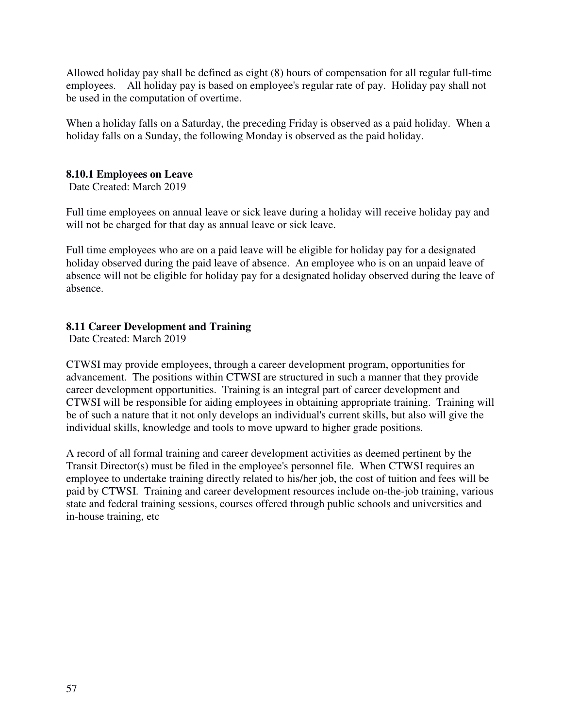Allowed holiday pay shall be defined as eight (8) hours of compensation for all regular full-time employees. All holiday pay is based on employee's regular rate of pay. Holiday pay shall not be used in the computation of overtime.

When a holiday falls on a Saturday, the preceding Friday is observed as a paid holiday. When a holiday falls on a Sunday, the following Monday is observed as the paid holiday.

### 8.10.1 Employees on Leave

Date Created: March 2019

Full time employees on annual leave or sick leave during a holiday will receive holiday pay and will not be charged for that day as annual leave or sick leave.

Full time employees who are on a paid leave will be eligible for holiday pay for a designated holiday observed during the paid leave of absence. An employee who is on an unpaid leave of absence will not be eligible for holiday pay for a designated holiday observed during the leave of absence.

## 8.11 Career Development and Training

Date Created: March 2019

CTWSI may provide employees, through a career development program, opportunities for advancement. The positions within CTWSI are structured in such a manner that they provide career development opportunities. Training is an integral part of career development and CTWSI will be responsible for aiding employees in obtaining appropriate training. Training will be of such a nature that it not only develops an individual's current skills, but also will give the individual skills, knowledge and tools to move upward to higher grade positions.

A record of all formal training and career development activities as deemed pertinent by the Transit Director(s) must be filed in the employee's personnel file. When CTWSI requires an employee to undertake training directly related to his/her job, the cost of tuition and fees will be paid by CTWSI. Training and career development resources include on-the-job training, various state and federal training sessions, courses offered through public schools and universities and in-house training, etc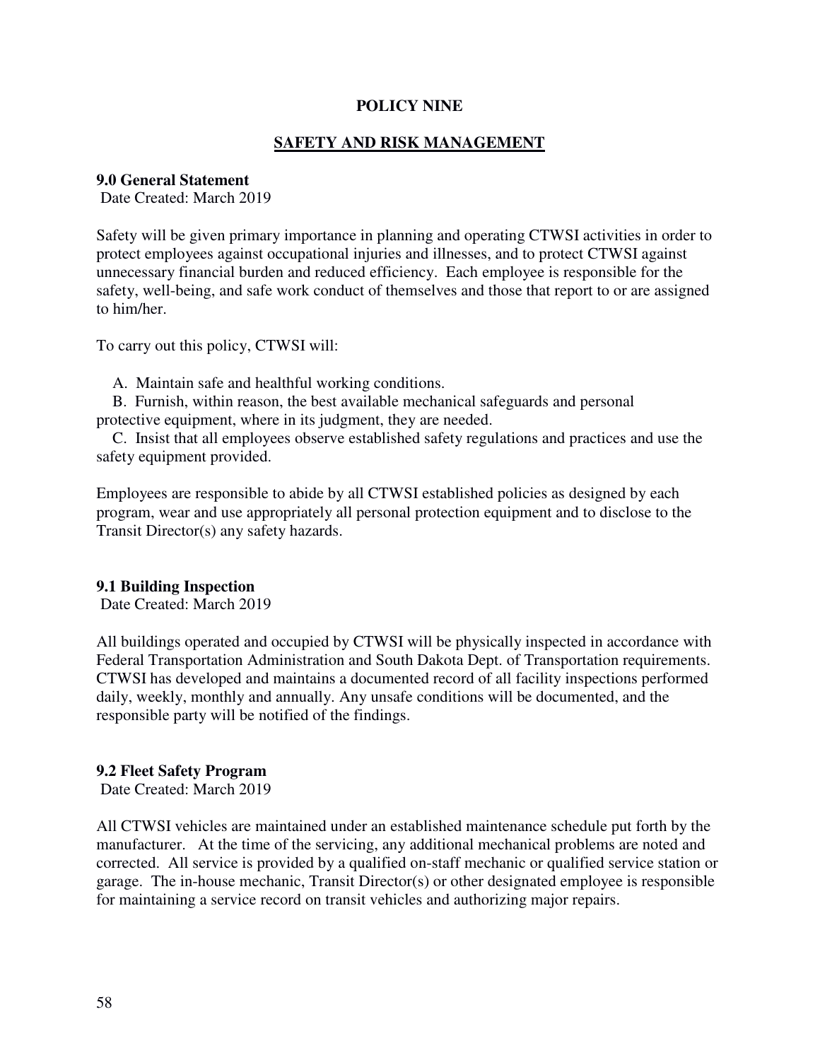# POLICY NINE

## SAFETY AND RISK MANAGEMENT

### 9.0 General Statement

Date Created: March 2019

Safety will be given primary importance in planning and operating CTWSI activities in order to protect employees against occupational injuries and illnesses, and to protect CTWSI against unnecessary financial burden and reduced efficiency. Each employee is responsible for the safety, well-being, and safe work conduct of themselves and those that report to or are assigned to him/her.

To carry out this policy, CTWSI will:

A. Maintain safe and healthful working conditions.

B. Furnish, within reason, the best available mechanical safeguards and personal protective equipment, where in its judgment, they are needed.

C. Insist that all employees observe established safety regulations and practices and use the safety equipment provided.

Employees are responsible to abide by all CTWSI established policies as designed by each program, wear and use appropriately all personal protection equipment and to disclose to the Transit Director(s) any safety hazards.

### 9.1 Building Inspection

Date Created: March 2019

All buildings operated and occupied by CTWSI will be physically inspected in accordance with Federal Transportation Administration and South Dakota Dept. of Transportation requirements. CTWSI has developed and maintains a documented record of all facility inspections performed daily, weekly, monthly and annually. Any unsafe conditions will be documented, and the responsible party will be notified of the findings.

### 9.2 Fleet Safety Program

Date Created: March 2019

All CTWSI vehicles are maintained under an established maintenance schedule put forth by the manufacturer. At the time of the servicing, any additional mechanical problems are noted and corrected. All service is provided by a qualified on-staff mechanic or qualified service station or garage. The in-house mechanic, Transit Director(s) or other designated employee is responsible for maintaining a service record on transit vehicles and authorizing major repairs.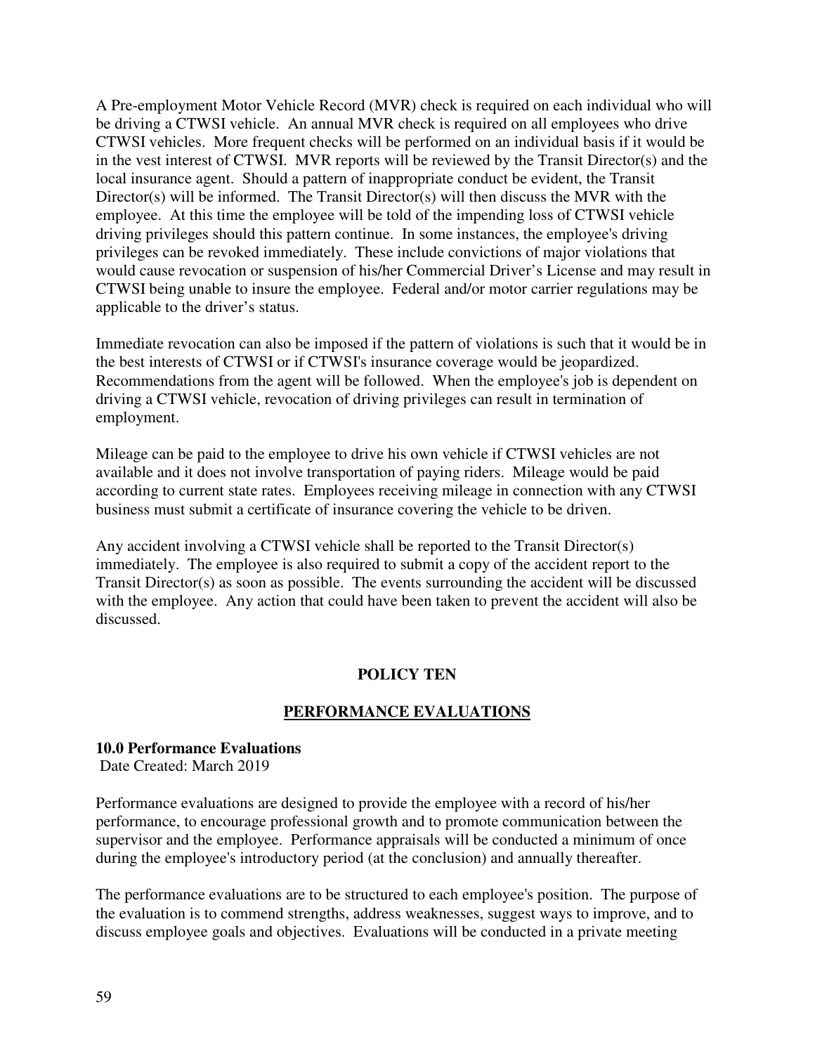A Pre-employment Motor Vehicle Record (MVR) check is required on each individual who will be driving a CTWSI vehicle. An annual MVR check is required on all employees who drive CTWSI vehicles. More frequent checks will be performed on an individual basis if it would be in the vest interest of CTWSI. MVR reports will be reviewed by the Transit Director(s) and the local insurance agent. Should a pattern of inappropriate conduct be evident, the Transit Director(s) will be informed. The Transit Director(s) will then discuss the MVR with the employee. At this time the employee will be told of the impending loss of CTWSI vehicle driving privileges should this pattern continue. In some instances, the employee's driving privileges can be revoked immediately. These include convictions of major violations that would cause revocation or suspension of his/her Commercial Driver's License and may result in CTWSI being unable to insure the employee. Federal and/or motor carrier regulations may be applicable to the driver's status.

Immediate revocation can also be imposed if the pattern of violations is such that it would be in the best interests of CTWSI or if CTWSI's insurance coverage would be jeopardized. Recommendations from the agent will be followed. When the employee's job is dependent on driving a CTWSI vehicle, revocation of driving privileges can result in termination of employment.

Mileage can be paid to the employee to drive his own vehicle if CTWSI vehicles are not available and it does not involve transportation of paying riders. Mileage would be paid according to current state rates. Employees receiving mileage in connection with any CTWSI business must submit a certificate of insurance covering the vehicle to be driven.

Any accident involving a CTWSI vehicle shall be reported to the Transit Director(s) immediately. The employee is also required to submit a copy of the accident report to the Transit Director(s) as soon as possible. The events surrounding the accident will be discussed with the employee. Any action that could have been taken to prevent the accident will also be discussed.

## POLICY TEN

## PERFORMANCE EVALUATIONS

### 10.0 Performance Evaluations

Date Created: March 2019

Performance evaluations are designed to provide the employee with a record of his/her performance, to encourage professional growth and to promote communication between the supervisor and the employee. Performance appraisals will be conducted a minimum of once during the employee's introductory period (at the conclusion) and annually thereafter.

The performance evaluations are to be structured to each employee's position. The purpose of the evaluation is to commend strengths, address weaknesses, suggest ways to improve, and to discuss employee goals and objectives. Evaluations will be conducted in a private meeting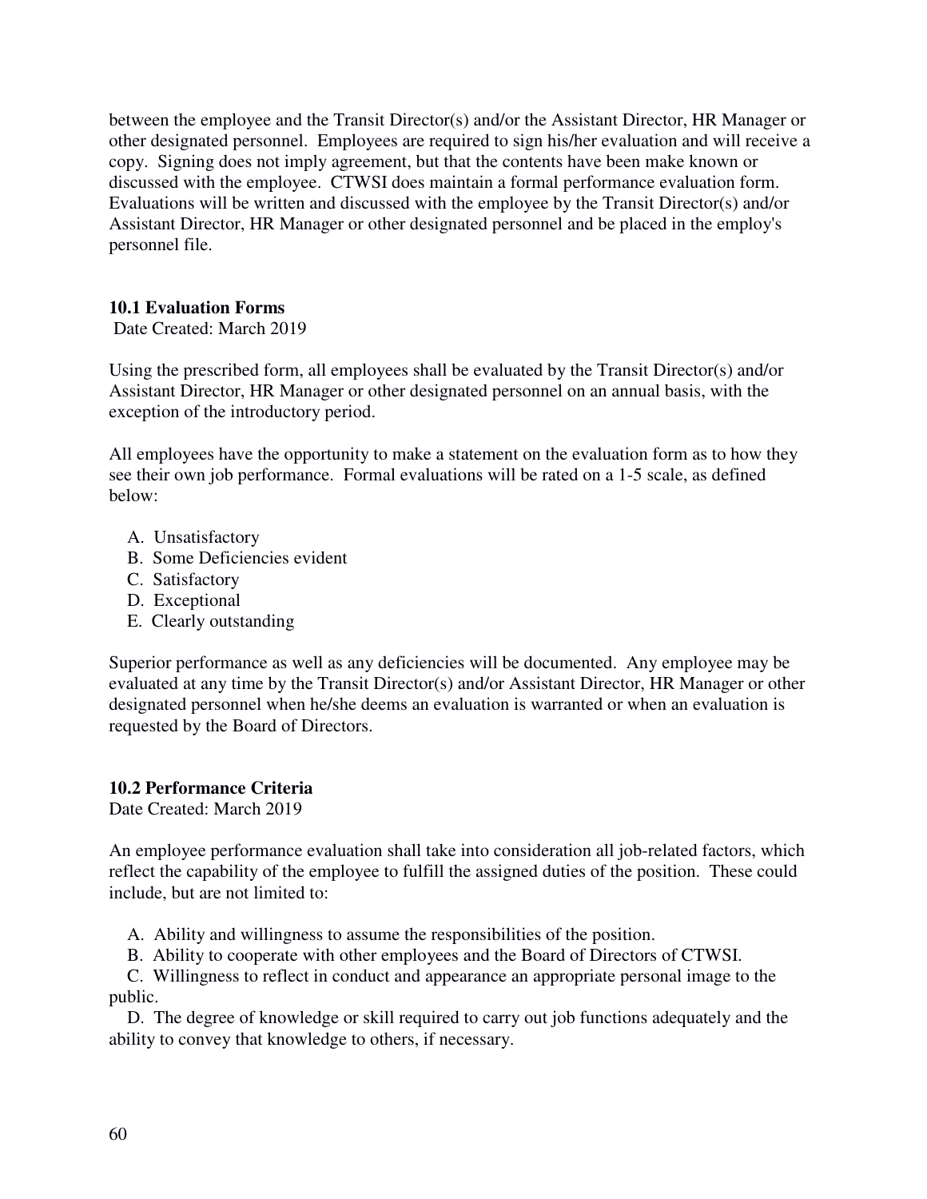between the employee and the Transit Director(s) and/or the Assistant Director, HR Manager or other designated personnel. Employees are required to sign his/her evaluation and will receive a copy. Signing does not imply agreement, but that the contents have been make known or discussed with the employee. CTWSI does maintain a formal performance evaluation form. Evaluations will be written and discussed with the employee by the Transit Director(s) and/or Assistant Director, HR Manager or other designated personnel and be placed in the employ's personnel file.

**10.1 Evaluation Forms**

Date Created: March 2019

Using the prescribed form, all employees shall be evaluated by the Transit Director(s) and/or Assistant Director, HR Manager or other designated personnel on an annual basis, with the exception of the introductory period.

All employees have the opportunity to make a statement on the evaluation form as to how they see their own job performance. Formal evaluations will be rated on a 1-5 scale, as defined below:

A. Unsatisfactory
B. Some Deficiencies evident
C. Satisfactory
D. Exceptional
E. Clearly outstanding

Superior performance as well as any deficiencies will be documented. Any employee may be evaluated at any time by the Transit Director(s) and/or Assistant Director, HR Manager or other designated personnel when he/she deems an evaluation is warranted or when an evaluation is requested by the Board of Directors.

**10.2 Performance Criteria**

Date Created: March 2019

An employee performance evaluation shall take into consideration all job-related factors, which reflect the capability of the employee to fulfill the assigned duties of the position. These could include, but are not limited to:

A. Ability and willingness to assume the responsibilities of the position.
B. Ability to cooperate with other employees and the Board of Directors of CTWSI.
C. Willingness to reflect in conduct and appearance an appropriate personal image to the public.
D. The degree of knowledge or skill required to carry out job functions adequately and the ability to convey that knowledge to others, if necessary.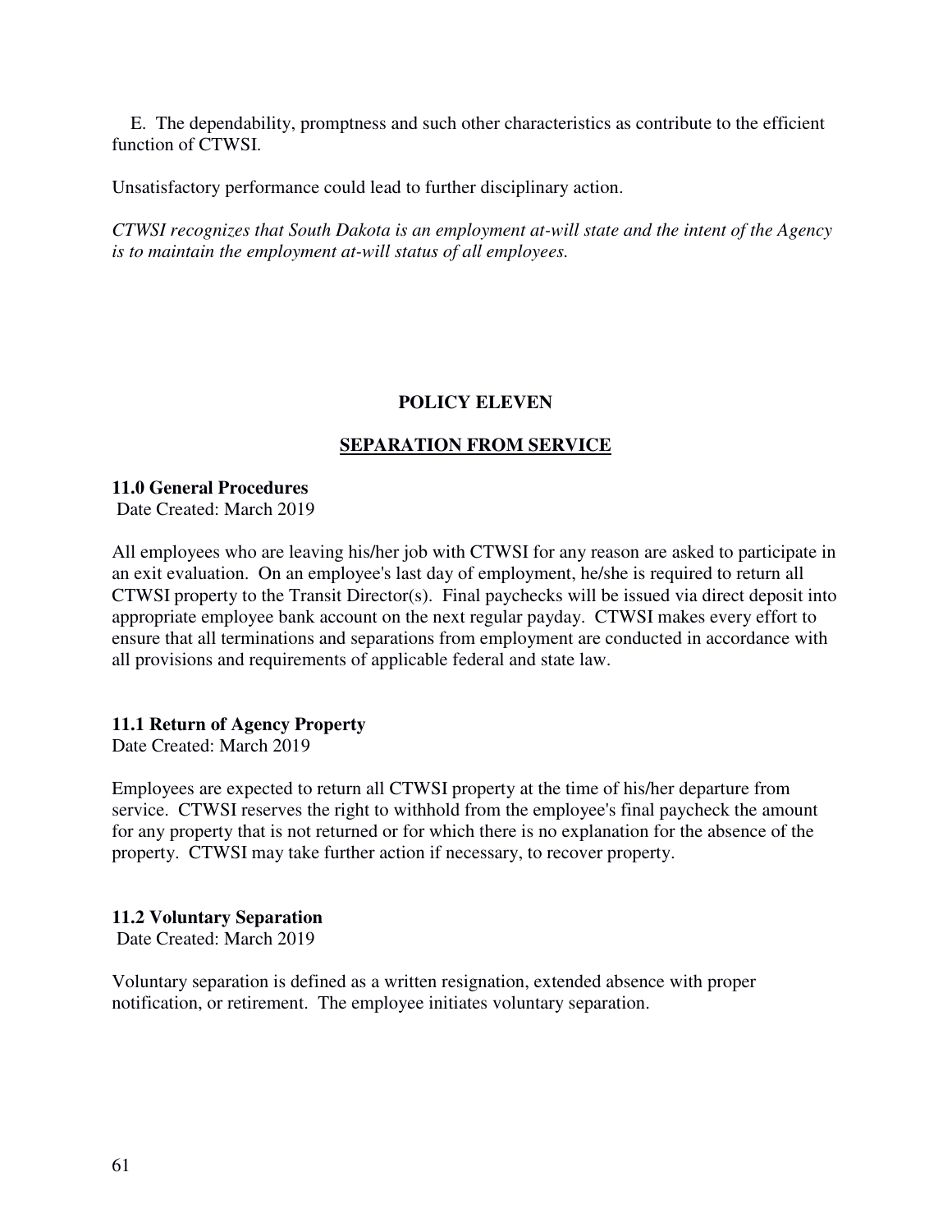E. The dependability, promptness and such other characteristics as contribute to the efficient function of CTWSI.

Unsatisfactory performance could lead to further disciplinary action.

*CTWSI recognizes that South Dakota is an employment at-will state and the intent of the Agency is to maintain the employment at-will status of all employees.*

## POLICY ELEVEN

## SEPARATION FROM SERVICE

### 11.0 General Procedures

Date Created: March 2019

All employees who are leaving his/her job with CTWSI for any reason are asked to participate in an exit evaluation. On an employee's last day of employment, he/she is required to return all CTWSI property to the Transit Director(s). Final paychecks will be issued via direct deposit into appropriate employee bank account on the next regular payday. CTWSI makes every effort to ensure that all terminations and separations from employment are conducted in accordance with all provisions and requirements of applicable federal and state law.

### 11.1 Return of Agency Property

Date Created: March 2019

Employees are expected to return all CTWSI property at the time of his/her departure from service. CTWSI reserves the right to withhold from the employee's final paycheck the amount for any property that is not returned or for which there is no explanation for the absence of the property. CTWSI may take further action if necessary, to recover property.

### 11.2 Voluntary Separation

Date Created: March 2019

Voluntary separation is defined as a written resignation, extended absence with proper notification, or retirement. The employee initiates voluntary separation.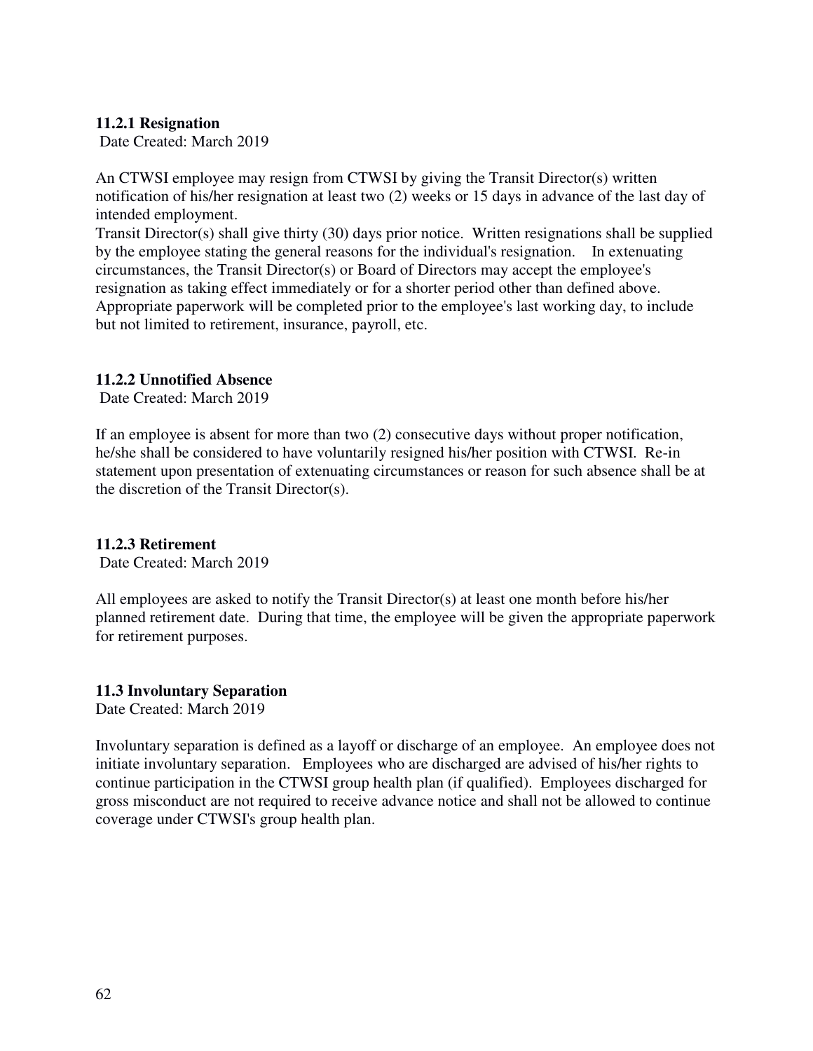### 11.2.1 Resignation

Date Created: March 2019

An CTWSI employee may resign from CTWSI by giving the Transit Director(s) written notification of his/her resignation at least two (2) weeks or 15 days in advance of the last day of intended employment.

Transit Director(s) shall give thirty (30) days prior notice. Written resignations shall be supplied by the employee stating the general reasons for the individual's resignation. In extenuating circumstances, the Transit Director(s) or Board of Directors may accept the employee's resignation as taking effect immediately or for a shorter period other than defined above. Appropriate paperwork will be completed prior to the employee's last working day, to include but not limited to retirement, insurance, payroll, etc.

### 11.2.2 Unnotified Absence

Date Created: March 2019

If an employee is absent for more than two (2) consecutive days without proper notification, he/she shall be considered to have voluntarily resigned his/her position with CTWSI. Re-in statement upon presentation of extenuating circumstances or reason for such absence shall be at the discretion of the Transit Director(s).

### 11.2.3 Retirement

Date Created: March 2019

All employees are asked to notify the Transit Director(s) at least one month before his/her planned retirement date. During that time, the employee will be given the appropriate paperwork for retirement purposes.

## 11.3 Involuntary Separation

Date Created: March 2019

Involuntary separation is defined as a layoff or discharge of an employee. An employee does not initiate involuntary separation. Employees who are discharged are advised of his/her rights to continue participation in the CTWSI group health plan (if qualified). Employees discharged for gross misconduct are not required to receive advance notice and shall not be allowed to continue coverage under CTWSI's group health plan.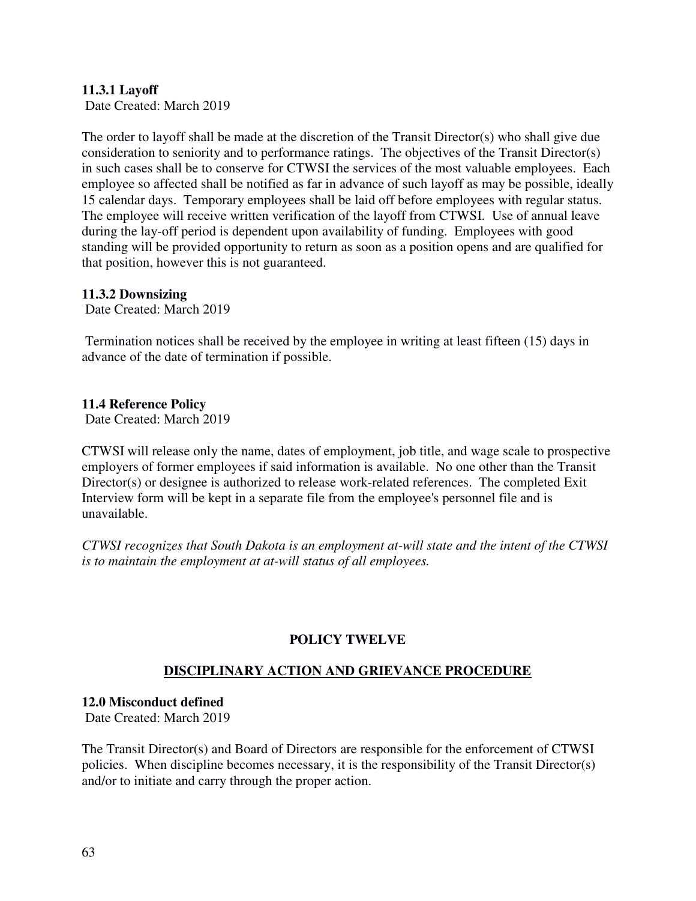### 11.3.1 Layoff

Date Created: March 2019

The order to layoff shall be made at the discretion of the Transit Director(s) who shall give due consideration to seniority and to performance ratings. The objectives of the Transit Director(s) in such cases shall be to conserve for CTWSI the services of the most valuable employees. Each employee so affected shall be notified as far in advance of such layoff as may be possible, ideally 15 calendar days. Temporary employees shall be laid off before employees with regular status. The employee will receive written verification of the layoff from CTWSI. Use of annual leave during the lay-off period is dependent upon availability of funding. Employees with good standing will be provided opportunity to return as soon as a position opens and are qualified for that position, however this is not guaranteed.

### 11.3.2 Downsizing

Date Created: March 2019

Termination notices shall be received by the employee in writing at least fifteen (15) days in advance of the date of termination if possible.

### 11.4 Reference Policy

Date Created: March 2019

CTWSI will release only the name, dates of employment, job title, and wage scale to prospective employers of former employees if said information is available. No one other than the Transit Director(s) or designee is authorized to release work-related references. The completed Exit Interview form will be kept in a separate file from the employee's personnel file and is unavailable.

*CTWSI recognizes that South Dakota is an employment at-will state and the intent of the CTWSI is to maintain the employment at at-will status of all employees.*

## POLICY TWELVE

## DISCIPLINARY ACTION AND GRIEVANCE PROCEDURE

### 12.0 Misconduct defined

Date Created: March 2019

The Transit Director(s) and Board of Directors are responsible for the enforcement of CTWSI policies. When discipline becomes necessary, it is the responsibility of the Transit Director(s) and/or to initiate and carry through the proper action.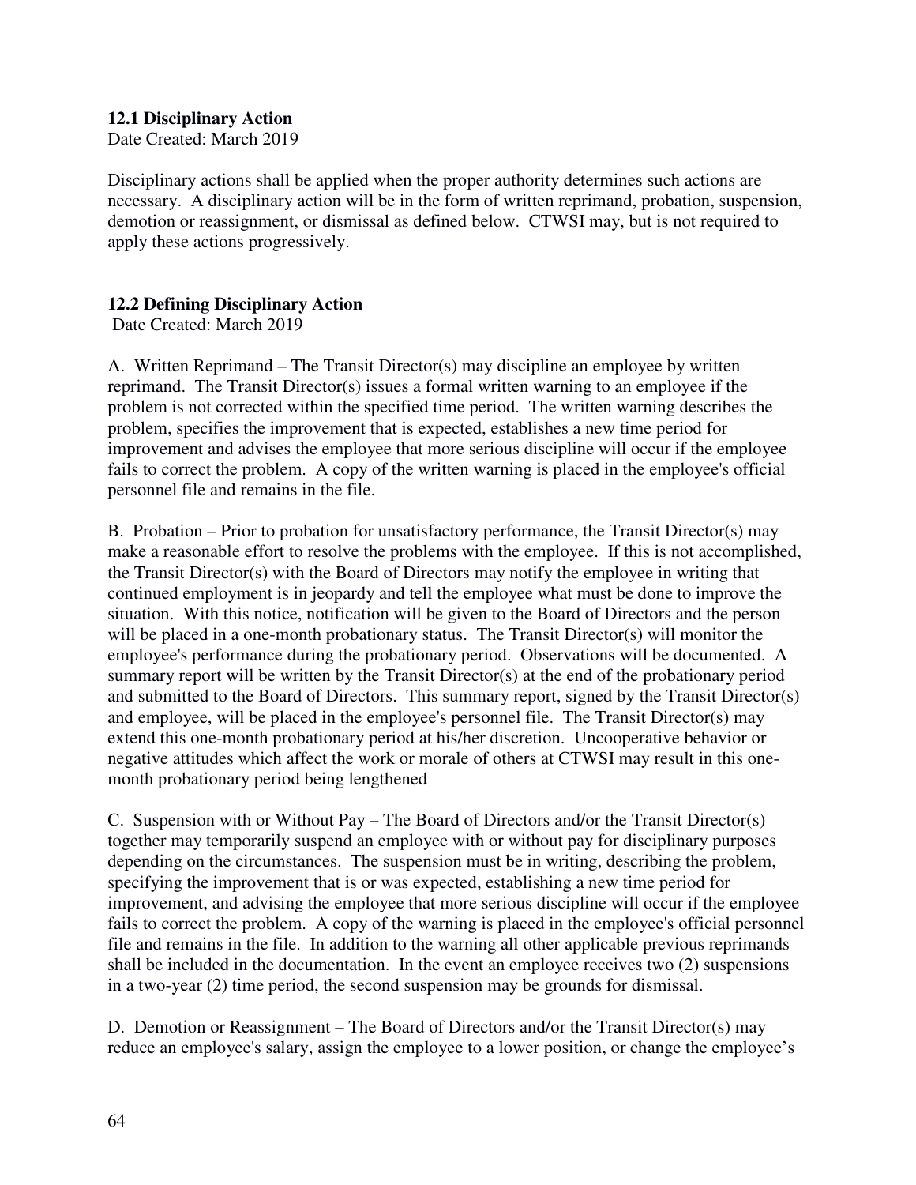### 12.1 Disciplinary Action

Date Created: March 2019

Disciplinary actions shall be applied when the proper authority determines such actions are necessary. A disciplinary action will be in the form of written reprimand, probation, suspension, demotion or reassignment, or dismissal as defined below. CTWSI may, but is not required to apply these actions progressively.

### 12.2 Defining Disciplinary Action

Date Created: March 2019

A. Written Reprimand – The Transit Director(s) may discipline an employee by written reprimand. The Transit Director(s) issues a formal written warning to an employee if the problem is not corrected within the specified time period. The written warning describes the problem, specifies the improvement that is expected, establishes a new time period for improvement and advises the employee that more serious discipline will occur if the employee fails to correct the problem. A copy of the written warning is placed in the employee's official personnel file and remains in the file.

B. Probation – Prior to probation for unsatisfactory performance, the Transit Director(s) may make a reasonable effort to resolve the problems with the employee. If this is not accomplished, the Transit Director(s) with the Board of Directors may notify the employee in writing that continued employment is in jeopardy and tell the employee what must be done to improve the situation. With this notice, notification will be given to the Board of Directors and the person will be placed in a one-month probationary status. The Transit Director(s) will monitor the employee's performance during the probationary period. Observations will be documented. A summary report will be written by the Transit Director(s) at the end of the probationary period and submitted to the Board of Directors. This summary report, signed by the Transit Director(s) and employee, will be placed in the employee's personnel file. The Transit Director(s) may extend this one-month probationary period at his/her discretion. Uncooperative behavior or negative attitudes which affect the work or morale of others at CTWSI may result in this one-month probationary period being lengthened

C. Suspension with or Without Pay – The Board of Directors and/or the Transit Director(s) together may temporarily suspend an employee with or without pay for disciplinary purposes depending on the circumstances. The suspension must be in writing, describing the problem, specifying the improvement that is or was expected, establishing a new time period for improvement, and advising the employee that more serious discipline will occur if the employee fails to correct the problem. A copy of the warning is placed in the employee's official personnel file and remains in the file. In addition to the warning all other applicable previous reprimands shall be included in the documentation. In the event an employee receives two (2) suspensions in a two-year (2) time period, the second suspension may be grounds for dismissal.

D. Demotion or Reassignment – The Board of Directors and/or the Transit Director(s) may reduce an employee's salary, assign the employee to a lower position, or change the employee's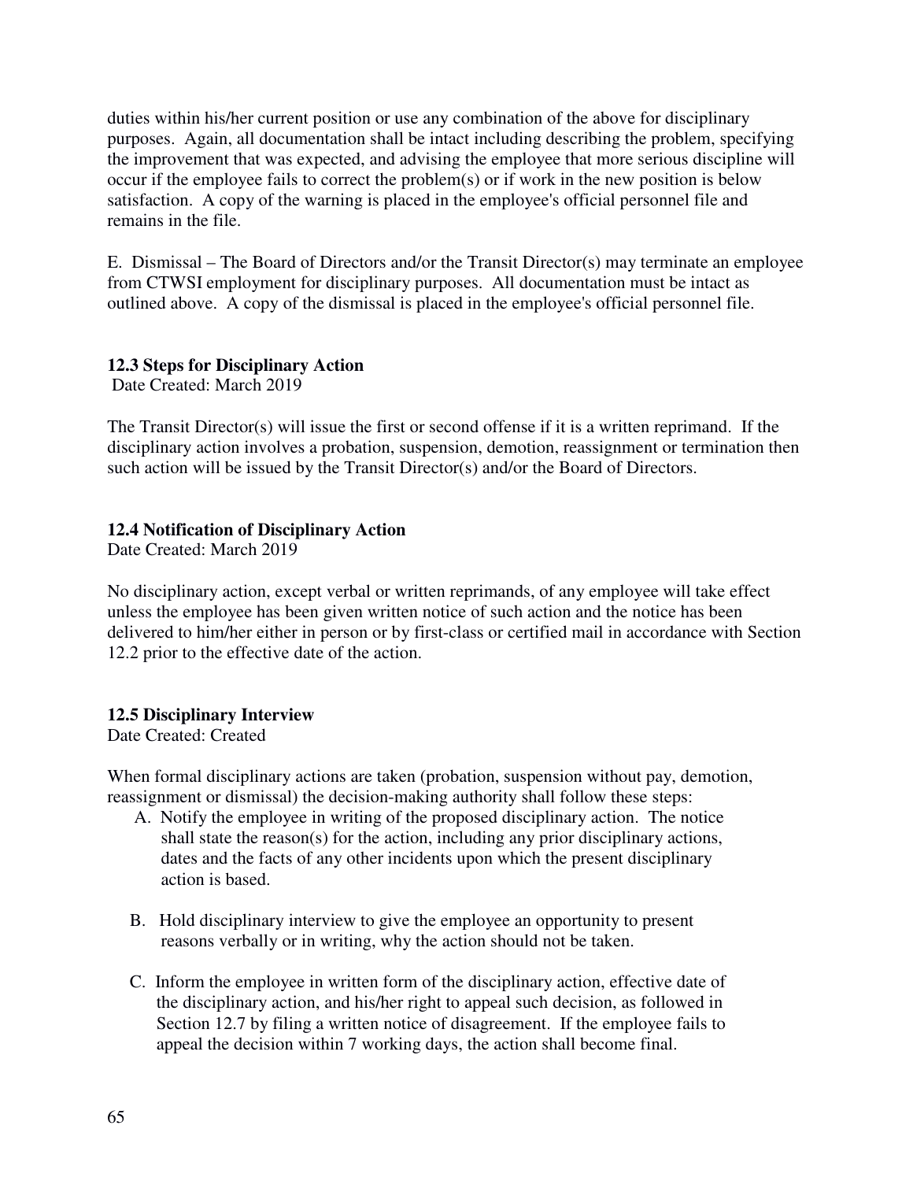duties within his/her current position or use any combination of the above for disciplinary purposes. Again, all documentation shall be intact including describing the problem, specifying the improvement that was expected, and advising the employee that more serious discipline will occur if the employee fails to correct the problem(s) or if work in the new position is below satisfaction. A copy of the warning is placed in the employee's official personnel file and remains in the file.

E. Dismissal – The Board of Directors and/or the Transit Director(s) may terminate an employee from CTWSI employment for disciplinary purposes. All documentation must be intact as outlined above. A copy of the dismissal is placed in the employee's official personnel file.

### 12.3 Steps for Disciplinary Action

Date Created: March 2019

The Transit Director(s) will issue the first or second offense if it is a written reprimand. If the disciplinary action involves a probation, suspension, demotion, reassignment or termination then such action will be issued by the Transit Director(s) and/or the Board of Directors.

### 12.4 Notification of Disciplinary Action

Date Created: March 2019

No disciplinary action, except verbal or written reprimands, of any employee will take effect unless the employee has been given written notice of such action and the notice has been delivered to him/her either in person or by first-class or certified mail in accordance with Section 12.2 prior to the effective date of the action.

### 12.5 Disciplinary Interview

Date Created: Created

When formal disciplinary actions are taken (probation, suspension without pay, demotion, reassignment or dismissal) the decision-making authority shall follow these steps:

A. Notify the employee in writing of the proposed disciplinary action. The notice shall state the reason(s) for the action, including any prior disciplinary actions, dates and the facts of any other incidents upon which the present disciplinary action is based.

B. Hold disciplinary interview to give the employee an opportunity to present reasons verbally or in writing, why the action should not be taken.

C. Inform the employee in written form of the disciplinary action, effective date of the disciplinary action, and his/her right to appeal such decision, as followed in Section 12.7 by filing a written notice of disagreement. If the employee fails to appeal the decision within 7 working days, the action shall become final.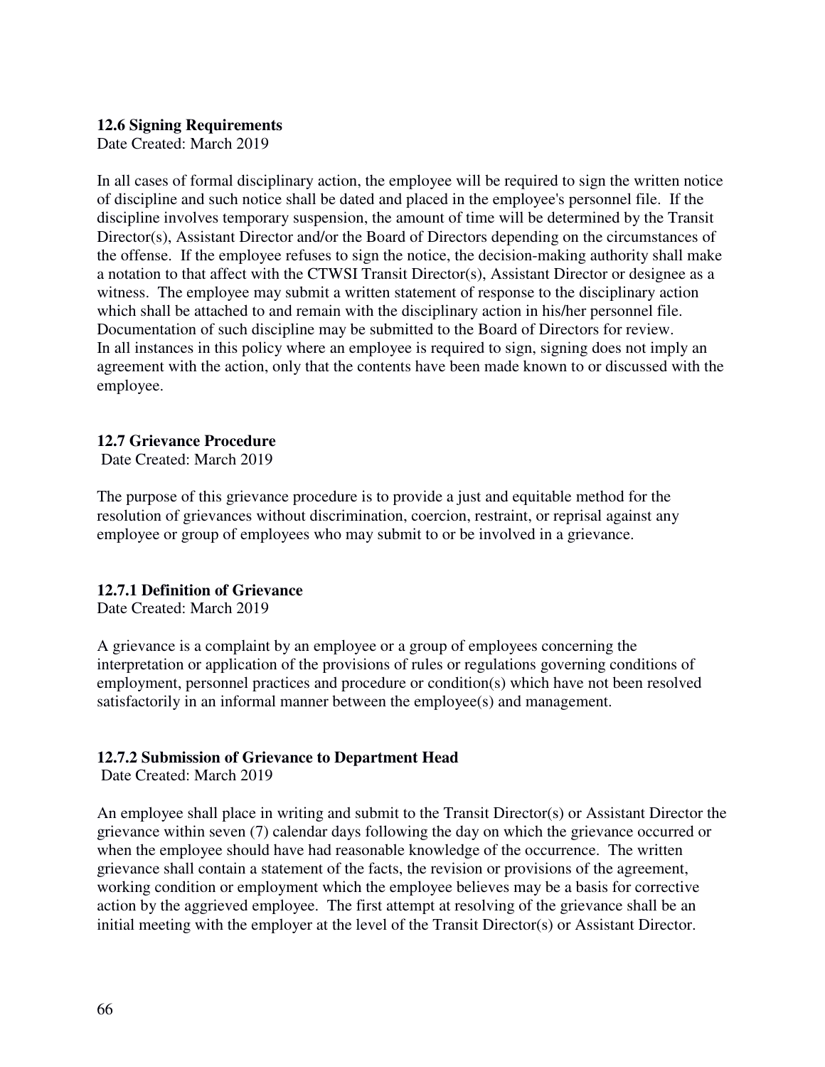### 12.6 Signing Requirements

Date Created: March 2019

In all cases of formal disciplinary action, the employee will be required to sign the written notice of discipline and such notice shall be dated and placed in the employee's personnel file. If the discipline involves temporary suspension, the amount of time will be determined by the Transit Director(s), Assistant Director and/or the Board of Directors depending on the circumstances of the offense. If the employee refuses to sign the notice, the decision-making authority shall make a notation to that affect with the CTWSI Transit Director(s), Assistant Director or designee as a witness. The employee may submit a written statement of response to the disciplinary action which shall be attached to and remain with the disciplinary action in his/her personnel file. Documentation of such discipline may be submitted to the Board of Directors for review. In all instances in this policy where an employee is required to sign, signing does not imply an agreement with the action, only that the contents have been made known to or discussed with the employee.

### 12.7 Grievance Procedure

Date Created: March 2019

The purpose of this grievance procedure is to provide a just and equitable method for the resolution of grievances without discrimination, coercion, restraint, or reprisal against any employee or group of employees who may submit to or be involved in a grievance.

#### 12.7.1 Definition of Grievance

Date Created: March 2019

A grievance is a complaint by an employee or a group of employees concerning the interpretation or application of the provisions of rules or regulations governing conditions of employment, personnel practices and procedure or condition(s) which have not been resolved satisfactorily in an informal manner between the employee(s) and management.

#### 12.7.2 Submission of Grievance to Department Head

Date Created: March 2019

An employee shall place in writing and submit to the Transit Director(s) or Assistant Director the grievance within seven (7) calendar days following the day on which the grievance occurred or when the employee should have had reasonable knowledge of the occurrence. The written grievance shall contain a statement of the facts, the revision or provisions of the agreement, working condition or employment which the employee believes may be a basis for corrective action by the aggrieved employee. The first attempt at resolving of the grievance shall be an initial meeting with the employer at the level of the Transit Director(s) or Assistant Director.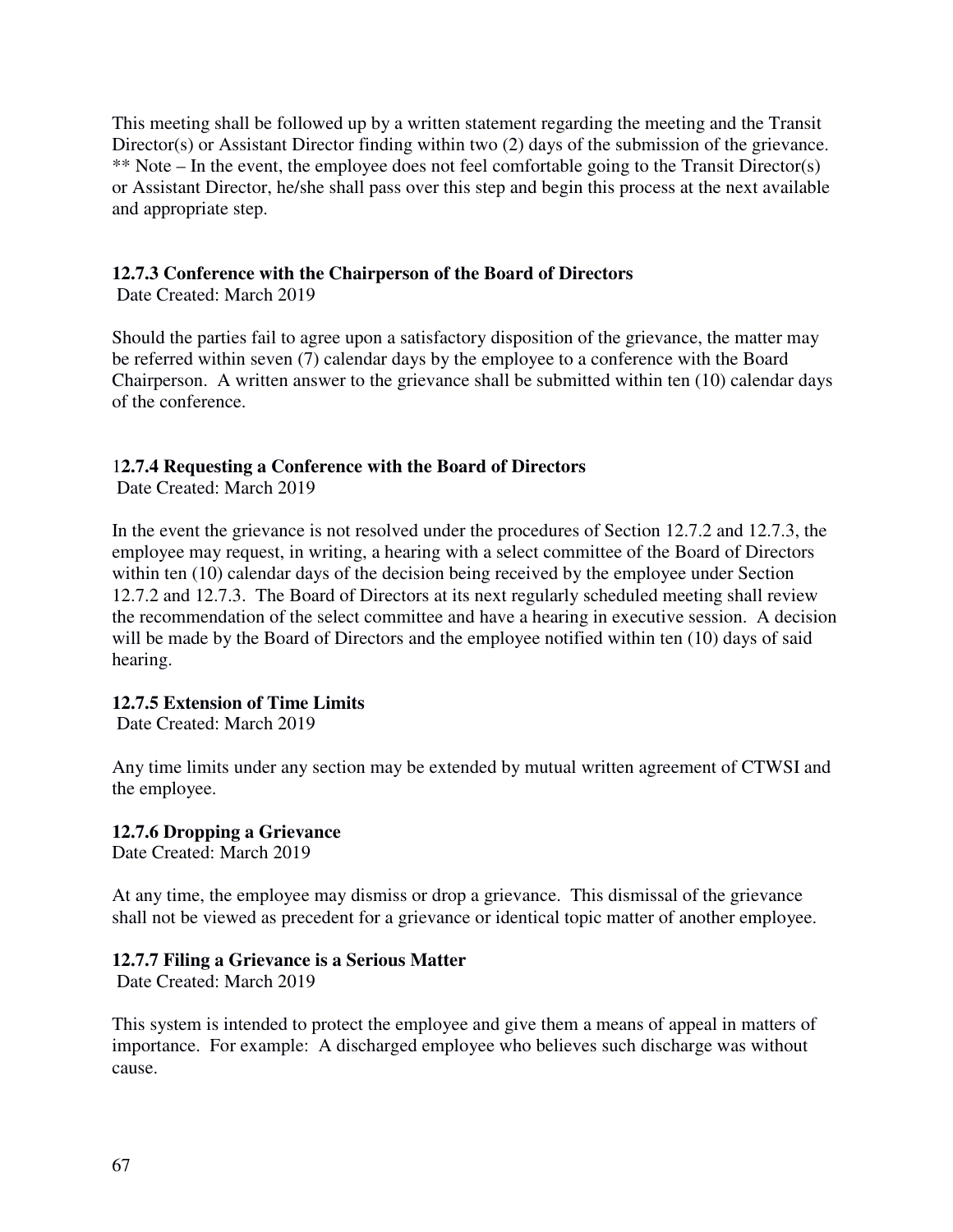This meeting shall be followed up by a written statement regarding the meeting and the Transit Director(s) or Assistant Director finding within two (2) days of the submission of the grievance. ** Note – In the event, the employee does not feel comfortable going to the Transit Director(s) or Assistant Director, he/she shall pass over this step and begin this process at the next available and appropriate step.

### 12.7.3 Conference with the Chairperson of the Board of Directors

Date Created: March 2019

Should the parties fail to agree upon a satisfactory disposition of the grievance, the matter may be referred within seven (7) calendar days by the employee to a conference with the Board Chairperson. A written answer to the grievance shall be submitted within ten (10) calendar days of the conference.

### 12.7.4 Requesting a Conference with the Board of Directors

Date Created: March 2019

In the event the grievance is not resolved under the procedures of Section 12.7.2 and 12.7.3, the employee may request, in writing, a hearing with a select committee of the Board of Directors within ten (10) calendar days of the decision being received by the employee under Section 12.7.2 and 12.7.3. The Board of Directors at its next regularly scheduled meeting shall review the recommendation of the select committee and have a hearing in executive session. A decision will be made by the Board of Directors and the employee notified within ten (10) days of said hearing.

### 12.7.5 Extension of Time Limits

Date Created: March 2019

Any time limits under any section may be extended by mutual written agreement of CTWSI and the employee.

### 12.7.6 Dropping a Grievance

Date Created: March 2019

At any time, the employee may dismiss or drop a grievance. This dismissal of the grievance shall not be viewed as precedent for a grievance or identical topic matter of another employee.

### 12.7.7 Filing a Grievance is a Serious Matter

Date Created: March 2019

This system is intended to protect the employee and give them a means of appeal in matters of importance. For example: A discharged employee who believes such discharge was without cause.